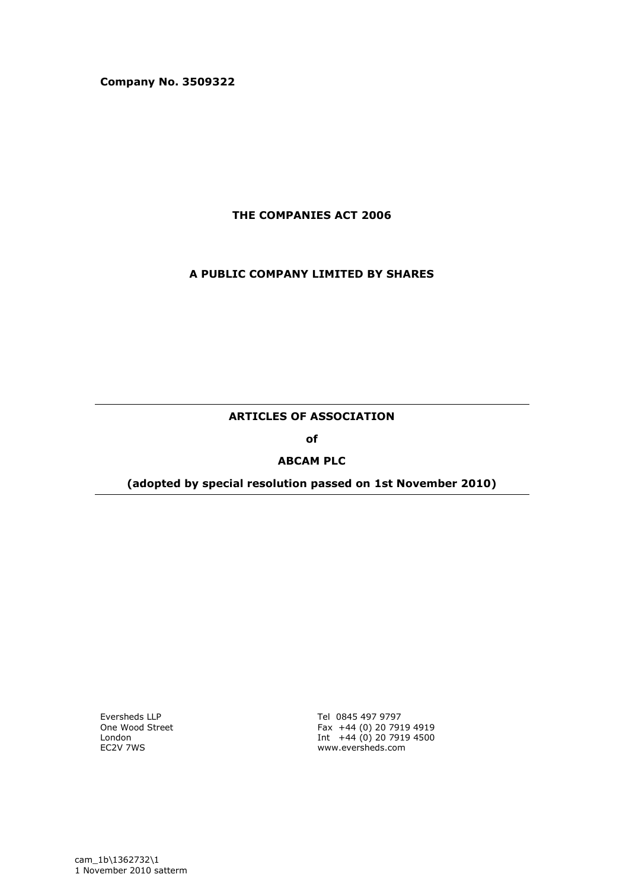**Company No. 3509322**

**THE COMPANIES ACT 2006**

**A PUBLIC COMPANY LIMITED BY SHARES**

---

# ARTICLES OF ASSOCIATION

**of**

**ABCAM PLC**

**(adopted by special resolution passed on 1st November 2010)**

---

Eversheds LLP
One Wood Street
London
EC2V 7WS

Tel 0845 497 9797
Fax +44 (0) 20 7919 4919
Int +44 (0) 20 7919 4500
www.eversheds.com

cam_1b\1362732\1
1 November 2010 satterm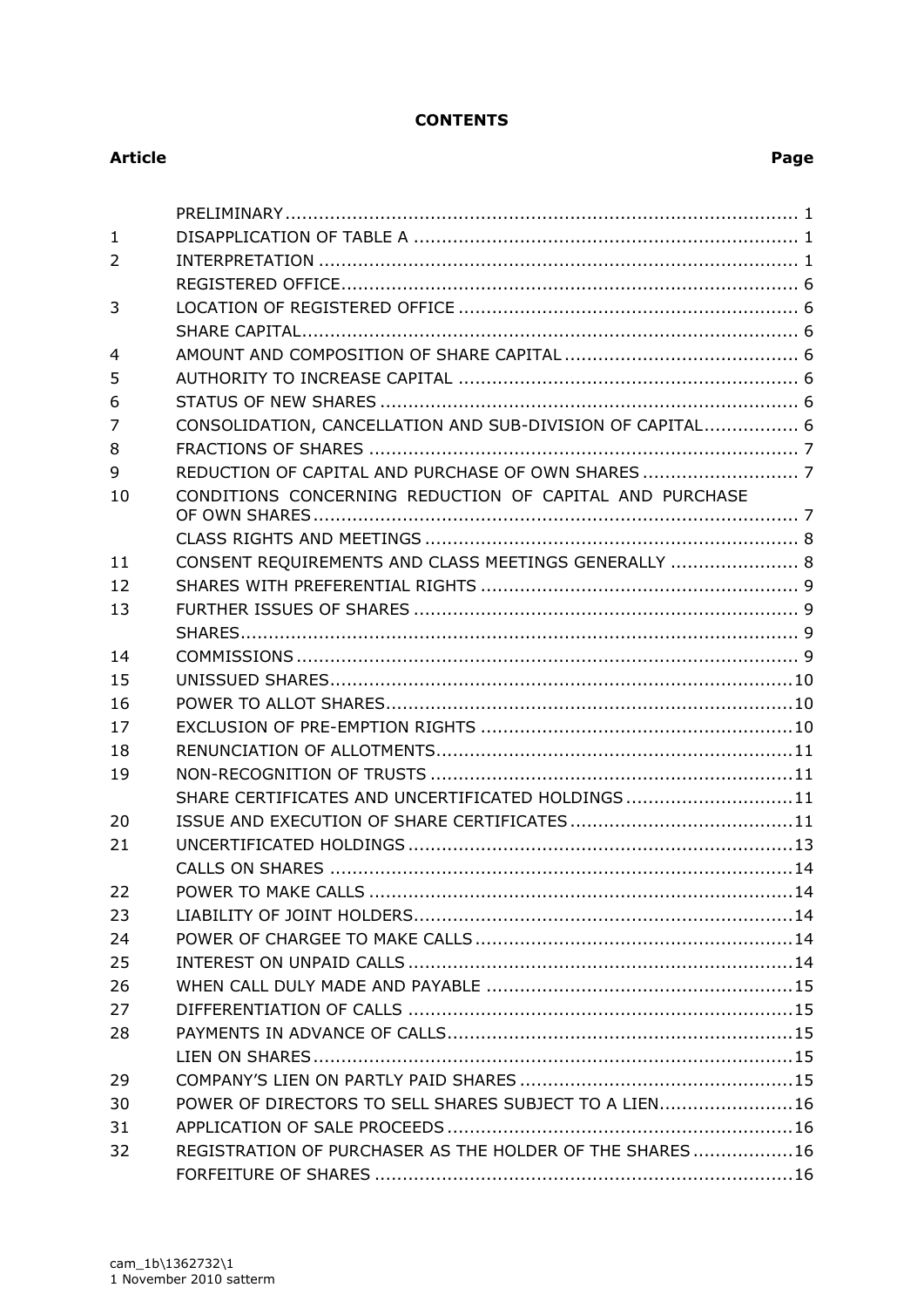# CONTENTS

| Article | | Page |
|---|---|---|
| | PRELIMINARY | 1 |
| 1 | DISAPPLICATION OF TABLE A | 1 |
| 2 | INTERPRETATION | 1 |
| | REGISTERED OFFICE | 6 |
| 3 | LOCATION OF REGISTERED OFFICE | 6 |
| | SHARE CAPITAL | 6 |
| 4 | AMOUNT AND COMPOSITION OF SHARE CAPITAL | 6 |
| 5 | AUTHORITY TO INCREASE CAPITAL | 6 |
| 6 | STATUS OF NEW SHARES | 6 |
| 7 | CONSOLIDATION, CANCELLATION AND SUB-DIVISION OF CAPITAL | 6 |
| 8 | FRACTIONS OF SHARES | 7 |
| 9 | REDUCTION OF CAPITAL AND PURCHASE OF OWN SHARES | 7 |
| 10 | CONDITIONS CONCERNING REDUCTION OF CAPITAL AND PURCHASE OF OWN SHARES | 7 |
| | CLASS RIGHTS AND MEETINGS | 8 |
| 11 | CONSENT REQUIREMENTS AND CLASS MEETINGS GENERALLY | 8 |
| 12 | SHARES WITH PREFERENTIAL RIGHTS | 9 |
| 13 | FURTHER ISSUES OF SHARES | 9 |
| | SHARES | 9 |
| 14 | COMMISSIONS | 9 |
| 15 | UNISSUED SHARES | 10 |
| 16 | POWER TO ALLOT SHARES | 10 |
| 17 | EXCLUSION OF PRE-EMPTION RIGHTS | 10 |
| 18 | RENUNCIATION OF ALLOTMENTS | 11 |
| 19 | NON-RECOGNITION OF TRUSTS | 11 |
| | SHARE CERTIFICATES AND UNCERTIFICATED HOLDINGS | 11 |
| 20 | ISSUE AND EXECUTION OF SHARE CERTIFICATES | 11 |
| 21 | UNCERTIFICATED HOLDINGS | 13 |
| | CALLS ON SHARES | 14 |
| 22 | POWER TO MAKE CALLS | 14 |
| 23 | LIABILITY OF JOINT HOLDERS | 14 |
| 24 | POWER OF CHARGEE TO MAKE CALLS | 14 |
| 25 | INTEREST ON UNPAID CALLS | 14 |
| 26 | WHEN CALL DULY MADE AND PAYABLE | 15 |
| 27 | DIFFERENTIATION OF CALLS | 15 |
| 28 | PAYMENTS IN ADVANCE OF CALLS | 15 |
| | LIEN ON SHARES | 15 |
| 29 | COMPANY'S LIEN ON PARTLY PAID SHARES | 15 |
| 30 | POWER OF DIRECTORS TO SELL SHARES SUBJECT TO A LIEN | 16 |
| 31 | APPLICATION OF SALE PROCEEDS | 16 |
| 32 | REGISTRATION OF PURCHASER AS THE HOLDER OF THE SHARES | 16 |
| | FORFEITURE OF SHARES | 16 |

cam_1b\1362732\1
1 November 2010 satterm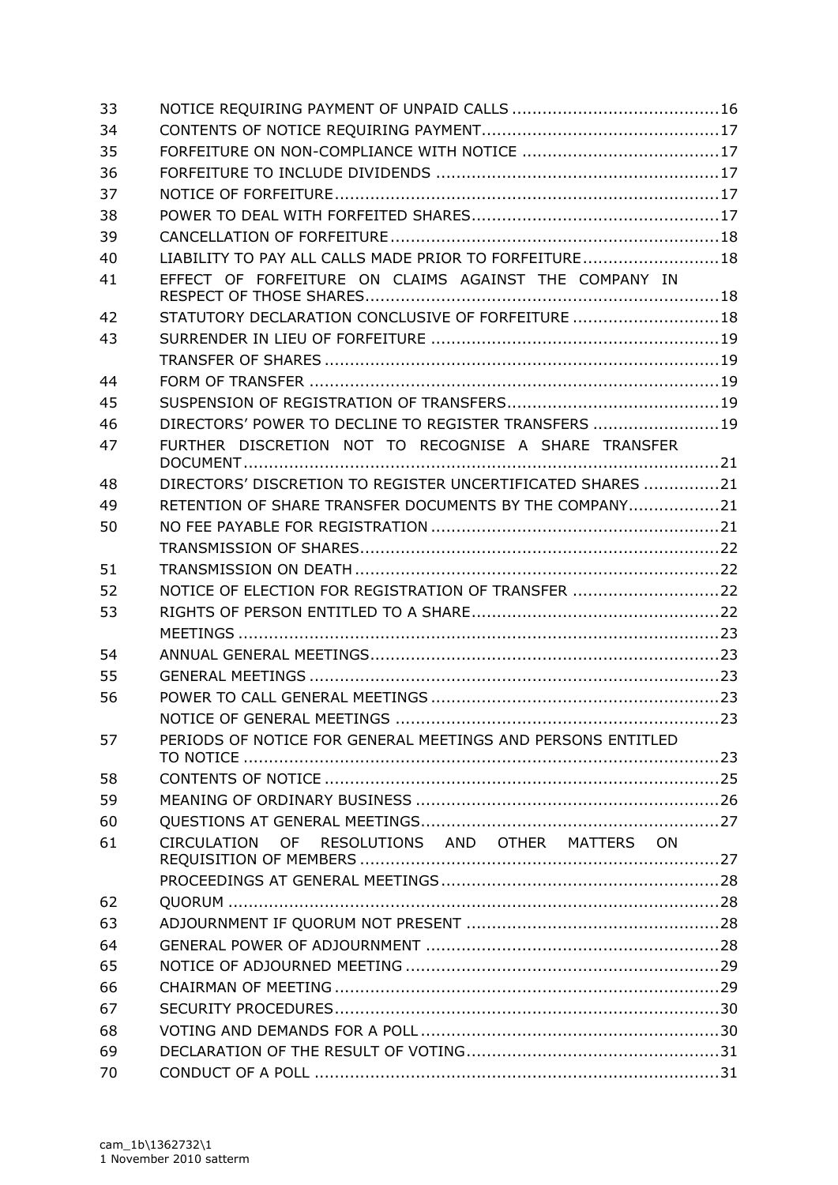| | | |
|---|---|---|
| 33 | NOTICE REQUIRING PAYMENT OF UNPAID CALLS | 16 |
| 34 | CONTENTS OF NOTICE REQUIRING PAYMENT | 17 |
| 35 | FORFEITURE ON NON-COMPLIANCE WITH NOTICE | 17 |
| 36 | FORFEITURE TO INCLUDE DIVIDENDS | 17 |
| 37 | NOTICE OF FORFEITURE | 17 |
| 38 | POWER TO DEAL WITH FORFEITED SHARES | 17 |
| 39 | CANCELLATION OF FORFEITURE | 18 |
| 40 | LIABILITY TO PAY ALL CALLS MADE PRIOR TO FORFEITURE | 18 |
| 41 | EFFECT OF FORFEITURE ON CLAIMS AGAINST THE COMPANY IN RESPECT OF THOSE SHARES | 18 |
| 42 | STATUTORY DECLARATION CONCLUSIVE OF FORFEITURE | 18 |
| 43 | SURRENDER IN LIEU OF FORFEITURE | 19 |
| | TRANSFER OF SHARES | 19 |
| 44 | FORM OF TRANSFER | 19 |
| 45 | SUSPENSION OF REGISTRATION OF TRANSFERS | 19 |
| 46 | DIRECTORS' POWER TO DECLINE TO REGISTER TRANSFERS | 19 |
| 47 | FURTHER DISCRETION NOT TO RECOGNISE A SHARE TRANSFER DOCUMENT | 21 |
| 48 | DIRECTORS' DISCRETION TO REGISTER UNCERTIFICATED SHARES | 21 |
| 49 | RETENTION OF SHARE TRANSFER DOCUMENTS BY THE COMPANY | 21 |
| 50 | NO FEE PAYABLE FOR REGISTRATION | 21 |
| | TRANSMISSION OF SHARES | 22 |
| 51 | TRANSMISSION ON DEATH | 22 |
| 52 | NOTICE OF ELECTION FOR REGISTRATION OF TRANSFER | 22 |
| 53 | RIGHTS OF PERSON ENTITLED TO A SHARE | 22 |
| | MEETINGS | 23 |
| 54 | ANNUAL GENERAL MEETINGS | 23 |
| 55 | GENERAL MEETINGS | 23 |
| 56 | POWER TO CALL GENERAL MEETINGS | 23 |
| | NOTICE OF GENERAL MEETINGS | 23 |
| 57 | PERIODS OF NOTICE FOR GENERAL MEETINGS AND PERSONS ENTITLED TO NOTICE | 23 |
| 58 | CONTENTS OF NOTICE | 25 |
| 59 | MEANING OF ORDINARY BUSINESS | 26 |
| 60 | QUESTIONS AT GENERAL MEETINGS | 27 |
| 61 | CIRCULATION OF RESOLUTIONS AND OTHER MATTERS ON REQUISITION OF MEMBERS | 27 |
| | PROCEEDINGS AT GENERAL MEETINGS | 28 |
| 62 | QUORUM | 28 |
| 63 | ADJOURNMENT IF QUORUM NOT PRESENT | 28 |
| 64 | GENERAL POWER OF ADJOURNMENT | 28 |
| 65 | NOTICE OF ADJOURNED MEETING | 29 |
| 66 | CHAIRMAN OF MEETING | 29 |
| 67 | SECURITY PROCEDURES | 30 |
| 68 | VOTING AND DEMANDS FOR A POLL | 30 |
| 69 | DECLARATION OF THE RESULT OF VOTING | 31 |
| 70 | CONDUCT OF A POLL | 31 |

cam_1b\1362732\1
1 November 2010 satterm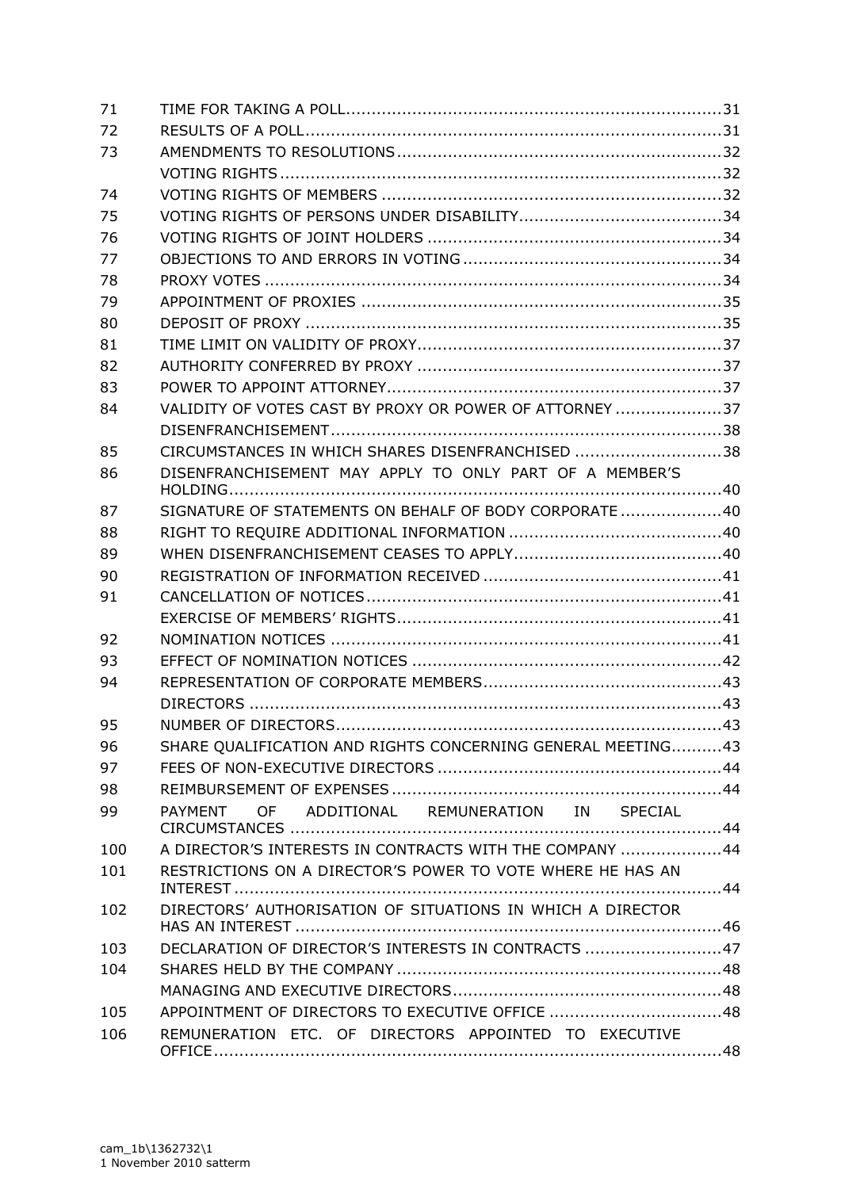| | | |
|---|---|---|
| 71 | TIME FOR TAKING A POLL | 31 |
| 72 | RESULTS OF A POLL | 31 |
| 73 | AMENDMENTS TO RESOLUTIONS | 32 |
| | VOTING RIGHTS | 32 |
| 74 | VOTING RIGHTS OF MEMBERS | 32 |
| 75 | VOTING RIGHTS OF PERSONS UNDER DISABILITY | 34 |
| 76 | VOTING RIGHTS OF JOINT HOLDERS | 34 |
| 77 | OBJECTIONS TO AND ERRORS IN VOTING | 34 |
| 78 | PROXY VOTES | 34 |
| 79 | APPOINTMENT OF PROXIES | 35 |
| 80 | DEPOSIT OF PROXY | 35 |
| 81 | TIME LIMIT ON VALIDITY OF PROXY | 37 |
| 82 | AUTHORITY CONFERRED BY PROXY | 37 |
| 83 | POWER TO APPOINT ATTORNEY | 37 |
| 84 | VALIDITY OF VOTES CAST BY PROXY OR POWER OF ATTORNEY | 37 |
| | DISENFRANCHISEMENT | 38 |
| 85 | CIRCUMSTANCES IN WHICH SHARES DISENFRANCHISED | 38 |
| 86 | DISENFRANCHISEMENT MAY APPLY TO ONLY PART OF A MEMBER'S HOLDING | 40 |
| 87 | SIGNATURE OF STATEMENTS ON BEHALF OF BODY CORPORATE | 40 |
| 88 | RIGHT TO REQUIRE ADDITIONAL INFORMATION | 40 |
| 89 | WHEN DISENFRANCHISEMENT CEASES TO APPLY | 40 |
| 90 | REGISTRATION OF INFORMATION RECEIVED | 41 |
| 91 | CANCELLATION OF NOTICES | 41 |
| | EXERCISE OF MEMBERS' RIGHTS | 41 |
| 92 | NOMINATION NOTICES | 41 |
| 93 | EFFECT OF NOMINATION NOTICES | 42 |
| 94 | REPRESENTATION OF CORPORATE MEMBERS | 43 |
| | DIRECTORS | 43 |
| 95 | NUMBER OF DIRECTORS | 43 |
| 96 | SHARE QUALIFICATION AND RIGHTS CONCERNING GENERAL MEETING | 43 |
| 97 | FEES OF NON-EXECUTIVE DIRECTORS | 44 |
| 98 | REIMBURSEMENT OF EXPENSES | 44 |
| 99 | PAYMENT OF ADDITIONAL REMUNERATION IN SPECIAL CIRCUMSTANCES | 44 |
| 100 | A DIRECTOR'S INTERESTS IN CONTRACTS WITH THE COMPANY | 44 |
| 101 | RESTRICTIONS ON A DIRECTOR'S POWER TO VOTE WHERE HE HAS AN INTEREST | 44 |
| 102 | DIRECTORS' AUTHORISATION OF SITUATIONS IN WHICH A DIRECTOR HAS AN INTEREST | 46 |
| 103 | DECLARATION OF DIRECTOR'S INTERESTS IN CONTRACTS | 47 |
| 104 | SHARES HELD BY THE COMPANY | 48 |
| | MANAGING AND EXECUTIVE DIRECTORS | 48 |
| 105 | APPOINTMENT OF DIRECTORS TO EXECUTIVE OFFICE | 48 |
| 106 | REMUNERATION ETC. OF DIRECTORS APPOINTED TO EXECUTIVE OFFICE | 48 |

cam_1b\1362732\1
1 November 2010 satterm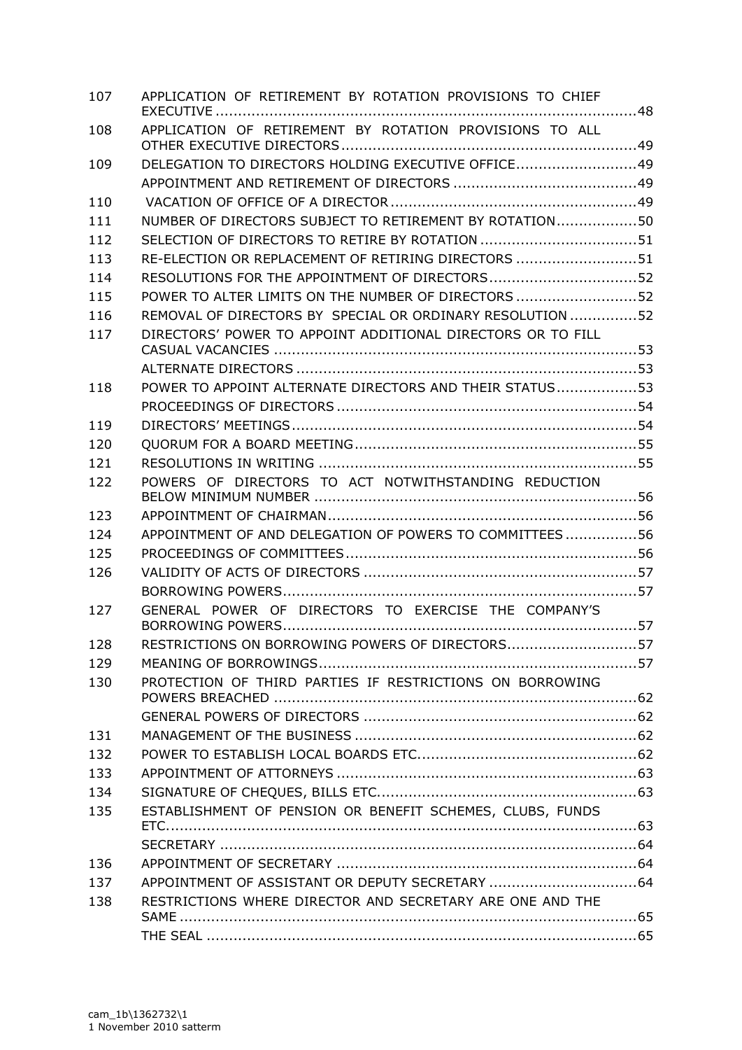| | | |
|---|---|---|
| 107 | APPLICATION OF RETIREMENT BY ROTATION PROVISIONS TO CHIEF EXECUTIVE | 48 |
| 108 | APPLICATION OF RETIREMENT BY ROTATION PROVISIONS TO ALL OTHER EXECUTIVE DIRECTORS | 49 |
| 109 | DELEGATION TO DIRECTORS HOLDING EXECUTIVE OFFICE | 49 |
| | APPOINTMENT AND RETIREMENT OF DIRECTORS | 49 |
| 110 | VACATION OF OFFICE OF A DIRECTOR | 49 |
| 111 | NUMBER OF DIRECTORS SUBJECT TO RETIREMENT BY ROTATION | 50 |
| 112 | SELECTION OF DIRECTORS TO RETIRE BY ROTATION | 51 |
| 113 | RE-ELECTION OR REPLACEMENT OF RETIRING DIRECTORS | 51 |
| 114 | RESOLUTIONS FOR THE APPOINTMENT OF DIRECTORS | 52 |
| 115 | POWER TO ALTER LIMITS ON THE NUMBER OF DIRECTORS | 52 |
| 116 | REMOVAL OF DIRECTORS BY SPECIAL OR ORDINARY RESOLUTION | 52 |
| 117 | DIRECTORS' POWER TO APPOINT ADDITIONAL DIRECTORS OR TO FILL CASUAL VACANCIES | 53 |
| | ALTERNATE DIRECTORS | 53 |
| 118 | POWER TO APPOINT ALTERNATE DIRECTORS AND THEIR STATUS | 53 |
| | PROCEEDINGS OF DIRECTORS | 54 |
| 119 | DIRECTORS' MEETINGS | 54 |
| 120 | QUORUM FOR A BOARD MEETING | 55 |
| 121 | RESOLUTIONS IN WRITING | 55 |
| 122 | POWERS OF DIRECTORS TO ACT NOTWITHSTANDING REDUCTION BELOW MINIMUM NUMBER | 56 |
| 123 | APPOINTMENT OF CHAIRMAN | 56 |
| 124 | APPOINTMENT OF AND DELEGATION OF POWERS TO COMMITTEES | 56 |
| 125 | PROCEEDINGS OF COMMITTEES | 56 |
| 126 | VALIDITY OF ACTS OF DIRECTORS | 57 |
| | BORROWING POWERS | 57 |
| 127 | GENERAL POWER OF DIRECTORS TO EXERCISE THE COMPANY'S BORROWING POWERS | 57 |
| 128 | RESTRICTIONS ON BORROWING POWERS OF DIRECTORS | 57 |
| 129 | MEANING OF BORROWINGS | 57 |
| 130 | PROTECTION OF THIRD PARTIES IF RESTRICTIONS ON BORROWING POWERS BREACHED | 62 |
| | GENERAL POWERS OF DIRECTORS | 62 |
| 131 | MANAGEMENT OF THE BUSINESS | 62 |
| 132 | POWER TO ESTABLISH LOCAL BOARDS ETC. | 62 |
| 133 | APPOINTMENT OF ATTORNEYS | 63 |
| 134 | SIGNATURE OF CHEQUES, BILLS ETC. | 63 |
| 135 | ESTABLISHMENT OF PENSION OR BENEFIT SCHEMES, CLUBS, FUNDS ETC. | 63 |
| | SECRETARY | 64 |
| 136 | APPOINTMENT OF SECRETARY | 64 |
| 137 | APPOINTMENT OF ASSISTANT OR DEPUTY SECRETARY | 64 |
| 138 | RESTRICTIONS WHERE DIRECTOR AND SECRETARY ARE ONE AND THE SAME | 65 |
| | THE SEAL | 65 |

cam_1b\1362732\1
1 November 2010 satterm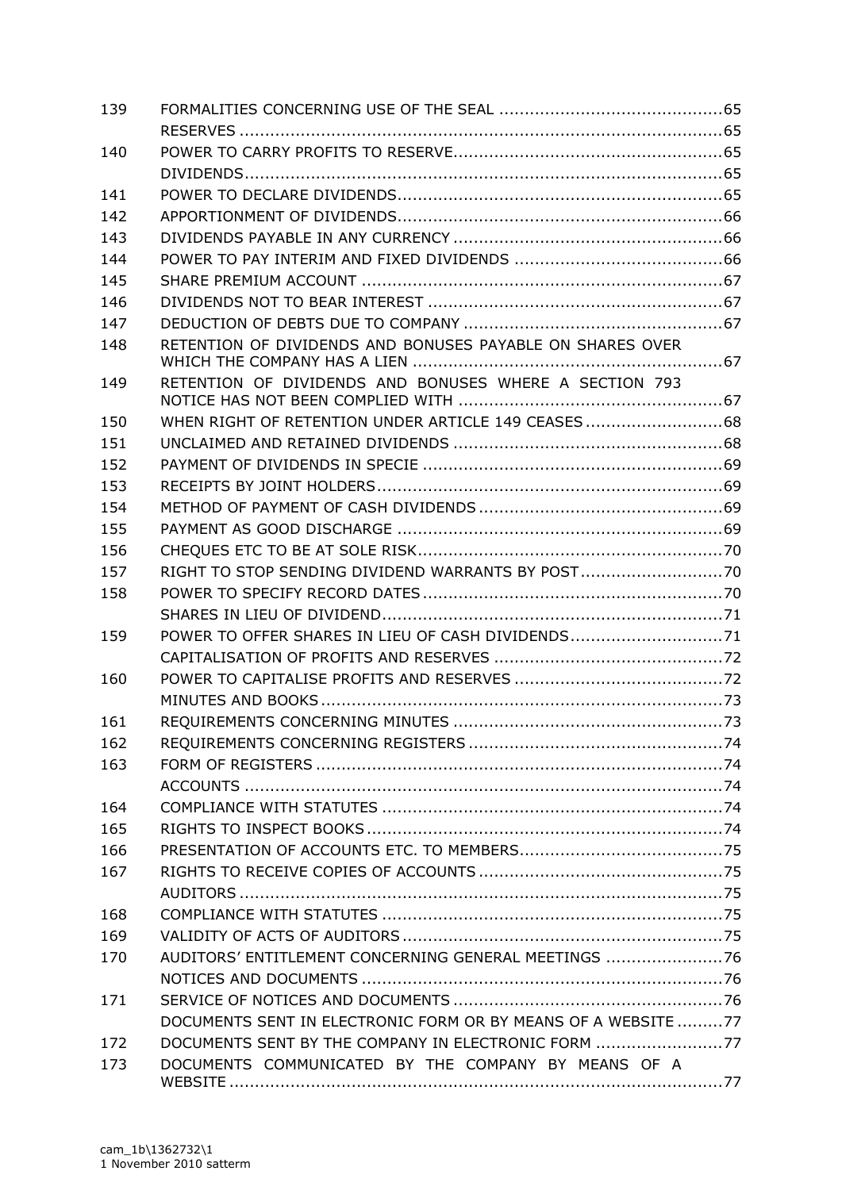| | | |
|---|---|---|
| 139 | FORMALITIES CONCERNING USE OF THE SEAL | 65 |
| | RESERVES | 65 |
| 140 | POWER TO CARRY PROFITS TO RESERVE | 65 |
| | DIVIDENDS | 65 |
| 141 | POWER TO DECLARE DIVIDENDS | 65 |
| 142 | APPORTIONMENT OF DIVIDENDS | 66 |
| 143 | DIVIDENDS PAYABLE IN ANY CURRENCY | 66 |
| 144 | POWER TO PAY INTERIM AND FIXED DIVIDENDS | 66 |
| 145 | SHARE PREMIUM ACCOUNT | 67 |
| 146 | DIVIDENDS NOT TO BEAR INTEREST | 67 |
| 147 | DEDUCTION OF DEBTS DUE TO COMPANY | 67 |
| 148 | RETENTION OF DIVIDENDS AND BONUSES PAYABLE ON SHARES OVER WHICH THE COMPANY HAS A LIEN | 67 |
| 149 | RETENTION OF DIVIDENDS AND BONUSES WHERE A SECTION 793 NOTICE HAS NOT BEEN COMPLIED WITH | 67 |
| 150 | WHEN RIGHT OF RETENTION UNDER ARTICLE 149 CEASES | 68 |
| 151 | UNCLAIMED AND RETAINED DIVIDENDS | 68 |
| 152 | PAYMENT OF DIVIDENDS IN SPECIE | 69 |
| 153 | RECEIPTS BY JOINT HOLDERS | 69 |
| 154 | METHOD OF PAYMENT OF CASH DIVIDENDS | 69 |
| 155 | PAYMENT AS GOOD DISCHARGE | 69 |
| 156 | CHEQUES ETC TO BE AT SOLE RISK | 70 |
| 157 | RIGHT TO STOP SENDING DIVIDEND WARRANTS BY POST | 70 |
| 158 | POWER TO SPECIFY RECORD DATES | 70 |
| | SHARES IN LIEU OF DIVIDEND | 71 |
| 159 | POWER TO OFFER SHARES IN LIEU OF CASH DIVIDENDS | 71 |
| | CAPITALISATION OF PROFITS AND RESERVES | 72 |
| 160 | POWER TO CAPITALISE PROFITS AND RESERVES | 72 |
| | MINUTES AND BOOKS | 73 |
| 161 | REQUIREMENTS CONCERNING MINUTES | 73 |
| 162 | REQUIREMENTS CONCERNING REGISTERS | 74 |
| 163 | FORM OF REGISTERS | 74 |
| | ACCOUNTS | 74 |
| 164 | COMPLIANCE WITH STATUTES | 74 |
| 165 | RIGHTS TO INSPECT BOOKS | 74 |
| 166 | PRESENTATION OF ACCOUNTS ETC. TO MEMBERS | 75 |
| 167 | RIGHTS TO RECEIVE COPIES OF ACCOUNTS | 75 |
| | AUDITORS | 75 |
| 168 | COMPLIANCE WITH STATUTES | 75 |
| 169 | VALIDITY OF ACTS OF AUDITORS | 75 |
| 170 | AUDITORS' ENTITLEMENT CONCERNING GENERAL MEETINGS | 76 |
| | NOTICES AND DOCUMENTS | 76 |
| 171 | SERVICE OF NOTICES AND DOCUMENTS | 76 |
| | DOCUMENTS SENT IN ELECTRONIC FORM OR BY MEANS OF A WEBSITE | 77 |
| 172 | DOCUMENTS SENT BY THE COMPANY IN ELECTRONIC FORM | 77 |
| 173 | DOCUMENTS COMMUNICATED BY THE COMPANY BY MEANS OF A WEBSITE | 77 |

cam_1b\1362732\1
1 November 2010 satterm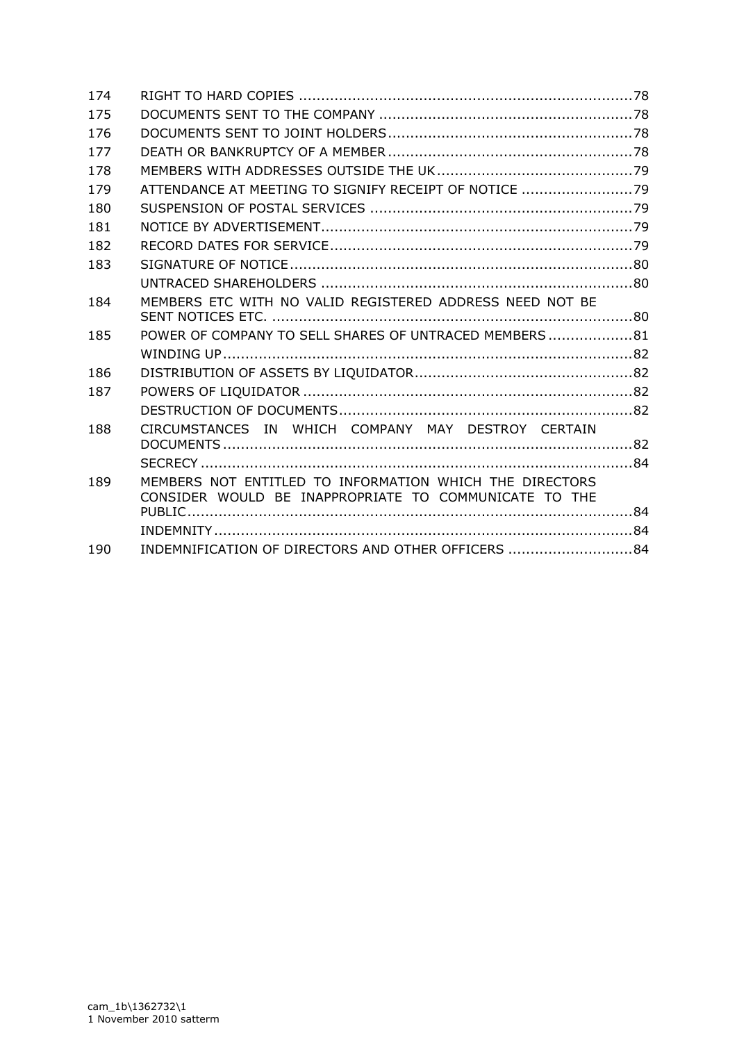| | | |
|---|---|---|
| 174 | RIGHT TO HARD COPIES | 78 |
| 175 | DOCUMENTS SENT TO THE COMPANY | 78 |
| 176 | DOCUMENTS SENT TO JOINT HOLDERS | 78 |
| 177 | DEATH OR BANKRUPTCY OF A MEMBER | 78 |
| 178 | MEMBERS WITH ADDRESSES OUTSIDE THE UK | 79 |
| 179 | ATTENDANCE AT MEETING TO SIGNIFY RECEIPT OF NOTICE | 79 |
| 180 | SUSPENSION OF POSTAL SERVICES | 79 |
| 181 | NOTICE BY ADVERTISEMENT | 79 |
| 182 | RECORD DATES FOR SERVICE | 79 |
| 183 | SIGNATURE OF NOTICE | 80 |
| | UNTRACED SHAREHOLDERS | 80 |
| 184 | MEMBERS ETC WITH NO VALID REGISTERED ADDRESS NEED NOT BE SENT NOTICES ETC. | 80 |
| 185 | POWER OF COMPANY TO SELL SHARES OF UNTRACED MEMBERS | 81 |
| | WINDING UP | 82 |
| 186 | DISTRIBUTION OF ASSETS BY LIQUIDATOR | 82 |
| 187 | POWERS OF LIQUIDATOR | 82 |
| | DESTRUCTION OF DOCUMENTS | 82 |
| 188 | CIRCUMSTANCES IN WHICH COMPANY MAY DESTROY CERTAIN DOCUMENTS | 82 |
| | SECRECY | 84 |
| 189 | MEMBERS NOT ENTITLED TO INFORMATION WHICH THE DIRECTORS CONSIDER WOULD BE INAPPROPRIATE TO COMMUNICATE TO THE PUBLIC | 84 |
| | INDEMNITY | 84 |
| 190 | INDEMNIFICATION OF DIRECTORS AND OTHER OFFICERS | 84 |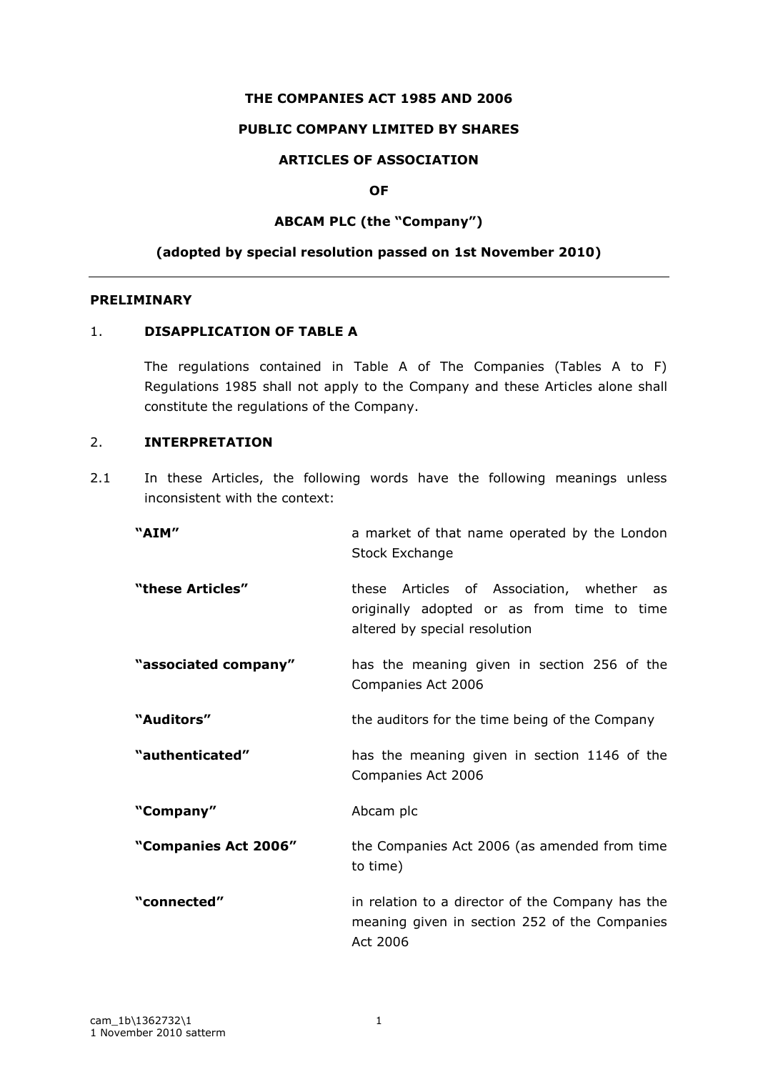**THE COMPANIES ACT 1985 AND 2006**

**PUBLIC COMPANY LIMITED BY SHARES**

**ARTICLES OF ASSOCIATION**

**OF**

**ABCAM PLC (the "Company")**

**(adopted by special resolution passed on 1st November 2010)**

---

## PRELIMINARY

### 1. DISAPPLICATION OF TABLE A

The regulations contained in Table A of The Companies (Tables A to F) Regulations 1985 shall not apply to the Company and these Articles alone shall constitute the regulations of the Company.

### 2. INTERPRETATION

2.1 In these Articles, the following words have the following meanings unless inconsistent with the context:

| | |
|---|---|
| **"AIM"** | a market of that name operated by the London Stock Exchange |
| **"these Articles"** | these Articles of Association, whether as originally adopted or as from time to time altered by special resolution |
| **"associated company"** | has the meaning given in section 256 of the Companies Act 2006 |
| **"Auditors"** | the auditors for the time being of the Company |
| **"authenticated"** | has the meaning given in section 1146 of the Companies Act 2006 |
| **"Company"** | Abcam plc |
| **"Companies Act 2006"** | the Companies Act 2006 (as amended from time to time) |
| **"connected"** | in relation to a director of the Company has the meaning given in section 252 of the Companies Act 2006 |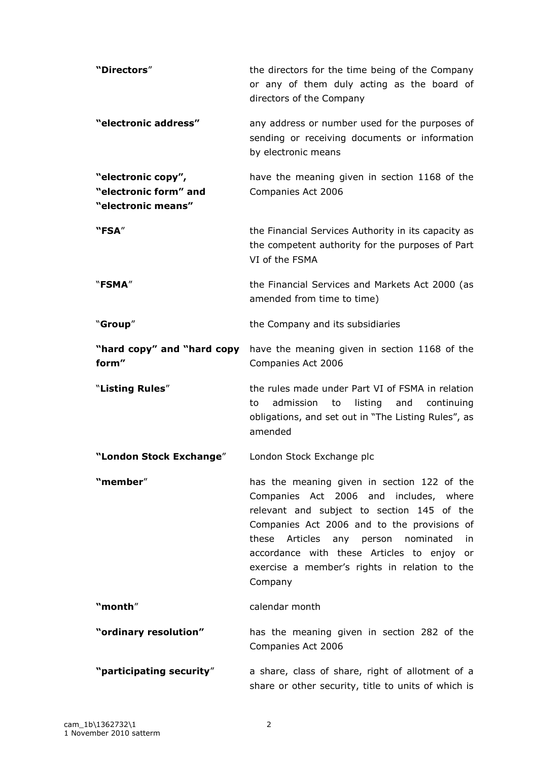| | |
|---|---|
| **"Directors"** | the directors for the time being of the Company or any of them duly acting as the board of directors of the Company |
| **"electronic address"** | any address or number used for the purposes of sending or receiving documents or information by electronic means |
| **"electronic copy", "electronic form" and "electronic means"** | have the meaning given in section 1168 of the Companies Act 2006 |
| **"FSA"** | the Financial Services Authority in its capacity as the competent authority for the purposes of Part VI of the FSMA |
| "**FSMA**" | the Financial Services and Markets Act 2000 (as amended from time to time) |
| "**Group**" | the Company and its subsidiaries |
| **"hard copy" and "hard copy form"** | have the meaning given in section 1168 of the Companies Act 2006 |
| "**Listing Rules**" | the rules made under Part VI of FSMA in relation to admission to listing and continuing obligations, and set out in "The Listing Rules", as amended |
| **"London Stock Exchange"** | London Stock Exchange plc |
| **"member"** | has the meaning given in section 122 of the Companies Act 2006 and includes, where relevant and subject to section 145 of the Companies Act 2006 and to the provisions of these Articles any person nominated in accordance with these Articles to enjoy or exercise a member's rights in relation to the Company |
| **"month"** | calendar month |
| **"ordinary resolution"** | has the meaning given in section 282 of the Companies Act 2006 |
| **"participating security"** | a share, class of share, right of allotment of a share or other security, title to units of which is |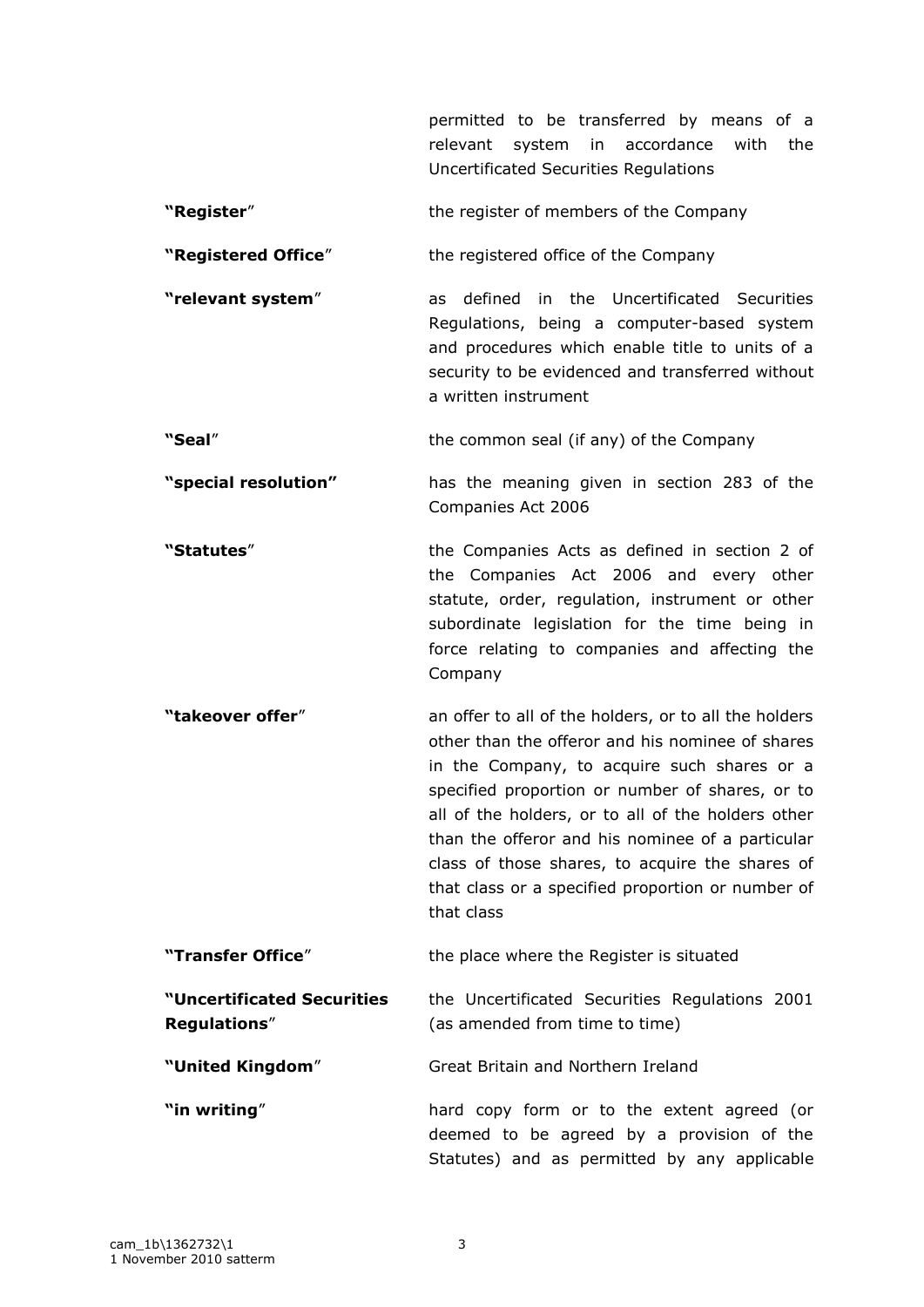permitted to be transferred by means of a relevant system in accordance with the Uncertificated Securities Regulations

| | |
|---|---|
| **"Register"** | the register of members of the Company |
| **"Registered Office"** | the registered office of the Company |
| **"relevant system"** | as defined in the Uncertificated Securities Regulations, being a computer-based system and procedures which enable title to units of a security to be evidenced and transferred without a written instrument |
| **"Seal"** | the common seal (if any) of the Company |
| **"special resolution"** | has the meaning given in section 283 of the Companies Act 2006 |
| **"Statutes"** | the Companies Acts as defined in section 2 of the Companies Act 2006 and every other statute, order, regulation, instrument or other subordinate legislation for the time being in force relating to companies and affecting the Company |
| **"takeover offer"** | an offer to all of the holders, or to all the holders other than the offeror and his nominee of shares in the Company, to acquire such shares or a specified proportion or number of shares, or to all of the holders, or to all of the holders other than the offeror and his nominee of a particular class of those shares, to acquire the shares of that class or a specified proportion or number of that class |
| **"Transfer Office"** | the place where the Register is situated |
| **"Uncertificated Securities Regulations"** | the Uncertificated Securities Regulations 2001 (as amended from time to time) |
| **"United Kingdom"** | Great Britain and Northern Ireland |
| **"in writing"** | hard copy form or to the extent agreed (or deemed to be agreed by a provision of the Statutes) and as permitted by any applicable |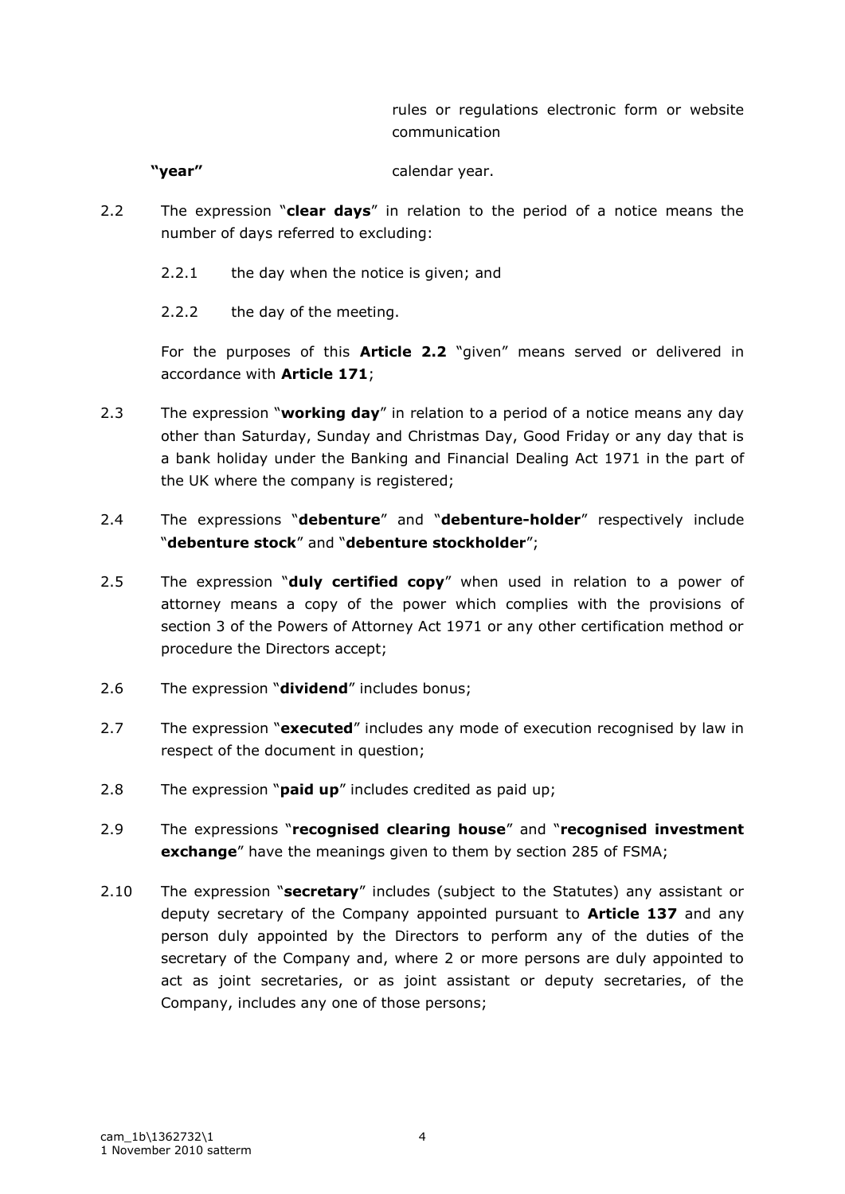rules or regulations electronic form or website communication

**"year"** calendar year.

2.2 The expression "**clear days**" in relation to the period of a notice means the number of days referred to excluding:

2.2.1 the day when the notice is given; and

2.2.2 the day of the meeting.

For the purposes of this **Article 2.2** "given" means served or delivered in accordance with **Article 171**;

2.3 The expression "**working day**" in relation to a period of a notice means any day other than Saturday, Sunday and Christmas Day, Good Friday or any day that is a bank holiday under the Banking and Financial Dealing Act 1971 in the part of the UK where the company is registered;

2.4 The expressions "**debenture**" and "**debenture-holder**" respectively include "**debenture stock**" and "**debenture stockholder**";

2.5 The expression "**duly certified copy**" when used in relation to a power of attorney means a copy of the power which complies with the provisions of section 3 of the Powers of Attorney Act 1971 or any other certification method or procedure the Directors accept;

2.6 The expression "**dividend**" includes bonus;

2.7 The expression "**executed**" includes any mode of execution recognised by law in respect of the document in question;

2.8 The expression "**paid up**" includes credited as paid up;

2.9 The expressions "**recognised clearing house**" and "**recognised investment exchange**" have the meanings given to them by section 285 of FSMA;

2.10 The expression "**secretary**" includes (subject to the Statutes) any assistant or deputy secretary of the Company appointed pursuant to **Article 137** and any person duly appointed by the Directors to perform any of the duties of the secretary of the Company and, where 2 or more persons are duly appointed to act as joint secretaries, or as joint assistant or deputy secretaries, of the Company, includes any one of those persons;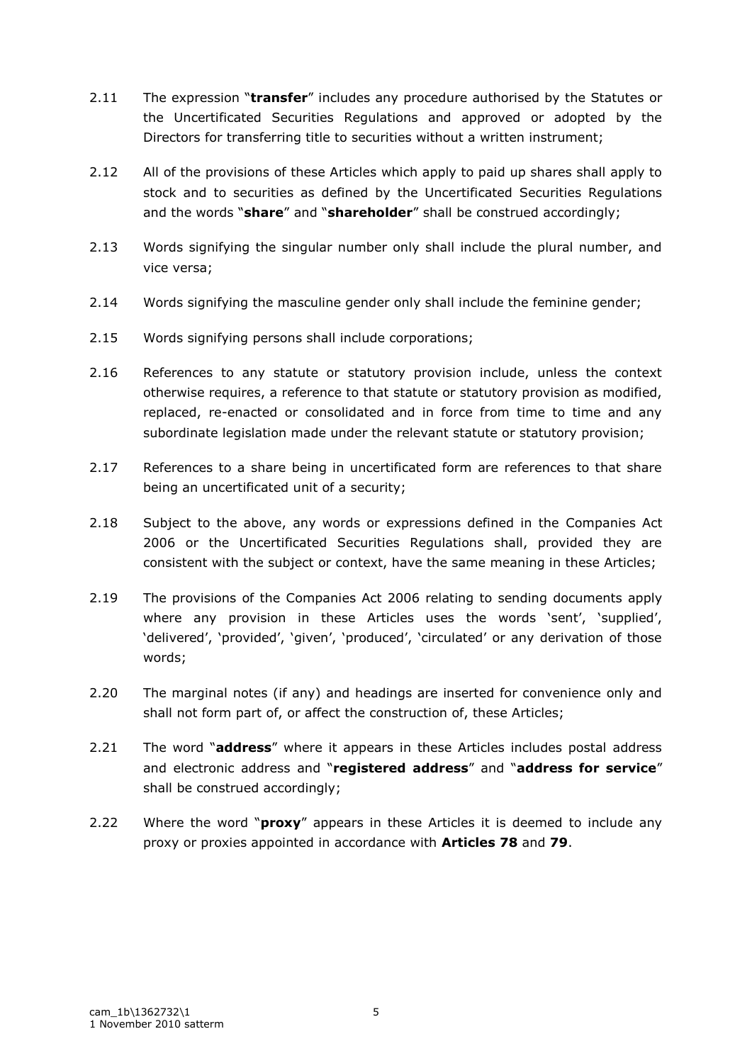2.11 The expression "**transfer**" includes any procedure authorised by the Statutes or the Uncertificated Securities Regulations and approved or adopted by the Directors for transferring title to securities without a written instrument;

2.12 All of the provisions of these Articles which apply to paid up shares shall apply to stock and to securities as defined by the Uncertificated Securities Regulations and the words "**share**" and "**shareholder**" shall be construed accordingly;

2.13 Words signifying the singular number only shall include the plural number, and vice versa;

2.14 Words signifying the masculine gender only shall include the feminine gender;

2.15 Words signifying persons shall include corporations;

2.16 References to any statute or statutory provision include, unless the context otherwise requires, a reference to that statute or statutory provision as modified, replaced, re-enacted or consolidated and in force from time to time and any subordinate legislation made under the relevant statute or statutory provision;

2.17 References to a share being in uncertificated form are references to that share being an uncertificated unit of a security;

2.18 Subject to the above, any words or expressions defined in the Companies Act 2006 or the Uncertificated Securities Regulations shall, provided they are consistent with the subject or context, have the same meaning in these Articles;

2.19 The provisions of the Companies Act 2006 relating to sending documents apply where any provision in these Articles uses the words 'sent', 'supplied', 'delivered', 'provided', 'given', 'produced', 'circulated' or any derivation of those words;

2.20 The marginal notes (if any) and headings are inserted for convenience only and shall not form part of, or affect the construction of, these Articles;

2.21 The word "**address**" where it appears in these Articles includes postal address and electronic address and "**registered address**" and "**address for service**" shall be construed accordingly;

2.22 Where the word "**proxy**" appears in these Articles it is deemed to include any proxy or proxies appointed in accordance with **Articles 78** and **79**.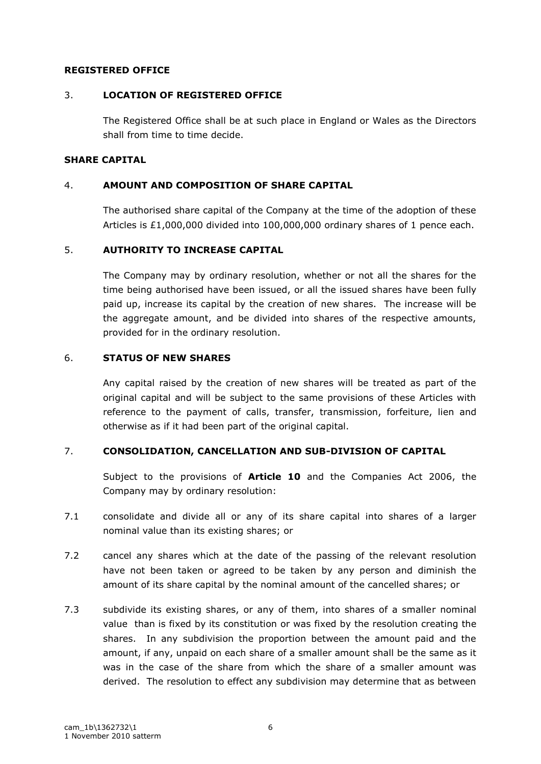**REGISTERED OFFICE**

3. **LOCATION OF REGISTERED OFFICE**

The Registered Office shall be at such place in England or Wales as the Directors shall from time to time decide.

**SHARE CAPITAL**

4. **AMOUNT AND COMPOSITION OF SHARE CAPITAL**

The authorised share capital of the Company at the time of the adoption of these Articles is £1,000,000 divided into 100,000,000 ordinary shares of 1 pence each.

5. **AUTHORITY TO INCREASE CAPITAL**

The Company may by ordinary resolution, whether or not all the shares for the time being authorised have been issued, or all the issued shares have been fully paid up, increase its capital by the creation of new shares. The increase will be the aggregate amount, and be divided into shares of the respective amounts, provided for in the ordinary resolution.

6. **STATUS OF NEW SHARES**

Any capital raised by the creation of new shares will be treated as part of the original capital and will be subject to the same provisions of these Articles with reference to the payment of calls, transfer, transmission, forfeiture, lien and otherwise as if it had been part of the original capital.

7. **CONSOLIDATION, CANCELLATION AND SUB-DIVISION OF CAPITAL**

Subject to the provisions of **Article 10** and the Companies Act 2006, the Company may by ordinary resolution:

7.1 consolidate and divide all or any of its share capital into shares of a larger nominal value than its existing shares; or

7.2 cancel any shares which at the date of the passing of the relevant resolution have not been taken or agreed to be taken by any person and diminish the amount of its share capital by the nominal amount of the cancelled shares; or

7.3 subdivide its existing shares, or any of them, into shares of a smaller nominal value than is fixed by its constitution or was fixed by the resolution creating the shares. In any subdivision the proportion between the amount paid and the amount, if any, unpaid on each share of a smaller amount shall be the same as it was in the case of the share from which the share of a smaller amount was derived. The resolution to effect any subdivision may determine that as between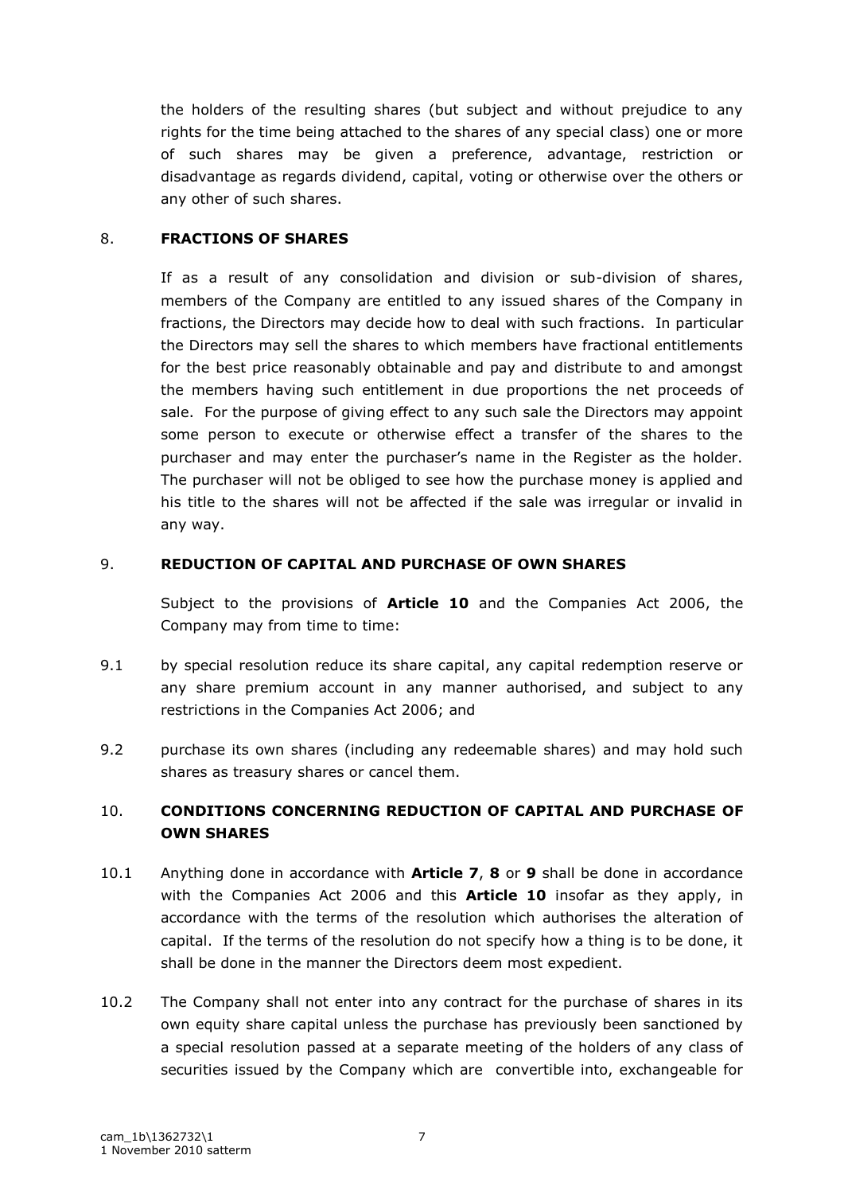the holders of the resulting shares (but subject and without prejudice to any rights for the time being attached to the shares of any special class) one or more of such shares may be given a preference, advantage, restriction or disadvantage as regards dividend, capital, voting or otherwise over the others or any other of such shares.

## 8. FRACTIONS OF SHARES

If as a result of any consolidation and division or sub-division of shares, members of the Company are entitled to any issued shares of the Company in fractions, the Directors may decide how to deal with such fractions. In particular the Directors may sell the shares to which members have fractional entitlements for the best price reasonably obtainable and pay and distribute to and amongst the members having such entitlement in due proportions the net proceeds of sale. For the purpose of giving effect to any such sale the Directors may appoint some person to execute or otherwise effect a transfer of the shares to the purchaser and may enter the purchaser's name in the Register as the holder. The purchaser will not be obliged to see how the purchase money is applied and his title to the shares will not be affected if the sale was irregular or invalid in any way.

## 9. REDUCTION OF CAPITAL AND PURCHASE OF OWN SHARES

Subject to the provisions of **Article 10** and the Companies Act 2006, the Company may from time to time:

9.1 by special resolution reduce its share capital, any capital redemption reserve or any share premium account in any manner authorised, and subject to any restrictions in the Companies Act 2006; and

9.2 purchase its own shares (including any redeemable shares) and may hold such shares as treasury shares or cancel them.

## 10. CONDITIONS CONCERNING REDUCTION OF CAPITAL AND PURCHASE OF OWN SHARES

10.1 Anything done in accordance with **Article 7**, **8** or **9** shall be done in accordance with the Companies Act 2006 and this **Article 10** insofar as they apply, in accordance with the terms of the resolution which authorises the alteration of capital. If the terms of the resolution do not specify how a thing is to be done, it shall be done in the manner the Directors deem most expedient.

10.2 The Company shall not enter into any contract for the purchase of shares in its own equity share capital unless the purchase has previously been sanctioned by a special resolution passed at a separate meeting of the holders of any class of securities issued by the Company which are convertible into, exchangeable for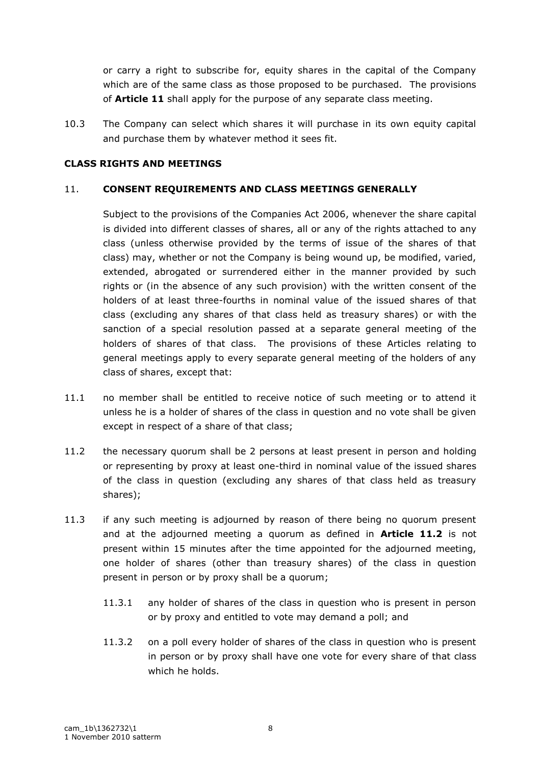or carry a right to subscribe for, equity shares in the capital of the Company which are of the same class as those proposed to be purchased. The provisions of **Article 11** shall apply for the purpose of any separate class meeting.

10.3 The Company can select which shares it will purchase in its own equity capital and purchase them by whatever method it sees fit.

**CLASS RIGHTS AND MEETINGS**

11. **CONSENT REQUIREMENTS AND CLASS MEETINGS GENERALLY**

Subject to the provisions of the Companies Act 2006, whenever the share capital is divided into different classes of shares, all or any of the rights attached to any class (unless otherwise provided by the terms of issue of the shares of that class) may, whether or not the Company is being wound up, be modified, varied, extended, abrogated or surrendered either in the manner provided by such rights or (in the absence of any such provision) with the written consent of the holders of at least three-fourths in nominal value of the issued shares of that class (excluding any shares of that class held as treasury shares) or with the sanction of a special resolution passed at a separate general meeting of the holders of shares of that class. The provisions of these Articles relating to general meetings apply to every separate general meeting of the holders of any class of shares, except that:

11.1 no member shall be entitled to receive notice of such meeting or to attend it unless he is a holder of shares of the class in question and no vote shall be given except in respect of a share of that class;

11.2 the necessary quorum shall be 2 persons at least present in person and holding or representing by proxy at least one-third in nominal value of the issued shares of the class in question (excluding any shares of that class held as treasury shares);

11.3 if any such meeting is adjourned by reason of there being no quorum present and at the adjourned meeting a quorum as defined in **Article 11.2** is not present within 15 minutes after the time appointed for the adjourned meeting, one holder of shares (other than treasury shares) of the class in question present in person or by proxy shall be a quorum;

11.3.1 any holder of shares of the class in question who is present in person or by proxy and entitled to vote may demand a poll; and

11.3.2 on a poll every holder of shares of the class in question who is present in person or by proxy shall have one vote for every share of that class which he holds.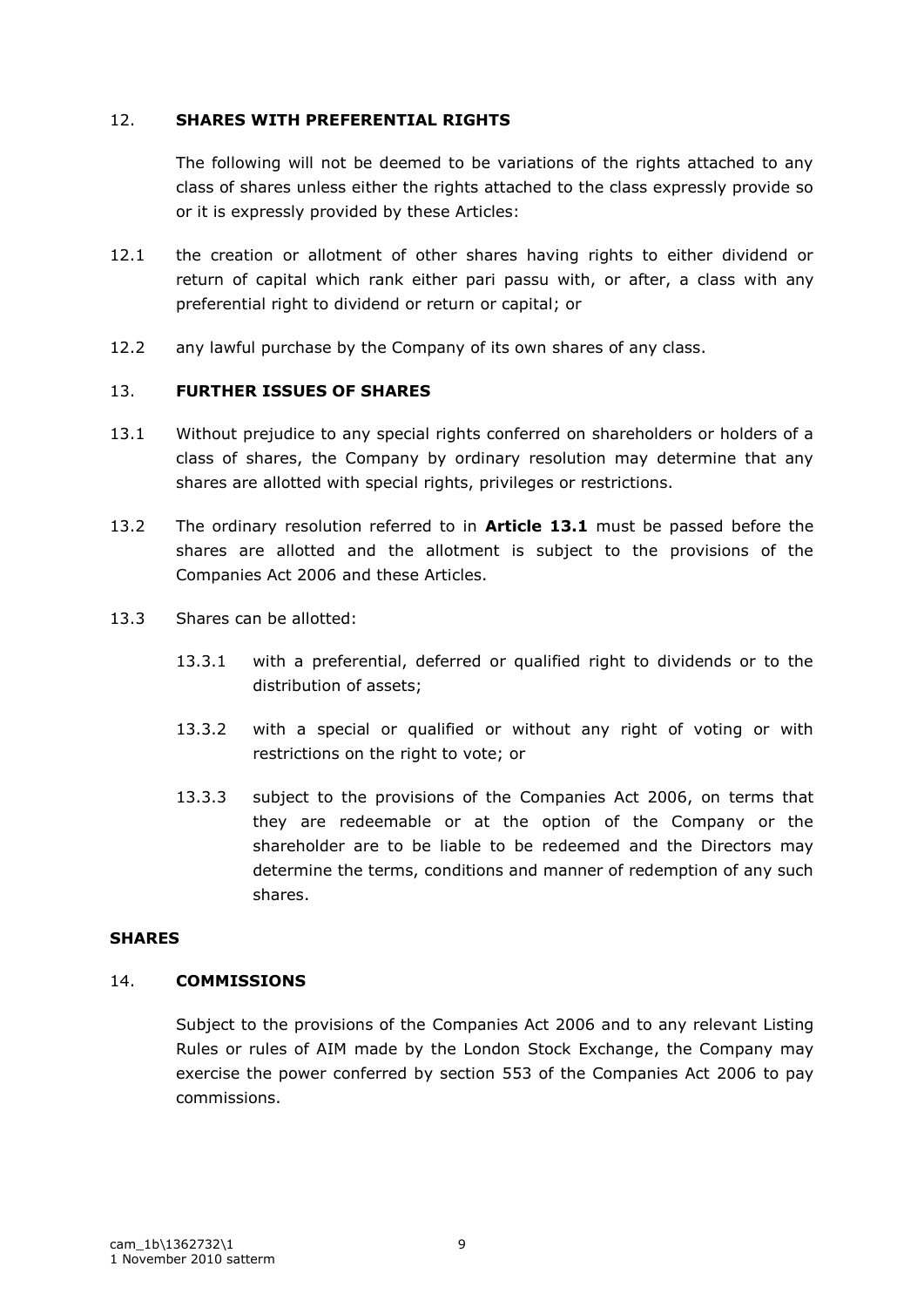## 12. SHARES WITH PREFERENTIAL RIGHTS

The following will not be deemed to be variations of the rights attached to any class of shares unless either the rights attached to the class expressly provide so or it is expressly provided by these Articles:

12.1 the creation or allotment of other shares having rights to either dividend or return of capital which rank either pari passu with, or after, a class with any preferential right to dividend or return or capital; or

12.2 any lawful purchase by the Company of its own shares of any class.

## 13. FURTHER ISSUES OF SHARES

13.1 Without prejudice to any special rights conferred on shareholders or holders of a class of shares, the Company by ordinary resolution may determine that any shares are allotted with special rights, privileges or restrictions.

13.2 The ordinary resolution referred to in **Article 13.1** must be passed before the shares are allotted and the allotment is subject to the provisions of the Companies Act 2006 and these Articles.

13.3 Shares can be allotted:

13.3.1 with a preferential, deferred or qualified right to dividends or to the distribution of assets;

13.3.2 with a special or qualified or without any right of voting or with restrictions on the right to vote; or

13.3.3 subject to the provisions of the Companies Act 2006, on terms that they are redeemable or at the option of the Company or the shareholder are to be liable to be redeemed and the Directors may determine the terms, conditions and manner of redemption of any such shares.

# SHARES

## 14. COMMISSIONS

Subject to the provisions of the Companies Act 2006 and to any relevant Listing Rules or rules of AIM made by the London Stock Exchange, the Company may exercise the power conferred by section 553 of the Companies Act 2006 to pay commissions.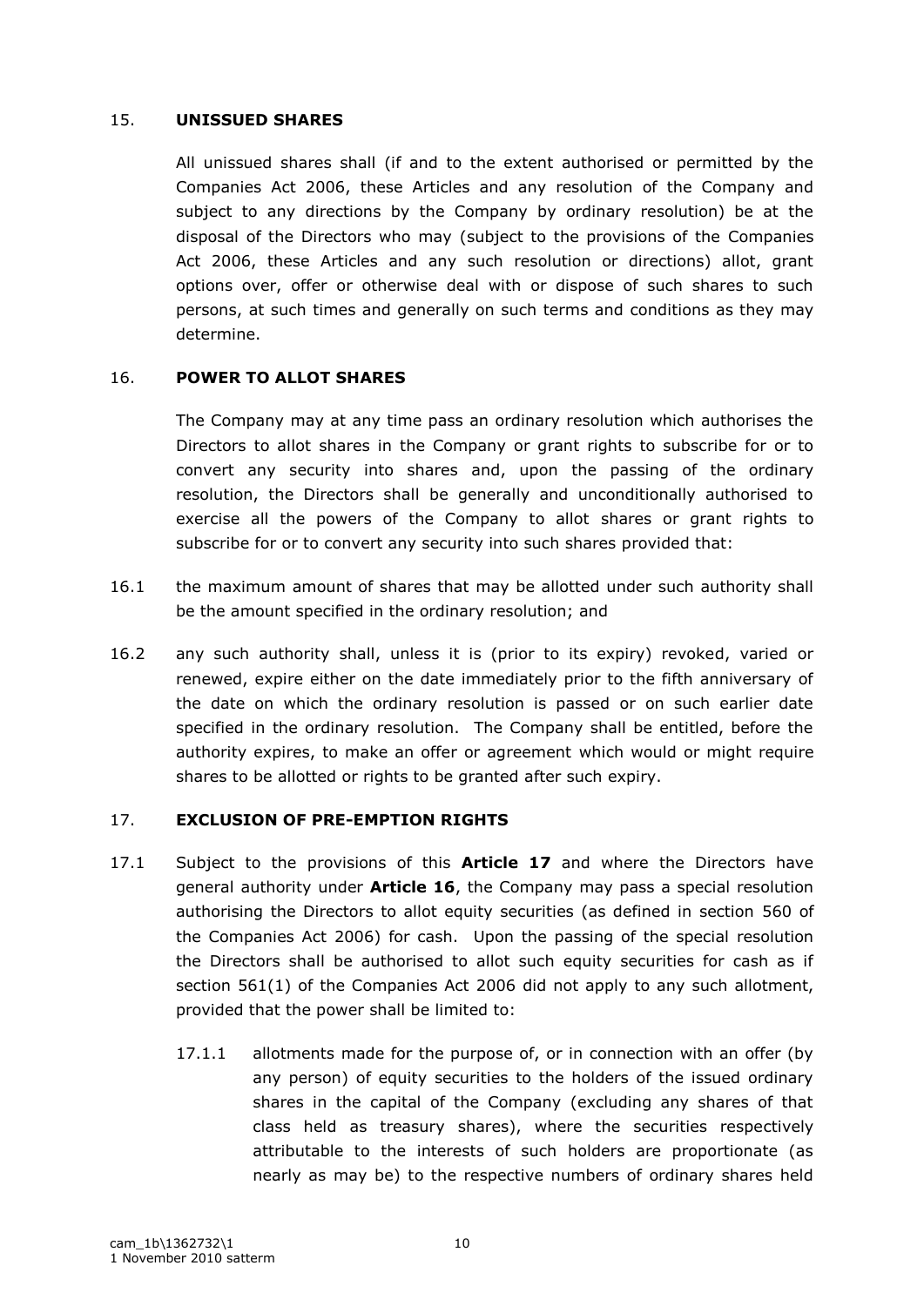## 15. UNISSUED SHARES

All unissued shares shall (if and to the extent authorised or permitted by the Companies Act 2006, these Articles and any resolution of the Company and subject to any directions by the Company by ordinary resolution) be at the disposal of the Directors who may (subject to the provisions of the Companies Act 2006, these Articles and any such resolution or directions) allot, grant options over, offer or otherwise deal with or dispose of such shares to such persons, at such times and generally on such terms and conditions as they may determine.

## 16. POWER TO ALLOT SHARES

The Company may at any time pass an ordinary resolution which authorises the Directors to allot shares in the Company or grant rights to subscribe for or to convert any security into shares and, upon the passing of the ordinary resolution, the Directors shall be generally and unconditionally authorised to exercise all the powers of the Company to allot shares or grant rights to subscribe for or to convert any security into such shares provided that:

16.1 the maximum amount of shares that may be allotted under such authority shall be the amount specified in the ordinary resolution; and

16.2 any such authority shall, unless it is (prior to its expiry) revoked, varied or renewed, expire either on the date immediately prior to the fifth anniversary of the date on which the ordinary resolution is passed or on such earlier date specified in the ordinary resolution. The Company shall be entitled, before the authority expires, to make an offer or agreement which would or might require shares to be allotted or rights to be granted after such expiry.

## 17. EXCLUSION OF PRE-EMPTION RIGHTS

17.1 Subject to the provisions of this **Article 17** and where the Directors have general authority under **Article 16**, the Company may pass a special resolution authorising the Directors to allot equity securities (as defined in section 560 of the Companies Act 2006) for cash. Upon the passing of the special resolution the Directors shall be authorised to allot such equity securities for cash as if section 561(1) of the Companies Act 2006 did not apply to any such allotment, provided that the power shall be limited to:

17.1.1 allotments made for the purpose of, or in connection with an offer (by any person) of equity securities to the holders of the issued ordinary shares in the capital of the Company (excluding any shares of that class held as treasury shares), where the securities respectively attributable to the interests of such holders are proportionate (as nearly as may be) to the respective numbers of ordinary shares held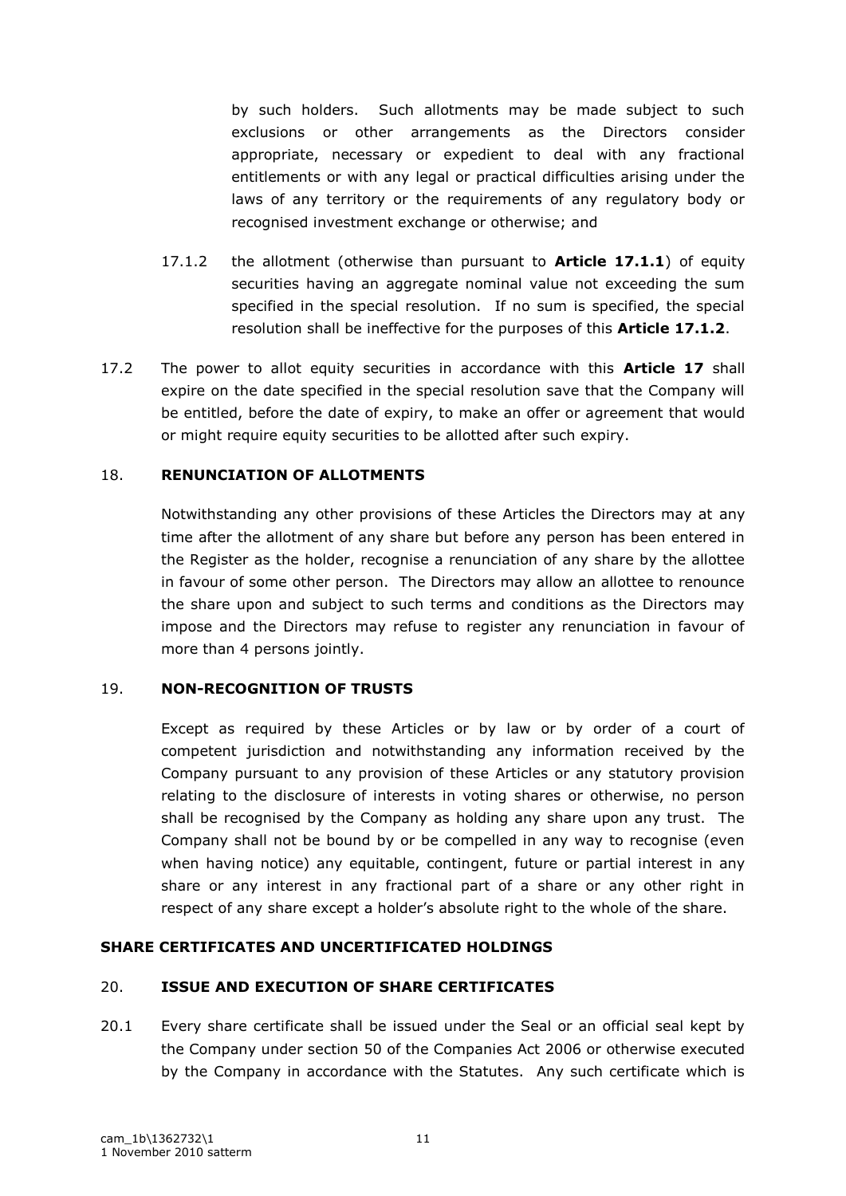by such holders. Such allotments may be made subject to such exclusions or other arrangements as the Directors consider appropriate, necessary or expedient to deal with any fractional entitlements or with any legal or practical difficulties arising under the laws of any territory or the requirements of any regulatory body or recognised investment exchange or otherwise; and

17.1.2 the allotment (otherwise than pursuant to **Article 17.1.1**) of equity securities having an aggregate nominal value not exceeding the sum specified in the special resolution. If no sum is specified, the special resolution shall be ineffective for the purposes of this **Article 17.1.2**.

17.2 The power to allot equity securities in accordance with this **Article 17** shall expire on the date specified in the special resolution save that the Company will be entitled, before the date of expiry, to make an offer or agreement that would or might require equity securities to be allotted after such expiry.

### 18. RENUNCIATION OF ALLOTMENTS

Notwithstanding any other provisions of these Articles the Directors may at any time after the allotment of any share but before any person has been entered in the Register as the holder, recognise a renunciation of any share by the allottee in favour of some other person. The Directors may allow an allottee to renounce the share upon and subject to such terms and conditions as the Directors may impose and the Directors may refuse to register any renunciation in favour of more than 4 persons jointly.

### 19. NON-RECOGNITION OF TRUSTS

Except as required by these Articles or by law or by order of a court of competent jurisdiction and notwithstanding any information received by the Company pursuant to any provision of these Articles or any statutory provision relating to the disclosure of interests in voting shares or otherwise, no person shall be recognised by the Company as holding any share upon any trust. The Company shall not be bound by or be compelled in any way to recognise (even when having notice) any equitable, contingent, future or partial interest in any share or any interest in any fractional part of a share or any other right in respect of any share except a holder's absolute right to the whole of the share.

## SHARE CERTIFICATES AND UNCERTIFICATED HOLDINGS

### 20. ISSUE AND EXECUTION OF SHARE CERTIFICATES

20.1 Every share certificate shall be issued under the Seal or an official seal kept by the Company under section 50 of the Companies Act 2006 or otherwise executed by the Company in accordance with the Statutes. Any such certificate which is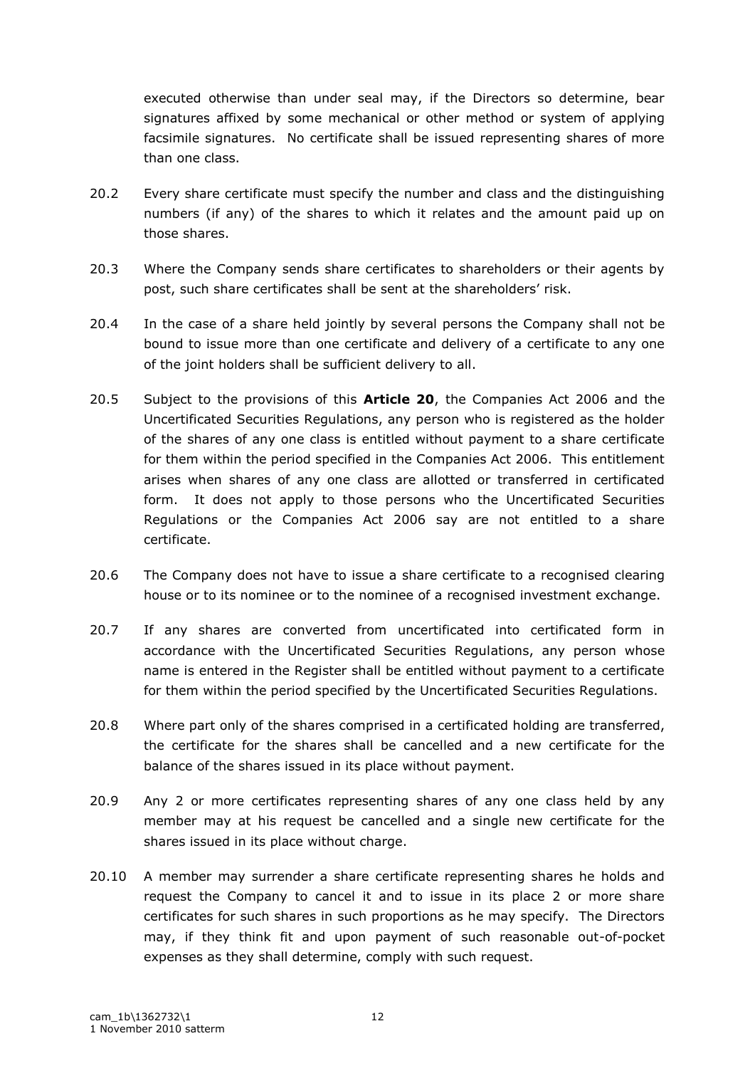executed otherwise than under seal may, if the Directors so determine, bear signatures affixed by some mechanical or other method or system of applying facsimile signatures. No certificate shall be issued representing shares of more than one class.

20.2 Every share certificate must specify the number and class and the distinguishing numbers (if any) of the shares to which it relates and the amount paid up on those shares.

20.3 Where the Company sends share certificates to shareholders or their agents by post, such share certificates shall be sent at the shareholders' risk.

20.4 In the case of a share held jointly by several persons the Company shall not be bound to issue more than one certificate and delivery of a certificate to any one of the joint holders shall be sufficient delivery to all.

20.5 Subject to the provisions of this **Article 20**, the Companies Act 2006 and the Uncertificated Securities Regulations, any person who is registered as the holder of the shares of any one class is entitled without payment to a share certificate for them within the period specified in the Companies Act 2006. This entitlement arises when shares of any one class are allotted or transferred in certificated form. It does not apply to those persons who the Uncertificated Securities Regulations or the Companies Act 2006 say are not entitled to a share certificate.

20.6 The Company does not have to issue a share certificate to a recognised clearing house or to its nominee or to the nominee of a recognised investment exchange.

20.7 If any shares are converted from uncertificated into certificated form in accordance with the Uncertificated Securities Regulations, any person whose name is entered in the Register shall be entitled without payment to a certificate for them within the period specified by the Uncertificated Securities Regulations.

20.8 Where part only of the shares comprised in a certificated holding are transferred, the certificate for the shares shall be cancelled and a new certificate for the balance of the shares issued in its place without payment.

20.9 Any 2 or more certificates representing shares of any one class held by any member may at his request be cancelled and a single new certificate for the shares issued in its place without charge.

20.10 A member may surrender a share certificate representing shares he holds and request the Company to cancel it and to issue in its place 2 or more share certificates for such shares in such proportions as he may specify. The Directors may, if they think fit and upon payment of such reasonable out-of-pocket expenses as they shall determine, comply with such request.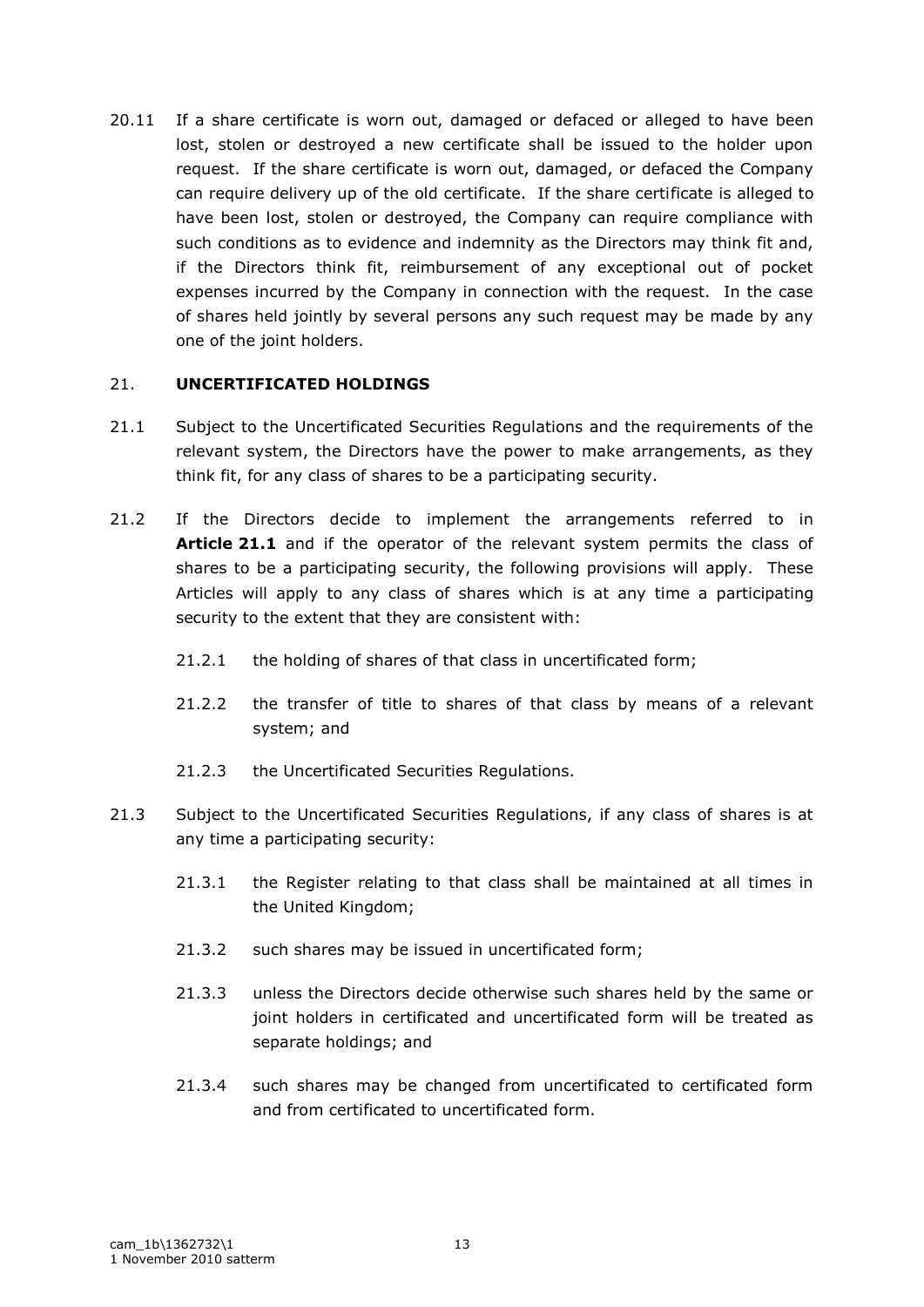20.11 If a share certificate is worn out, damaged or defaced or alleged to have been lost, stolen or destroyed a new certificate shall be issued to the holder upon request. If the share certificate is worn out, damaged, or defaced the Company can require delivery up of the old certificate. If the share certificate is alleged to have been lost, stolen or destroyed, the Company can require compliance with such conditions as to evidence and indemnity as the Directors may think fit and, if the Directors think fit, reimbursement of any exceptional out of pocket expenses incurred by the Company in connection with the request. In the case of shares held jointly by several persons any such request may be made by any one of the joint holders.

## 21. UNCERTIFICATED HOLDINGS

21.1 Subject to the Uncertificated Securities Regulations and the requirements of the relevant system, the Directors have the power to make arrangements, as they think fit, for any class of shares to be a participating security.

21.2 If the Directors decide to implement the arrangements referred to in **Article 21.1** and if the operator of the relevant system permits the class of shares to be a participating security, the following provisions will apply. These Articles will apply to any class of shares which is at any time a participating security to the extent that they are consistent with:

21.2.1 the holding of shares of that class in uncertificated form;

21.2.2 the transfer of title to shares of that class by means of a relevant system; and

21.2.3 the Uncertificated Securities Regulations.

21.3 Subject to the Uncertificated Securities Regulations, if any class of shares is at any time a participating security:

21.3.1 the Register relating to that class shall be maintained at all times in the United Kingdom;

21.3.2 such shares may be issued in uncertificated form;

21.3.3 unless the Directors decide otherwise such shares held by the same or joint holders in certificated and uncertificated form will be treated as separate holdings; and

21.3.4 such shares may be changed from uncertificated to certificated form and from certificated to uncertificated form.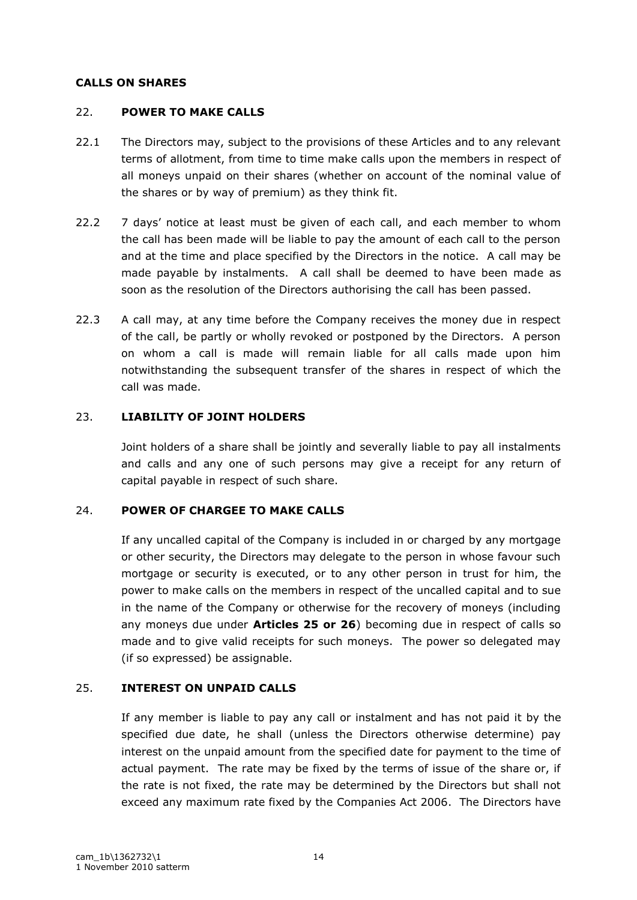**CALLS ON SHARES**

22. **POWER TO MAKE CALLS**

22.1 The Directors may, subject to the provisions of these Articles and to any relevant terms of allotment, from time to time make calls upon the members in respect of all moneys unpaid on their shares (whether on account of the nominal value of the shares or by way of premium) as they think fit.

22.2 7 days' notice at least must be given of each call, and each member to whom the call has been made will be liable to pay the amount of each call to the person and at the time and place specified by the Directors in the notice. A call may be made payable by instalments. A call shall be deemed to have been made as soon as the resolution of the Directors authorising the call has been passed.

22.3 A call may, at any time before the Company receives the money due in respect of the call, be partly or wholly revoked or postponed by the Directors. A person on whom a call is made will remain liable for all calls made upon him notwithstanding the subsequent transfer of the shares in respect of which the call was made.

23. **LIABILITY OF JOINT HOLDERS**

Joint holders of a share shall be jointly and severally liable to pay all instalments and calls and any one of such persons may give a receipt for any return of capital payable in respect of such share.

24. **POWER OF CHARGEE TO MAKE CALLS**

If any uncalled capital of the Company is included in or charged by any mortgage or other security, the Directors may delegate to the person in whose favour such mortgage or security is executed, or to any other person in trust for him, the power to make calls on the members in respect of the uncalled capital and to sue in the name of the Company or otherwise for the recovery of moneys (including any moneys due under **Articles 25 or 26**) becoming due in respect of calls so made and to give valid receipts for such moneys. The power so delegated may (if so expressed) be assignable.

25. **INTEREST ON UNPAID CALLS**

If any member is liable to pay any call or instalment and has not paid it by the specified due date, he shall (unless the Directors otherwise determine) pay interest on the unpaid amount from the specified date for payment to the time of actual payment. The rate may be fixed by the terms of issue of the share or, if the rate is not fixed, the rate may be determined by the Directors but shall not exceed any maximum rate fixed by the Companies Act 2006. The Directors have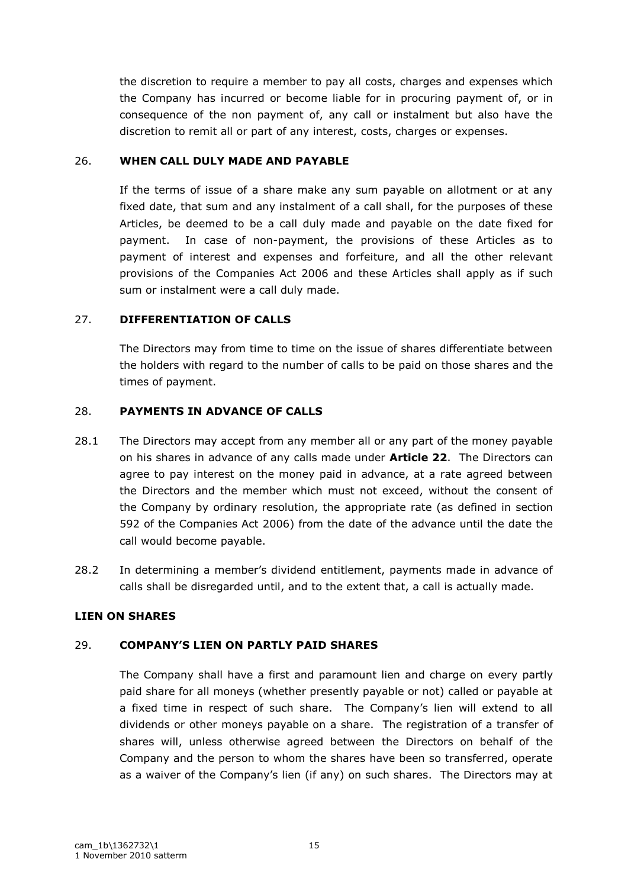the discretion to require a member to pay all costs, charges and expenses which the Company has incurred or become liable for in procuring payment of, or in consequence of the non payment of, any call or instalment but also have the discretion to remit all or part of any interest, costs, charges or expenses.

## 26. WHEN CALL DULY MADE AND PAYABLE

If the terms of issue of a share make any sum payable on allotment or at any fixed date, that sum and any instalment of a call shall, for the purposes of these Articles, be deemed to be a call duly made and payable on the date fixed for payment. In case of non-payment, the provisions of these Articles as to payment of interest and expenses and forfeiture, and all the other relevant provisions of the Companies Act 2006 and these Articles shall apply as if such sum or instalment were a call duly made.

## 27. DIFFERENTIATION OF CALLS

The Directors may from time to time on the issue of shares differentiate between the holders with regard to the number of calls to be paid on those shares and the times of payment.

## 28. PAYMENTS IN ADVANCE OF CALLS

28.1 The Directors may accept from any member all or any part of the money payable on his shares in advance of any calls made under **Article 22**. The Directors can agree to pay interest on the money paid in advance, at a rate agreed between the Directors and the member which must not exceed, without the consent of the Company by ordinary resolution, the appropriate rate (as defined in section 592 of the Companies Act 2006) from the date of the advance until the date the call would become payable.

28.2 In determining a member's dividend entitlement, payments made in advance of calls shall be disregarded until, and to the extent that, a call is actually made.

## LIEN ON SHARES

## 29. COMPANY'S LIEN ON PARTLY PAID SHARES

The Company shall have a first and paramount lien and charge on every partly paid share for all moneys (whether presently payable or not) called or payable at a fixed time in respect of such share. The Company's lien will extend to all dividends or other moneys payable on a share. The registration of a transfer of shares will, unless otherwise agreed between the Directors on behalf of the Company and the person to whom the shares have been so transferred, operate as a waiver of the Company's lien (if any) on such shares. The Directors may at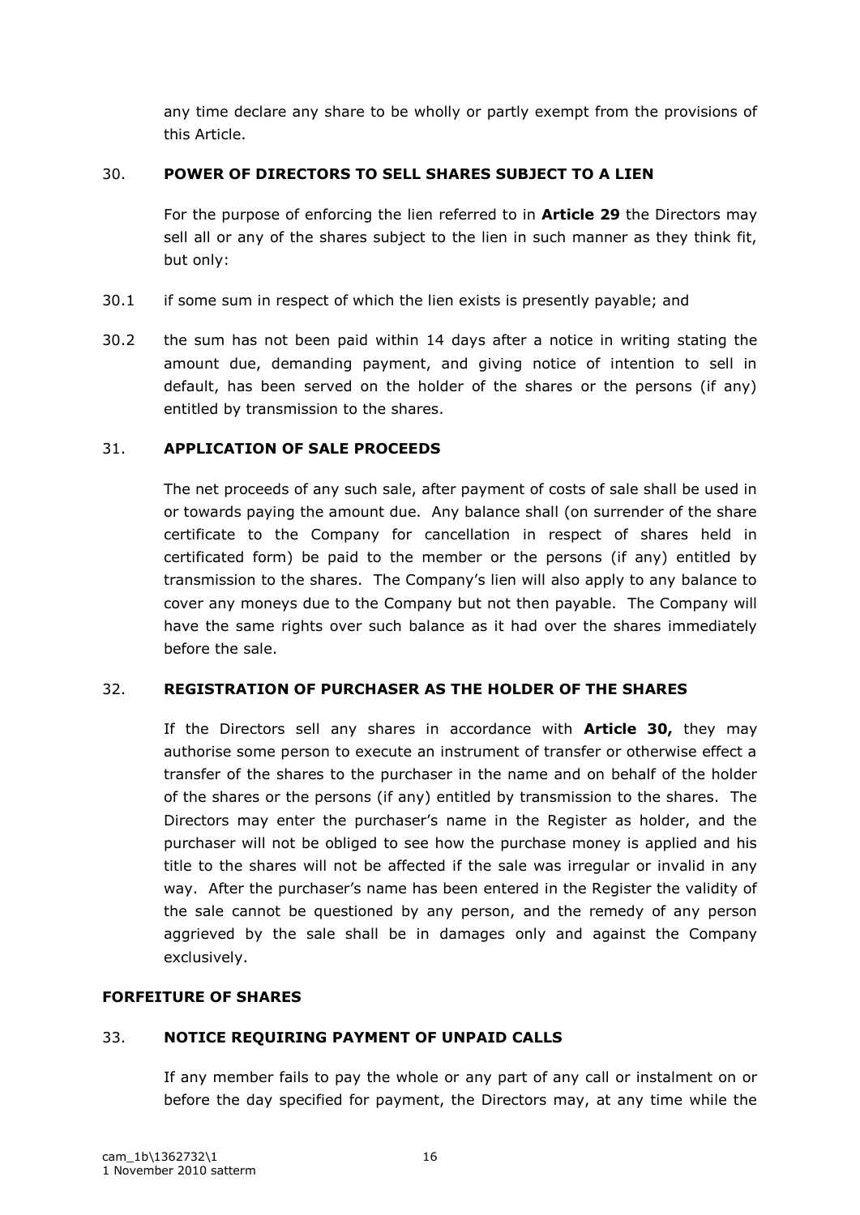any time declare any share to be wholly or partly exempt from the provisions of this Article.

## 30. POWER OF DIRECTORS TO SELL SHARES SUBJECT TO A LIEN

For the purpose of enforcing the lien referred to in **Article 29** the Directors may sell all or any of the shares subject to the lien in such manner as they think fit, but only:

30.1 if some sum in respect of which the lien exists is presently payable; and

30.2 the sum has not been paid within 14 days after a notice in writing stating the amount due, demanding payment, and giving notice of intention to sell in default, has been served on the holder of the shares or the persons (if any) entitled by transmission to the shares.

## 31. APPLICATION OF SALE PROCEEDS

The net proceeds of any such sale, after payment of costs of sale shall be used in or towards paying the amount due. Any balance shall (on surrender of the share certificate to the Company for cancellation in respect of shares held in certificated form) be paid to the member or the persons (if any) entitled by transmission to the shares. The Company's lien will also apply to any balance to cover any moneys due to the Company but not then payable. The Company will have the same rights over such balance as it had over the shares immediately before the sale.

## 32. REGISTRATION OF PURCHASER AS THE HOLDER OF THE SHARES

If the Directors sell any shares in accordance with **Article 30,** they may authorise some person to execute an instrument of transfer or otherwise effect a transfer of the shares to the purchaser in the name and on behalf of the holder of the shares or the persons (if any) entitled by transmission to the shares. The Directors may enter the purchaser's name in the Register as holder, and the purchaser will not be obliged to see how the purchase money is applied and his title to the shares will not be affected if the sale was irregular or invalid in any way. After the purchaser's name has been entered in the Register the validity of the sale cannot be questioned by any person, and the remedy of any person aggrieved by the sale shall be in damages only and against the Company exclusively.

# FORFEITURE OF SHARES

## 33. NOTICE REQUIRING PAYMENT OF UNPAID CALLS

If any member fails to pay the whole or any part of any call or instalment on or before the day specified for payment, the Directors may, at any time while the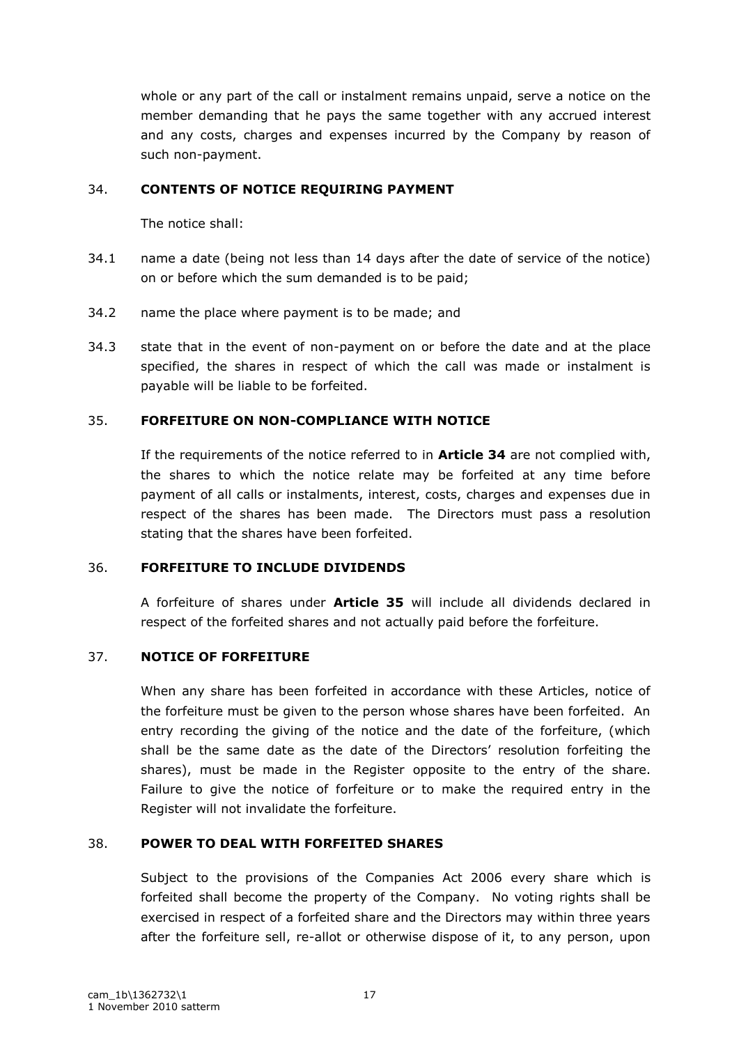whole or any part of the call or instalment remains unpaid, serve a notice on the member demanding that he pays the same together with any accrued interest and any costs, charges and expenses incurred by the Company by reason of such non-payment.

## 34. CONTENTS OF NOTICE REQUIRING PAYMENT

The notice shall:

34.1 name a date (being not less than 14 days after the date of service of the notice) on or before which the sum demanded is to be paid;

34.2 name the place where payment is to be made; and

34.3 state that in the event of non-payment on or before the date and at the place specified, the shares in respect of which the call was made or instalment is payable will be liable to be forfeited.

## 35. FORFEITURE ON NON-COMPLIANCE WITH NOTICE

If the requirements of the notice referred to in **Article 34** are not complied with, the shares to which the notice relate may be forfeited at any time before payment of all calls or instalments, interest, costs, charges and expenses due in respect of the shares has been made. The Directors must pass a resolution stating that the shares have been forfeited.

## 36. FORFEITURE TO INCLUDE DIVIDENDS

A forfeiture of shares under **Article 35** will include all dividends declared in respect of the forfeited shares and not actually paid before the forfeiture.

## 37. NOTICE OF FORFEITURE

When any share has been forfeited in accordance with these Articles, notice of the forfeiture must be given to the person whose shares have been forfeited. An entry recording the giving of the notice and the date of the forfeiture, (which shall be the same date as the date of the Directors' resolution forfeiting the shares), must be made in the Register opposite to the entry of the share. Failure to give the notice of forfeiture or to make the required entry in the Register will not invalidate the forfeiture.

## 38. POWER TO DEAL WITH FORFEITED SHARES

Subject to the provisions of the Companies Act 2006 every share which is forfeited shall become the property of the Company. No voting rights shall be exercised in respect of a forfeited share and the Directors may within three years after the forfeiture sell, re-allot or otherwise dispose of it, to any person, upon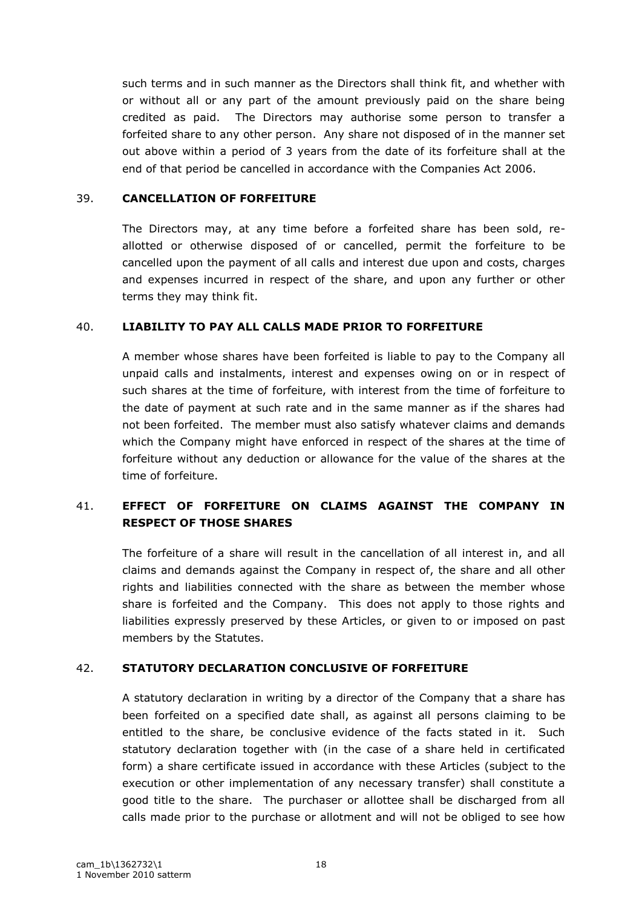such terms and in such manner as the Directors shall think fit, and whether with or without all or any part of the amount previously paid on the share being credited as paid. The Directors may authorise some person to transfer a forfeited share to any other person. Any share not disposed of in the manner set out above within a period of 3 years from the date of its forfeiture shall at the end of that period be cancelled in accordance with the Companies Act 2006.

## 39. CANCELLATION OF FORFEITURE

The Directors may, at any time before a forfeited share has been sold, re-allotted or otherwise disposed of or cancelled, permit the forfeiture to be cancelled upon the payment of all calls and interest due upon and costs, charges and expenses incurred in respect of the share, and upon any further or other terms they may think fit.

## 40. LIABILITY TO PAY ALL CALLS MADE PRIOR TO FORFEITURE

A member whose shares have been forfeited is liable to pay to the Company all unpaid calls and instalments, interest and expenses owing on or in respect of such shares at the time of forfeiture, with interest from the time of forfeiture to the date of payment at such rate and in the same manner as if the shares had not been forfeited. The member must also satisfy whatever claims and demands which the Company might have enforced in respect of the shares at the time of forfeiture without any deduction or allowance for the value of the shares at the time of forfeiture.

## 41. EFFECT OF FORFEITURE ON CLAIMS AGAINST THE COMPANY IN RESPECT OF THOSE SHARES

The forfeiture of a share will result in the cancellation of all interest in, and all claims and demands against the Company in respect of, the share and all other rights and liabilities connected with the share as between the member whose share is forfeited and the Company. This does not apply to those rights and liabilities expressly preserved by these Articles, or given to or imposed on past members by the Statutes.

## 42. STATUTORY DECLARATION CONCLUSIVE OF FORFEITURE

A statutory declaration in writing by a director of the Company that a share has been forfeited on a specified date shall, as against all persons claiming to be entitled to the share, be conclusive evidence of the facts stated in it. Such statutory declaration together with (in the case of a share held in certificated form) a share certificate issued in accordance with these Articles (subject to the execution or other implementation of any necessary transfer) shall constitute a good title to the share. The purchaser or allottee shall be discharged from all calls made prior to the purchase or allotment and will not be obliged to see how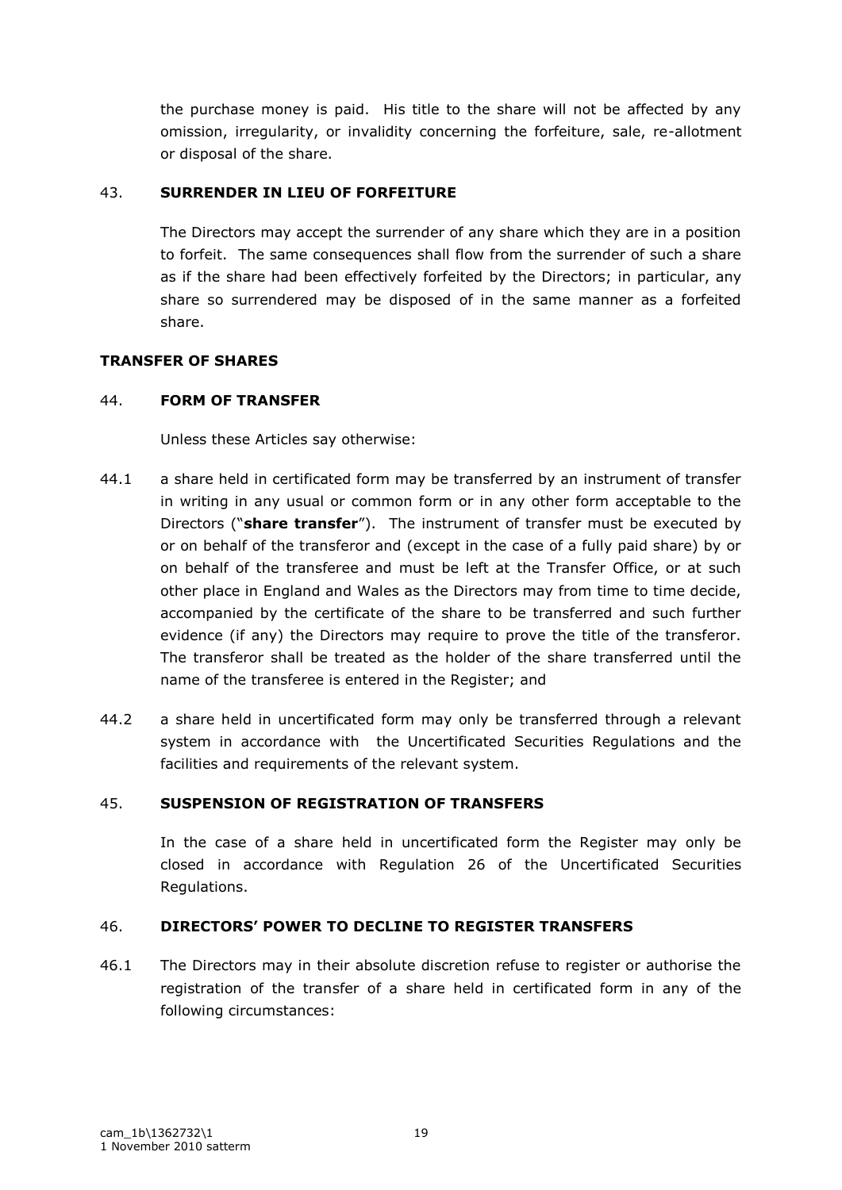the purchase money is paid. His title to the share will not be affected by any omission, irregularity, or invalidity concerning the forfeiture, sale, re-allotment or disposal of the share.

43. **SURRENDER IN LIEU OF FORFEITURE**

The Directors may accept the surrender of any share which they are in a position to forfeit. The same consequences shall flow from the surrender of such a share as if the share had been effectively forfeited by the Directors; in particular, any share so surrendered may be disposed of in the same manner as a forfeited share.

**TRANSFER OF SHARES**

44. **FORM OF TRANSFER**

Unless these Articles say otherwise:

44.1 a share held in certificated form may be transferred by an instrument of transfer in writing in any usual or common form or in any other form acceptable to the Directors ("**share transfer**"). The instrument of transfer must be executed by or on behalf of the transferor and (except in the case of a fully paid share) by or on behalf of the transferee and must be left at the Transfer Office, or at such other place in England and Wales as the Directors may from time to time decide, accompanied by the certificate of the share to be transferred and such further evidence (if any) the Directors may require to prove the title of the transferor. The transferor shall be treated as the holder of the share transferred until the name of the transferee is entered in the Register; and

44.2 a share held in uncertificated form may only be transferred through a relevant system in accordance with the Uncertificated Securities Regulations and the facilities and requirements of the relevant system.

45. **SUSPENSION OF REGISTRATION OF TRANSFERS**

In the case of a share held in uncertificated form the Register may only be closed in accordance with Regulation 26 of the Uncertificated Securities Regulations.

46. **DIRECTORS' POWER TO DECLINE TO REGISTER TRANSFERS**

46.1 The Directors may in their absolute discretion refuse to register or authorise the registration of the transfer of a share held in certificated form in any of the following circumstances: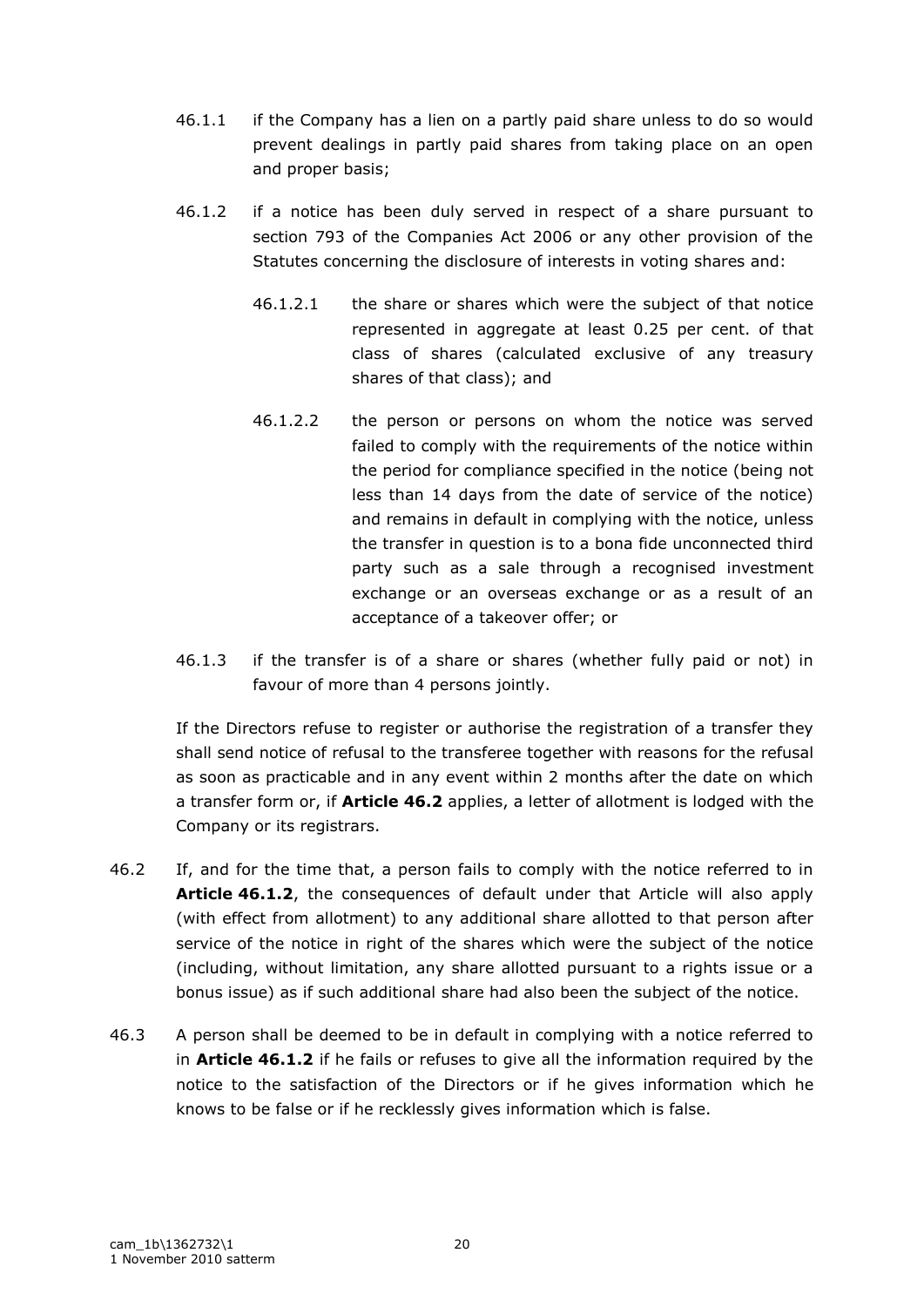46.1.1 if the Company has a lien on a partly paid share unless to do so would prevent dealings in partly paid shares from taking place on an open and proper basis;

46.1.2 if a notice has been duly served in respect of a share pursuant to section 793 of the Companies Act 2006 or any other provision of the Statutes concerning the disclosure of interests in voting shares and:

46.1.2.1 the share or shares which were the subject of that notice represented in aggregate at least 0.25 per cent. of that class of shares (calculated exclusive of any treasury shares of that class); and

46.1.2.2 the person or persons on whom the notice was served failed to comply with the requirements of the notice within the period for compliance specified in the notice (being not less than 14 days from the date of service of the notice) and remains in default in complying with the notice, unless the transfer in question is to a bona fide unconnected third party such as a sale through a recognised investment exchange or an overseas exchange or as a result of an acceptance of a takeover offer; or

46.1.3 if the transfer is of a share or shares (whether fully paid or not) in favour of more than 4 persons jointly.

If the Directors refuse to register or authorise the registration of a transfer they shall send notice of refusal to the transferee together with reasons for the refusal as soon as practicable and in any event within 2 months after the date on which a transfer form or, if **Article 46.2** applies, a letter of allotment is lodged with the Company or its registrars.

46.2 If, and for the time that, a person fails to comply with the notice referred to in **Article 46.1.2**, the consequences of default under that Article will also apply (with effect from allotment) to any additional share allotted to that person after service of the notice in right of the shares which were the subject of the notice (including, without limitation, any share allotted pursuant to a rights issue or a bonus issue) as if such additional share had also been the subject of the notice.

46.3 A person shall be deemed to be in default in complying with a notice referred to in **Article 46.1.2** if he fails or refuses to give all the information required by the notice to the satisfaction of the Directors or if he gives information which he knows to be false or if he recklessly gives information which is false.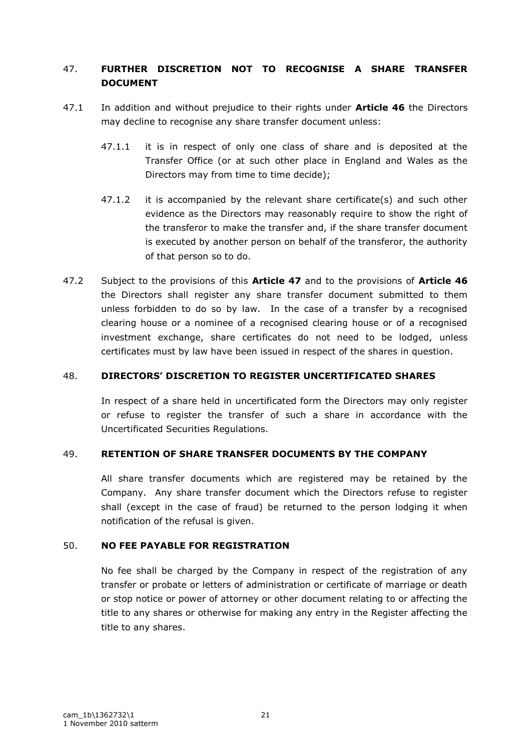## 47. FURTHER DISCRETION NOT TO RECOGNISE A SHARE TRANSFER DOCUMENT

47.1 In addition and without prejudice to their rights under **Article 46** the Directors may decline to recognise any share transfer document unless:

47.1.1 it is in respect of only one class of share and is deposited at the Transfer Office (or at such other place in England and Wales as the Directors may from time to time decide);

47.1.2 it is accompanied by the relevant share certificate(s) and such other evidence as the Directors may reasonably require to show the right of the transferor to make the transfer and, if the share transfer document is executed by another person on behalf of the transferor, the authority of that person so to do.

47.2 Subject to the provisions of this **Article 47** and to the provisions of **Article 46** the Directors shall register any share transfer document submitted to them unless forbidden to do so by law. In the case of a transfer by a recognised clearing house or a nominee of a recognised clearing house or of a recognised investment exchange, share certificates do not need to be lodged, unless certificates must by law have been issued in respect of the shares in question.

## 48. DIRECTORS' DISCRETION TO REGISTER UNCERTIFICATED SHARES

In respect of a share held in uncertificated form the Directors may only register or refuse to register the transfer of such a share in accordance with the Uncertificated Securities Regulations.

## 49. RETENTION OF SHARE TRANSFER DOCUMENTS BY THE COMPANY

All share transfer documents which are registered may be retained by the Company. Any share transfer document which the Directors refuse to register shall (except in the case of fraud) be returned to the person lodging it when notification of the refusal is given.

## 50. NO FEE PAYABLE FOR REGISTRATION

No fee shall be charged by the Company in respect of the registration of any transfer or probate or letters of administration or certificate of marriage or death or stop notice or power of attorney or other document relating to or affecting the title to any shares or otherwise for making any entry in the Register affecting the title to any shares.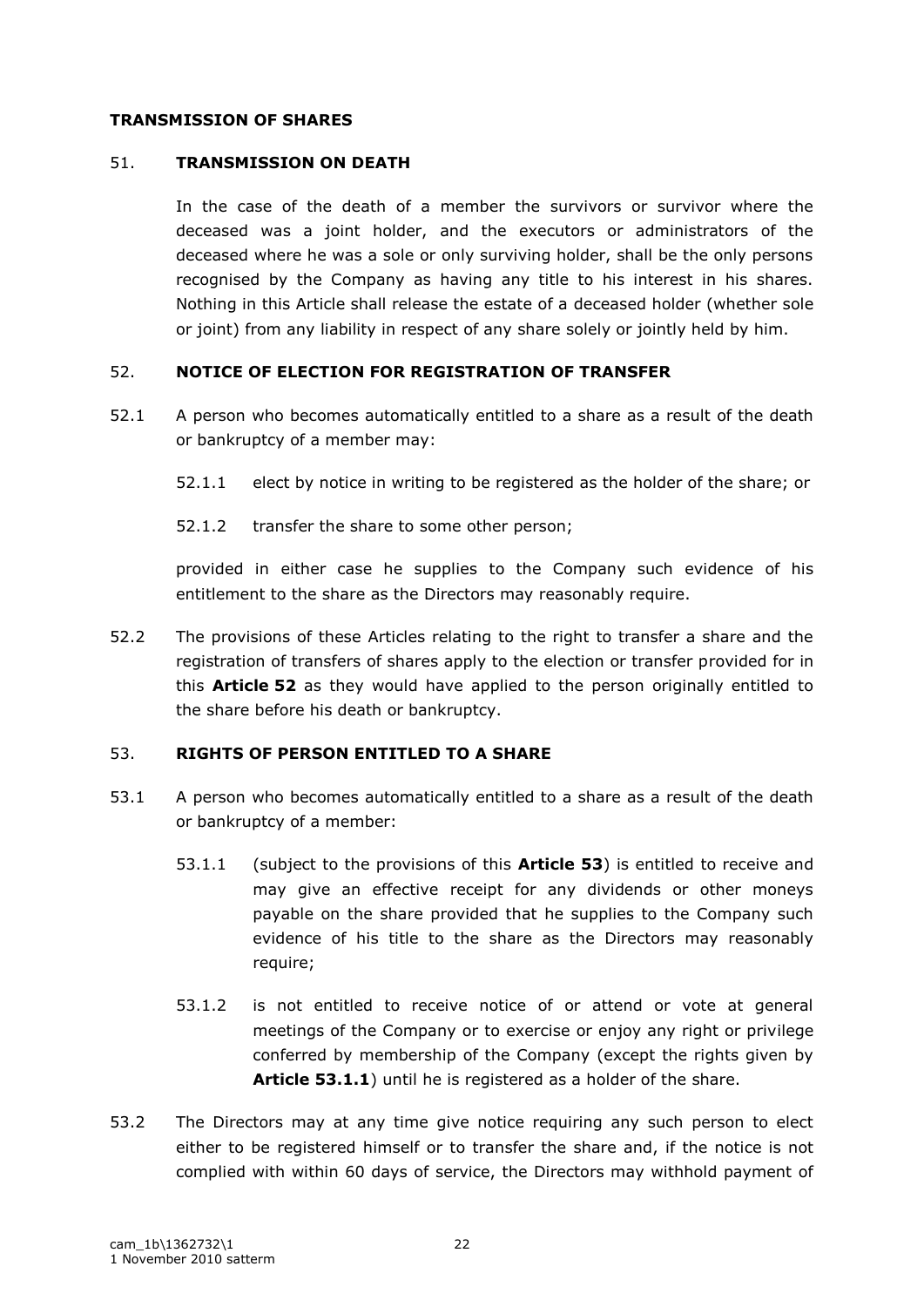## TRANSMISSION OF SHARES

### 51. TRANSMISSION ON DEATH

In the case of the death of a member the survivors or survivor where the deceased was a joint holder, and the executors or administrators of the deceased where he was a sole or only surviving holder, shall be the only persons recognised by the Company as having any title to his interest in his shares. Nothing in this Article shall release the estate of a deceased holder (whether sole or joint) from any liability in respect of any share solely or jointly held by him.

### 52. NOTICE OF ELECTION FOR REGISTRATION OF TRANSFER

52.1 A person who becomes automatically entitled to a share as a result of the death or bankruptcy of a member may:

52.1.1 elect by notice in writing to be registered as the holder of the share; or

52.1.2 transfer the share to some other person;

provided in either case he supplies to the Company such evidence of his entitlement to the share as the Directors may reasonably require.

52.2 The provisions of these Articles relating to the right to transfer a share and the registration of transfers of shares apply to the election or transfer provided for in this **Article 52** as they would have applied to the person originally entitled to the share before his death or bankruptcy.

### 53. RIGHTS OF PERSON ENTITLED TO A SHARE

53.1 A person who becomes automatically entitled to a share as a result of the death or bankruptcy of a member:

53.1.1 (subject to the provisions of this **Article 53**) is entitled to receive and may give an effective receipt for any dividends or other moneys payable on the share provided that he supplies to the Company such evidence of his title to the share as the Directors may reasonably require;

53.1.2 is not entitled to receive notice of or attend or vote at general meetings of the Company or to exercise or enjoy any right or privilege conferred by membership of the Company (except the rights given by **Article 53.1.1**) until he is registered as a holder of the share.

53.2 The Directors may at any time give notice requiring any such person to elect either to be registered himself or to transfer the share and, if the notice is not complied with within 60 days of service, the Directors may withhold payment of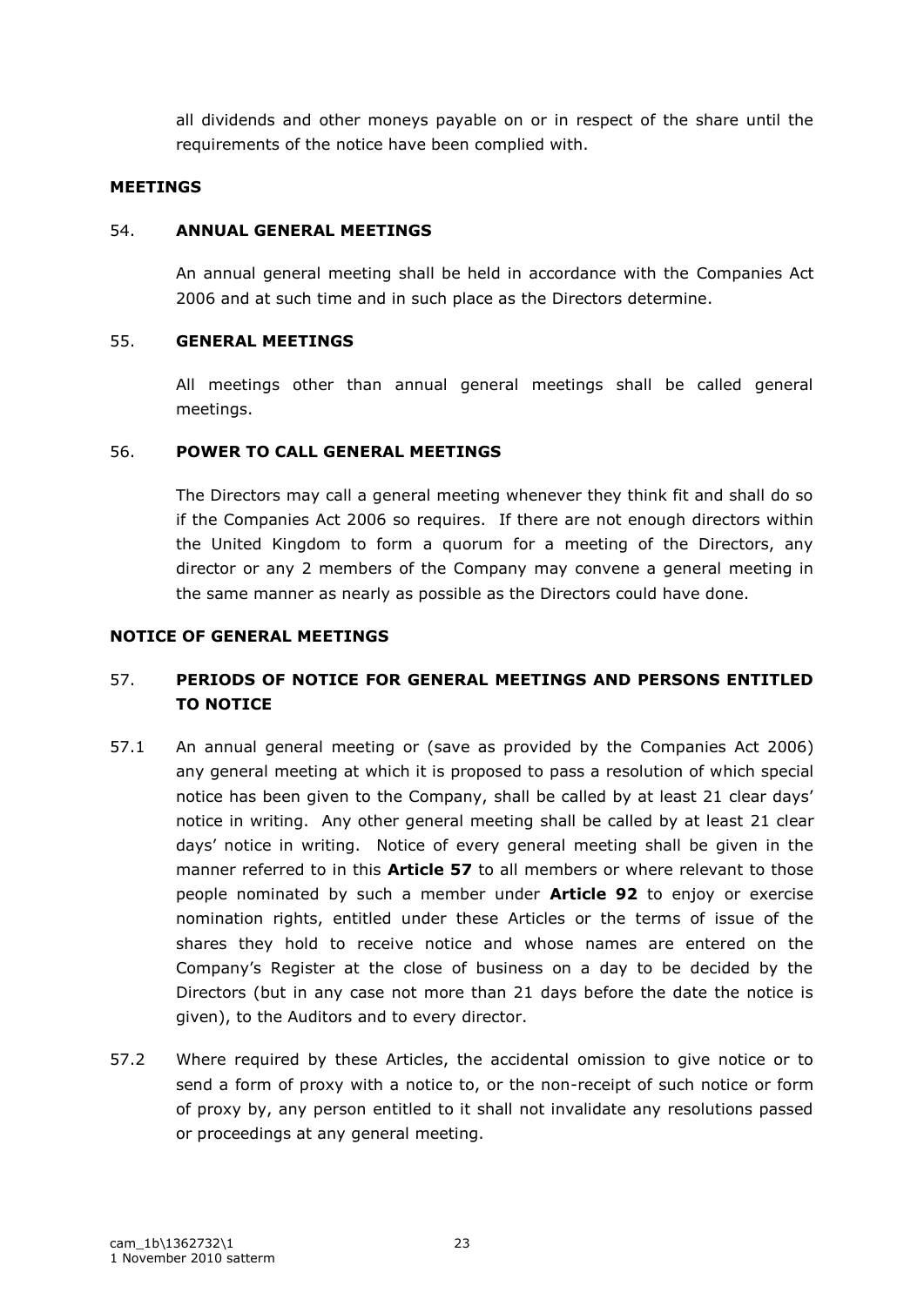all dividends and other moneys payable on or in respect of the share until the requirements of the notice have been complied with.

**MEETINGS**

## 54. ANNUAL GENERAL MEETINGS

An annual general meeting shall be held in accordance with the Companies Act 2006 and at such time and in such place as the Directors determine.

## 55. GENERAL MEETINGS

All meetings other than annual general meetings shall be called general meetings.

## 56. POWER TO CALL GENERAL MEETINGS

The Directors may call a general meeting whenever they think fit and shall do so if the Companies Act 2006 so requires. If there are not enough directors within the United Kingdom to form a quorum for a meeting of the Directors, any director or any 2 members of the Company may convene a general meeting in the same manner as nearly as possible as the Directors could have done.

**NOTICE OF GENERAL MEETINGS**

## 57. PERIODS OF NOTICE FOR GENERAL MEETINGS AND PERSONS ENTITLED TO NOTICE

57.1 An annual general meeting or (save as provided by the Companies Act 2006) any general meeting at which it is proposed to pass a resolution of which special notice has been given to the Company, shall be called by at least 21 clear days' notice in writing. Any other general meeting shall be called by at least 21 clear days' notice in writing. Notice of every general meeting shall be given in the manner referred to in this **Article 57** to all members or where relevant to those people nominated by such a member under **Article 92** to enjoy or exercise nomination rights, entitled under these Articles or the terms of issue of the shares they hold to receive notice and whose names are entered on the Company's Register at the close of business on a day to be decided by the Directors (but in any case not more than 21 days before the date the notice is given), to the Auditors and to every director.

57.2 Where required by these Articles, the accidental omission to give notice or to send a form of proxy with a notice to, or the non-receipt of such notice or form of proxy by, any person entitled to it shall not invalidate any resolutions passed or proceedings at any general meeting.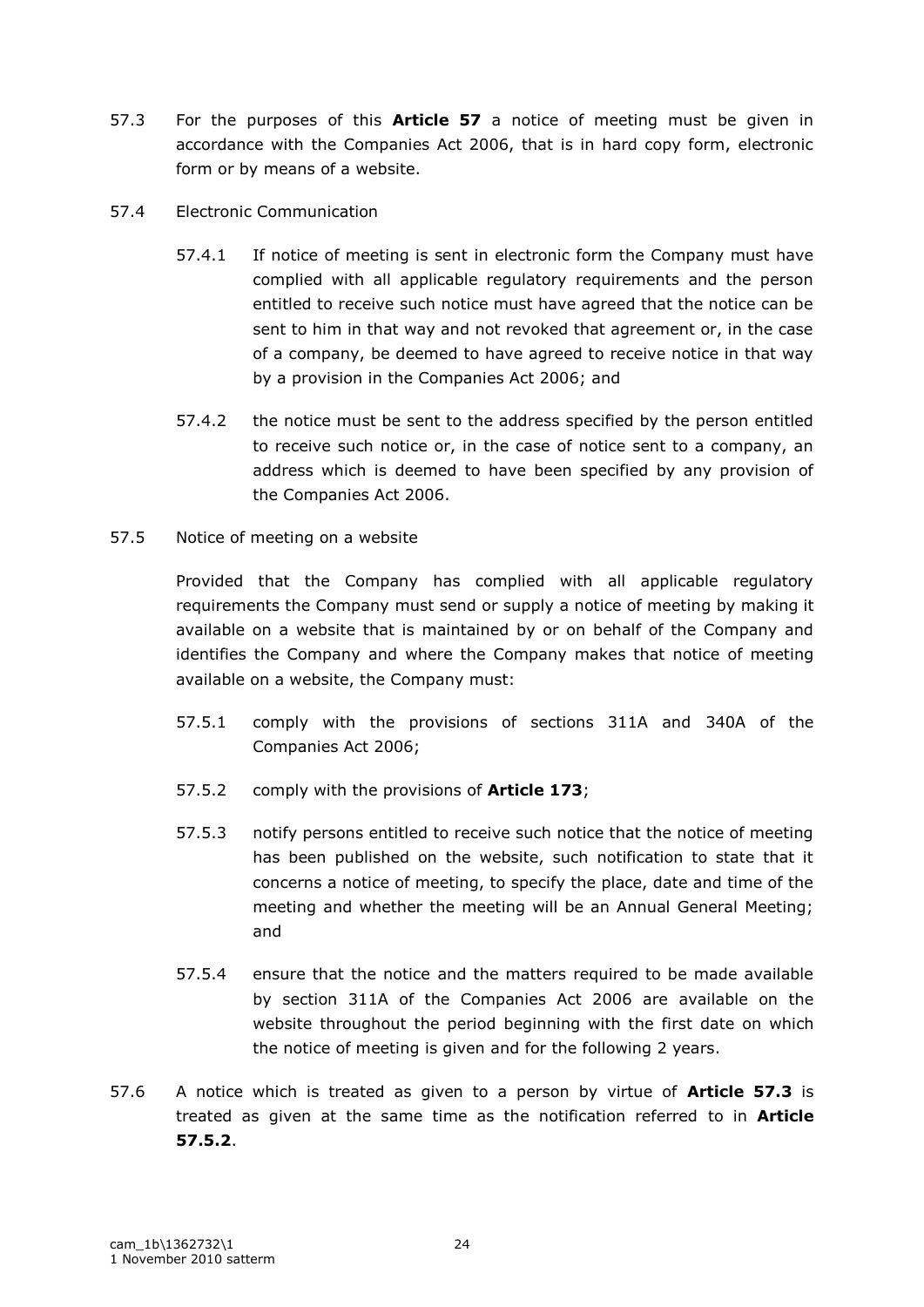57.3 For the purposes of this **Article 57** a notice of meeting must be given in accordance with the Companies Act 2006, that is in hard copy form, electronic form or by means of a website.

57.4 Electronic Communication

57.4.1 If notice of meeting is sent in electronic form the Company must have complied with all applicable regulatory requirements and the person entitled to receive such notice must have agreed that the notice can be sent to him in that way and not revoked that agreement or, in the case of a company, be deemed to have agreed to receive notice in that way by a provision in the Companies Act 2006; and

57.4.2 the notice must be sent to the address specified by the person entitled to receive such notice or, in the case of notice sent to a company, an address which is deemed to have been specified by any provision of the Companies Act 2006.

57.5 Notice of meeting on a website

Provided that the Company has complied with all applicable regulatory requirements the Company must send or supply a notice of meeting by making it available on a website that is maintained by or on behalf of the Company and identifies the Company and where the Company makes that notice of meeting available on a website, the Company must:

57.5.1 comply with the provisions of sections 311A and 340A of the Companies Act 2006;

57.5.2 comply with the provisions of **Article 173**;

57.5.3 notify persons entitled to receive such notice that the notice of meeting has been published on the website, such notification to state that it concerns a notice of meeting, to specify the place, date and time of the meeting and whether the meeting will be an Annual General Meeting; and

57.5.4 ensure that the notice and the matters required to be made available by section 311A of the Companies Act 2006 are available on the website throughout the period beginning with the first date on which the notice of meeting is given and for the following 2 years.

57.6 A notice which is treated as given to a person by virtue of **Article 57.3** is treated as given at the same time as the notification referred to in **Article 57.5.2**.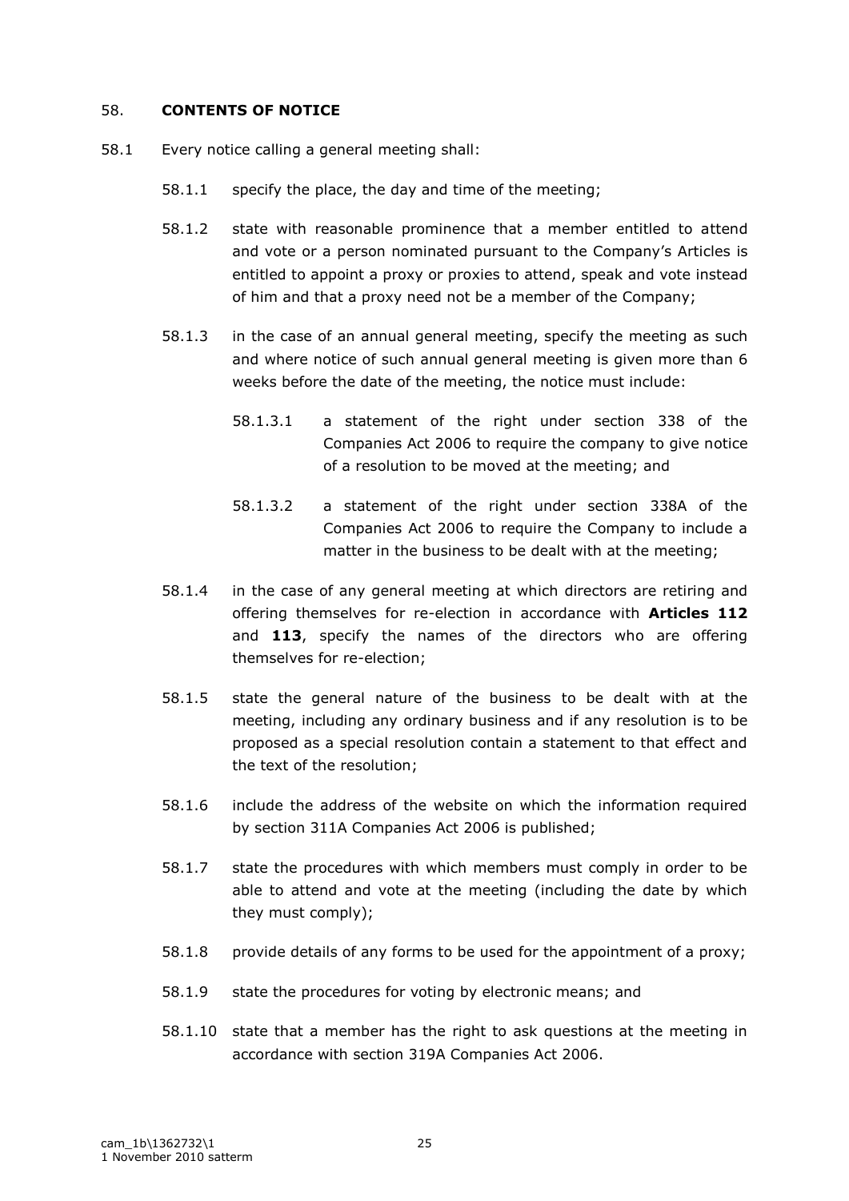## 58. **CONTENTS OF NOTICE**

58.1 Every notice calling a general meeting shall:

58.1.1 specify the place, the day and time of the meeting;

58.1.2 state with reasonable prominence that a member entitled to attend and vote or a person nominated pursuant to the Company's Articles is entitled to appoint a proxy or proxies to attend, speak and vote instead of him and that a proxy need not be a member of the Company;

58.1.3 in the case of an annual general meeting, specify the meeting as such and where notice of such annual general meeting is given more than 6 weeks before the date of the meeting, the notice must include:

58.1.3.1 a statement of the right under section 338 of the Companies Act 2006 to require the company to give notice of a resolution to be moved at the meeting; and

58.1.3.2 a statement of the right under section 338A of the Companies Act 2006 to require the Company to include a matter in the business to be dealt with at the meeting;

58.1.4 in the case of any general meeting at which directors are retiring and offering themselves for re-election in accordance with **Articles 112** and **113**, specify the names of the directors who are offering themselves for re-election;

58.1.5 state the general nature of the business to be dealt with at the meeting, including any ordinary business and if any resolution is to be proposed as a special resolution contain a statement to that effect and the text of the resolution;

58.1.6 include the address of the website on which the information required by section 311A Companies Act 2006 is published;

58.1.7 state the procedures with which members must comply in order to be able to attend and vote at the meeting (including the date by which they must comply);

58.1.8 provide details of any forms to be used for the appointment of a proxy;

58.1.9 state the procedures for voting by electronic means; and

58.1.10 state that a member has the right to ask questions at the meeting in accordance with section 319A Companies Act 2006.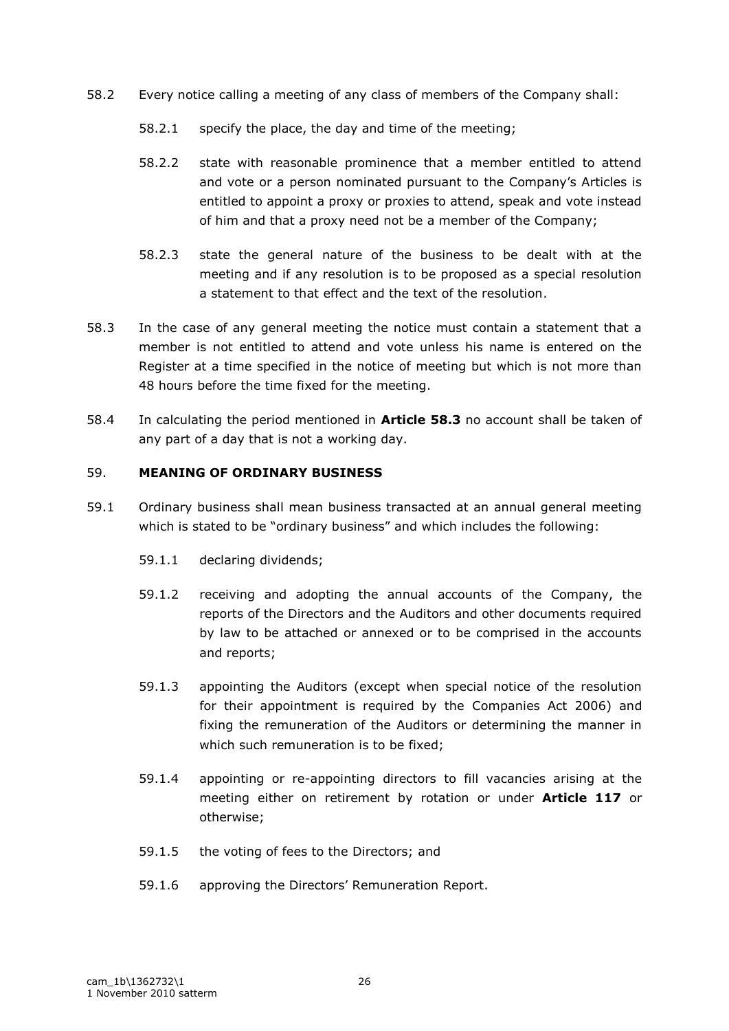58.2 Every notice calling a meeting of any class of members of the Company shall:

58.2.1 specify the place, the day and time of the meeting;

58.2.2 state with reasonable prominence that a member entitled to attend and vote or a person nominated pursuant to the Company's Articles is entitled to appoint a proxy or proxies to attend, speak and vote instead of him and that a proxy need not be a member of the Company;

58.2.3 state the general nature of the business to be dealt with at the meeting and if any resolution is to be proposed as a special resolution a statement to that effect and the text of the resolution.

58.3 In the case of any general meeting the notice must contain a statement that a member is not entitled to attend and vote unless his name is entered on the Register at a time specified in the notice of meeting but which is not more than 48 hours before the time fixed for the meeting.

58.4 In calculating the period mentioned in **Article 58.3** no account shall be taken of any part of a day that is not a working day.

## 59. MEANING OF ORDINARY BUSINESS

59.1 Ordinary business shall mean business transacted at an annual general meeting which is stated to be "ordinary business" and which includes the following:

59.1.1 declaring dividends;

59.1.2 receiving and adopting the annual accounts of the Company, the reports of the Directors and the Auditors and other documents required by law to be attached or annexed or to be comprised in the accounts and reports;

59.1.3 appointing the Auditors (except when special notice of the resolution for their appointment is required by the Companies Act 2006) and fixing the remuneration of the Auditors or determining the manner in which such remuneration is to be fixed;

59.1.4 appointing or re-appointing directors to fill vacancies arising at the meeting either on retirement by rotation or under **Article 117** or otherwise;

59.1.5 the voting of fees to the Directors; and

59.1.6 approving the Directors' Remuneration Report.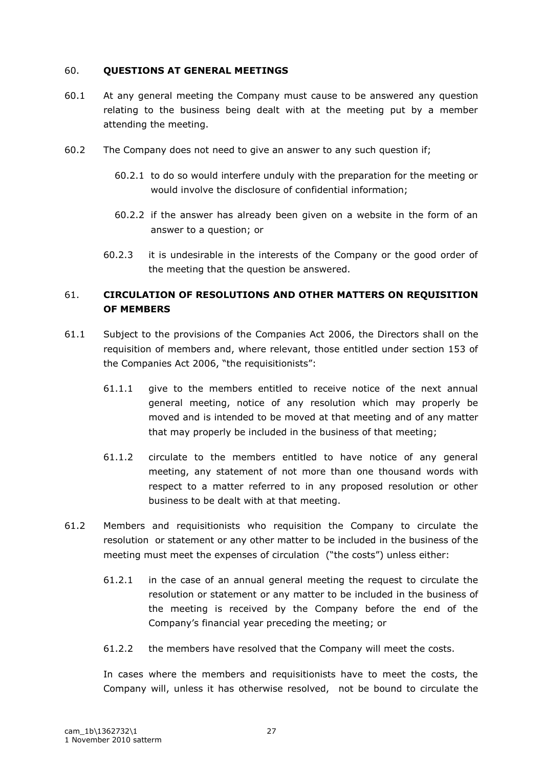## 60. QUESTIONS AT GENERAL MEETINGS

60.1 At any general meeting the Company must cause to be answered any question relating to the business being dealt with at the meeting put by a member attending the meeting.

60.2 The Company does not need to give an answer to any such question if;

60.2.1 to do so would interfere unduly with the preparation for the meeting or would involve the disclosure of confidential information;

60.2.2 if the answer has already been given on a website in the form of an answer to a question; or

60.2.3 it is undesirable in the interests of the Company or the good order of the meeting that the question be answered.

## 61. CIRCULATION OF RESOLUTIONS AND OTHER MATTERS ON REQUISITION OF MEMBERS

61.1 Subject to the provisions of the Companies Act 2006, the Directors shall on the requisition of members and, where relevant, those entitled under section 153 of the Companies Act 2006, "the requisitionists":

61.1.1 give to the members entitled to receive notice of the next annual general meeting, notice of any resolution which may properly be moved and is intended to be moved at that meeting and of any matter that may properly be included in the business of that meeting;

61.1.2 circulate to the members entitled to have notice of any general meeting, any statement of not more than one thousand words with respect to a matter referred to in any proposed resolution or other business to be dealt with at that meeting.

61.2 Members and requisitionists who requisition the Company to circulate the resolution or statement or any other matter to be included in the business of the meeting must meet the expenses of circulation ("the costs") unless either:

61.2.1 in the case of an annual general meeting the request to circulate the resolution or statement or any matter to be included in the business of the meeting is received by the Company before the end of the Company's financial year preceding the meeting; or

61.2.2 the members have resolved that the Company will meet the costs.

In cases where the members and requisitionists have to meet the costs, the Company will, unless it has otherwise resolved, not be bound to circulate the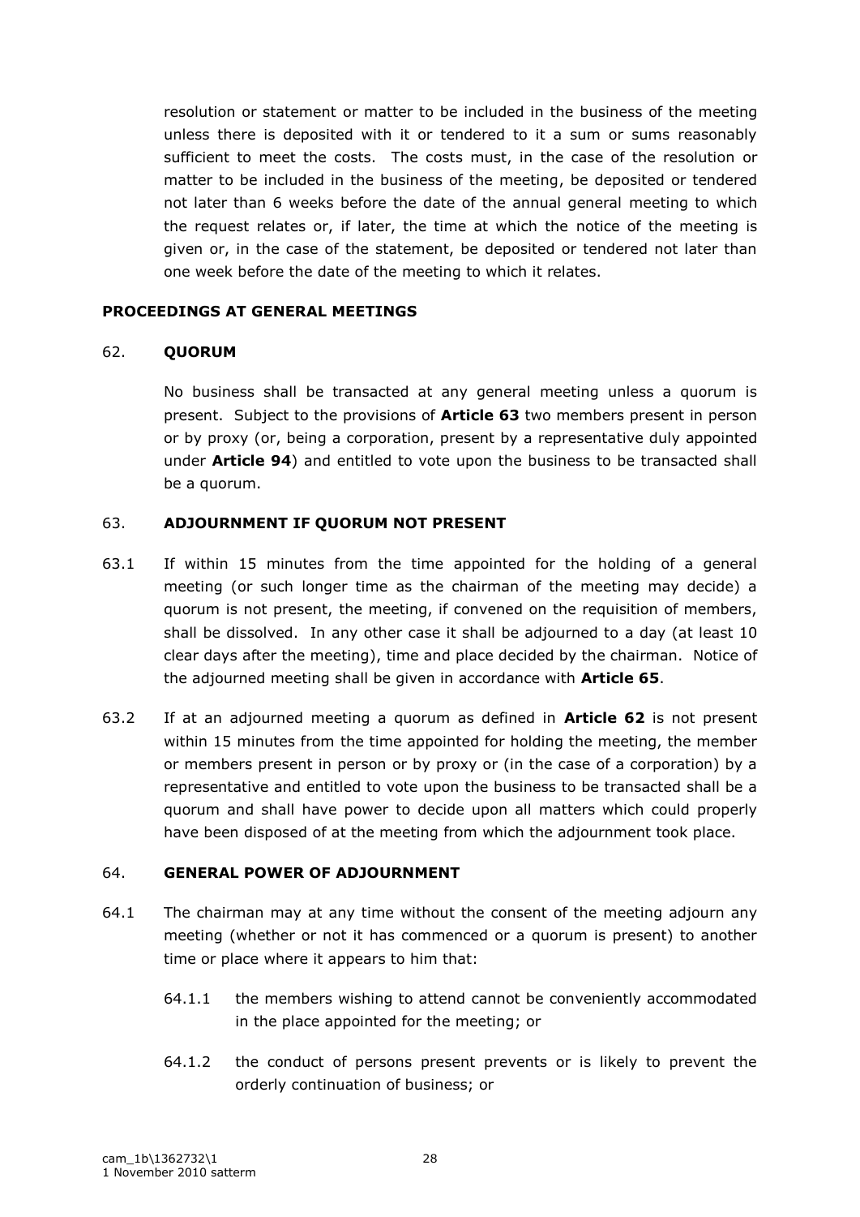resolution or statement or matter to be included in the business of the meeting unless there is deposited with it or tendered to it a sum or sums reasonably sufficient to meet the costs. The costs must, in the case of the resolution or matter to be included in the business of the meeting, be deposited or tendered not later than 6 weeks before the date of the annual general meeting to which the request relates or, if later, the time at which the notice of the meeting is given or, in the case of the statement, be deposited or tendered not later than one week before the date of the meeting to which it relates.

## PROCEEDINGS AT GENERAL MEETINGS

### 62. QUORUM

No business shall be transacted at any general meeting unless a quorum is present. Subject to the provisions of **Article 63** two members present in person or by proxy (or, being a corporation, present by a representative duly appointed under **Article 94**) and entitled to vote upon the business to be transacted shall be a quorum.

### 63. ADJOURNMENT IF QUORUM NOT PRESENT

63.1 If within 15 minutes from the time appointed for the holding of a general meeting (or such longer time as the chairman of the meeting may decide) a quorum is not present, the meeting, if convened on the requisition of members, shall be dissolved. In any other case it shall be adjourned to a day (at least 10 clear days after the meeting), time and place decided by the chairman. Notice of the adjourned meeting shall be given in accordance with **Article 65**.

63.2 If at an adjourned meeting a quorum as defined in **Article 62** is not present within 15 minutes from the time appointed for holding the meeting, the member or members present in person or by proxy or (in the case of a corporation) by a representative and entitled to vote upon the business to be transacted shall be a quorum and shall have power to decide upon all matters which could properly have been disposed of at the meeting from which the adjournment took place.

### 64. GENERAL POWER OF ADJOURNMENT

64.1 The chairman may at any time without the consent of the meeting adjourn any meeting (whether or not it has commenced or a quorum is present) to another time or place where it appears to him that:

64.1.1 the members wishing to attend cannot be conveniently accommodated in the place appointed for the meeting; or

64.1.2 the conduct of persons present prevents or is likely to prevent the orderly continuation of business; or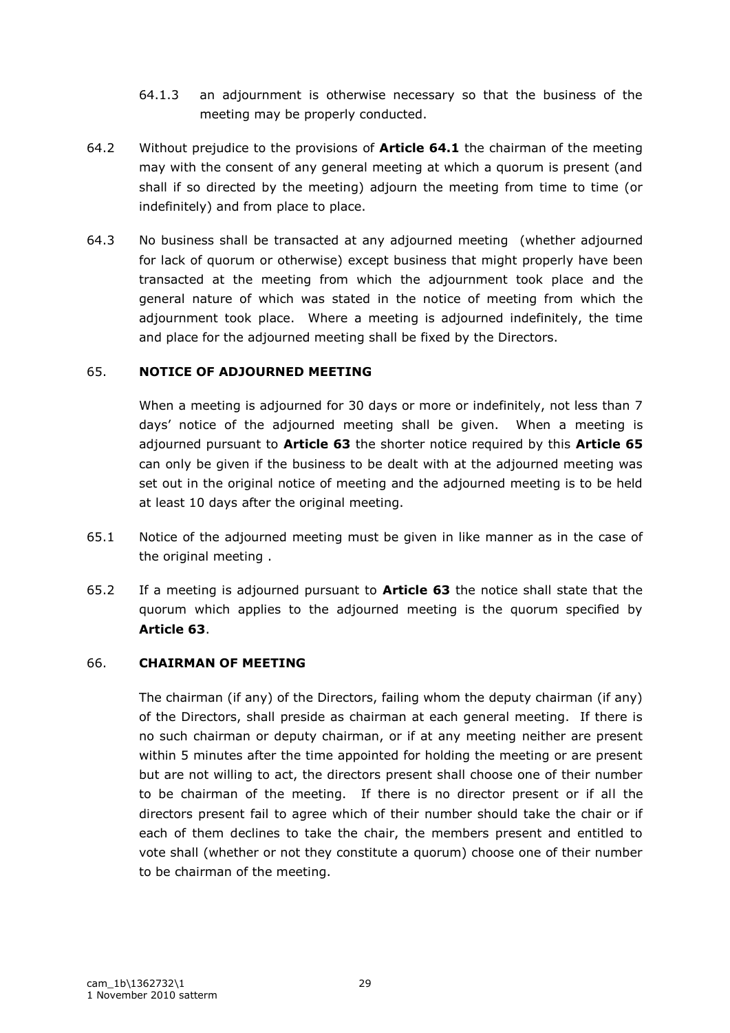64.1.3 an adjournment is otherwise necessary so that the business of the meeting may be properly conducted.

64.2 Without prejudice to the provisions of **Article 64.1** the chairman of the meeting may with the consent of any general meeting at which a quorum is present (and shall if so directed by the meeting) adjourn the meeting from time to time (or indefinitely) and from place to place.

64.3 No business shall be transacted at any adjourned meeting (whether adjourned for lack of quorum or otherwise) except business that might properly have been transacted at the meeting from which the adjournment took place and the general nature of which was stated in the notice of meeting from which the adjournment took place. Where a meeting is adjourned indefinitely, the time and place for the adjourned meeting shall be fixed by the Directors.

## 65. NOTICE OF ADJOURNED MEETING

When a meeting is adjourned for 30 days or more or indefinitely, not less than 7 days' notice of the adjourned meeting shall be given. When a meeting is adjourned pursuant to **Article 63** the shorter notice required by this **Article 65** can only be given if the business to be dealt with at the adjourned meeting was set out in the original notice of meeting and the adjourned meeting is to be held at least 10 days after the original meeting.

65.1 Notice of the adjourned meeting must be given in like manner as in the case of the original meeting .

65.2 If a meeting is adjourned pursuant to **Article 63** the notice shall state that the quorum which applies to the adjourned meeting is the quorum specified by **Article 63**.

## 66. CHAIRMAN OF MEETING

The chairman (if any) of the Directors, failing whom the deputy chairman (if any) of the Directors, shall preside as chairman at each general meeting. If there is no such chairman or deputy chairman, or if at any meeting neither are present within 5 minutes after the time appointed for holding the meeting or are present but are not willing to act, the directors present shall choose one of their number to be chairman of the meeting. If there is no director present or if all the directors present fail to agree which of their number should take the chair or if each of them declines to take the chair, the members present and entitled to vote shall (whether or not they constitute a quorum) choose one of their number to be chairman of the meeting.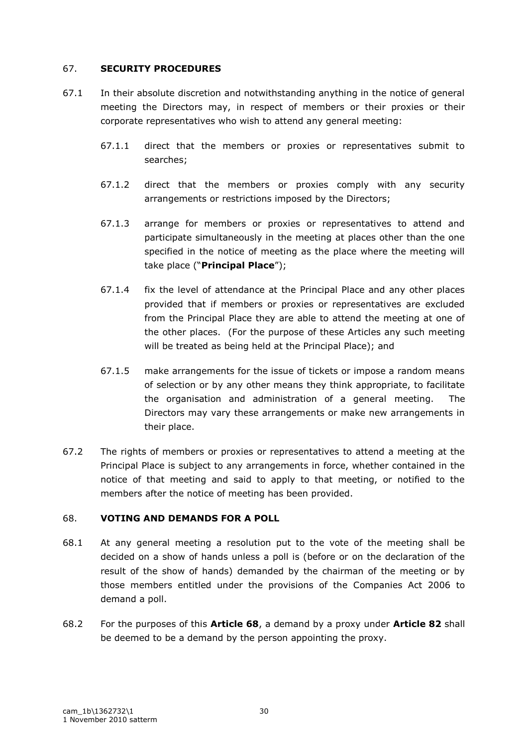## 67. SECURITY PROCEDURES

67.1 In their absolute discretion and notwithstanding anything in the notice of general meeting the Directors may, in respect of members or their proxies or their corporate representatives who wish to attend any general meeting:

67.1.1 direct that the members or proxies or representatives submit to searches;

67.1.2 direct that the members or proxies comply with any security arrangements or restrictions imposed by the Directors;

67.1.3 arrange for members or proxies or representatives to attend and participate simultaneously in the meeting at places other than the one specified in the notice of meeting as the place where the meeting will take place ("**Principal Place**");

67.1.4 fix the level of attendance at the Principal Place and any other places provided that if members or proxies or representatives are excluded from the Principal Place they are able to attend the meeting at one of the other places. (For the purpose of these Articles any such meeting will be treated as being held at the Principal Place); and

67.1.5 make arrangements for the issue of tickets or impose a random means of selection or by any other means they think appropriate, to facilitate the organisation and administration of a general meeting. The Directors may vary these arrangements or make new arrangements in their place.

67.2 The rights of members or proxies or representatives to attend a meeting at the Principal Place is subject to any arrangements in force, whether contained in the notice of that meeting and said to apply to that meeting, or notified to the members after the notice of meeting has been provided.

## 68. VOTING AND DEMANDS FOR A POLL

68.1 At any general meeting a resolution put to the vote of the meeting shall be decided on a show of hands unless a poll is (before or on the declaration of the result of the show of hands) demanded by the chairman of the meeting or by those members entitled under the provisions of the Companies Act 2006 to demand a poll.

68.2 For the purposes of this **Article 68**, a demand by a proxy under **Article 82** shall be deemed to be a demand by the person appointing the proxy.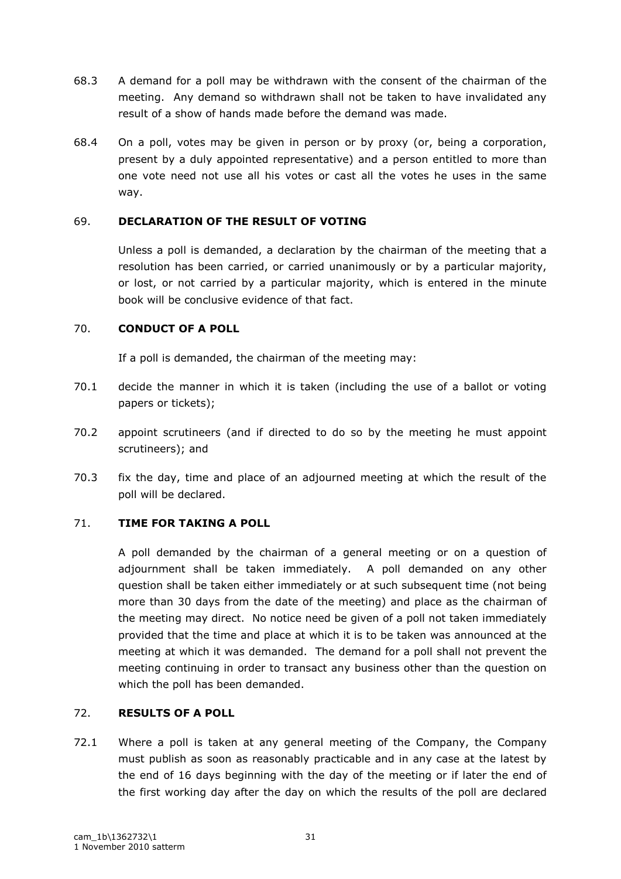68.3 A demand for a poll may be withdrawn with the consent of the chairman of the meeting. Any demand so withdrawn shall not be taken to have invalidated any result of a show of hands made before the demand was made.

68.4 On a poll, votes may be given in person or by proxy (or, being a corporation, present by a duly appointed representative) and a person entitled to more than one vote need not use all his votes or cast all the votes he uses in the same way.

## 69. DECLARATION OF THE RESULT OF VOTING

Unless a poll is demanded, a declaration by the chairman of the meeting that a resolution has been carried, or carried unanimously or by a particular majority, or lost, or not carried by a particular majority, which is entered in the minute book will be conclusive evidence of that fact.

## 70. CONDUCT OF A POLL

If a poll is demanded, the chairman of the meeting may:

70.1 decide the manner in which it is taken (including the use of a ballot or voting papers or tickets);

70.2 appoint scrutineers (and if directed to do so by the meeting he must appoint scrutineers); and

70.3 fix the day, time and place of an adjourned meeting at which the result of the poll will be declared.

## 71. TIME FOR TAKING A POLL

A poll demanded by the chairman of a general meeting or on a question of adjournment shall be taken immediately. A poll demanded on any other question shall be taken either immediately or at such subsequent time (not being more than 30 days from the date of the meeting) and place as the chairman of the meeting may direct. No notice need be given of a poll not taken immediately provided that the time and place at which it is to be taken was announced at the meeting at which it was demanded. The demand for a poll shall not prevent the meeting continuing in order to transact any business other than the question on which the poll has been demanded.

## 72. RESULTS OF A POLL

72.1 Where a poll is taken at any general meeting of the Company, the Company must publish as soon as reasonably practicable and in any case at the latest by the end of 16 days beginning with the day of the meeting or if later the end of the first working day after the day on which the results of the poll are declared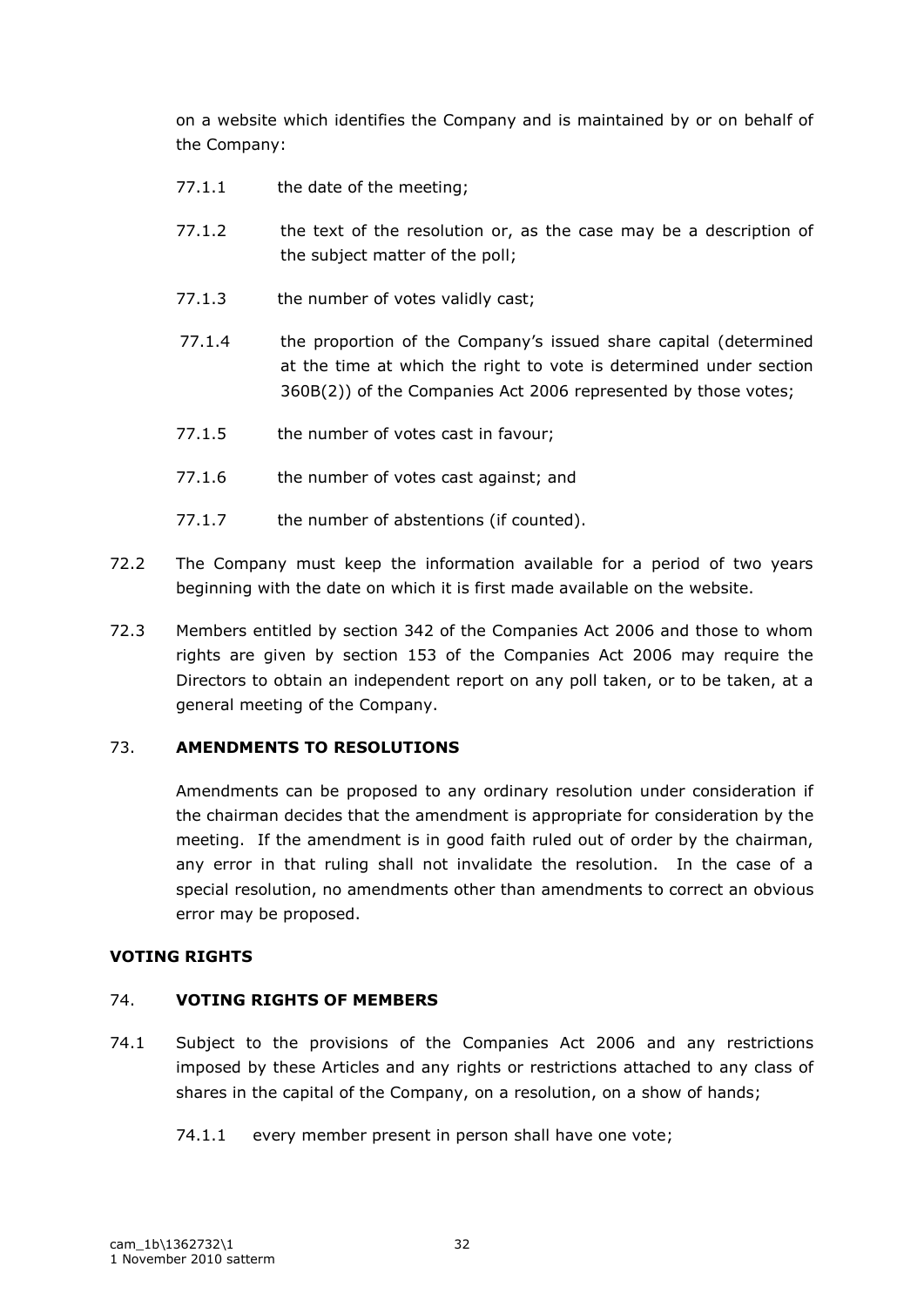on a website which identifies the Company and is maintained by or on behalf of the Company:

77.1.1 the date of the meeting;

77.1.2 the text of the resolution or, as the case may be a description of the subject matter of the poll;

77.1.3 the number of votes validly cast;

77.1.4 the proportion of the Company's issued share capital (determined at the time at which the right to vote is determined under section 360B(2)) of the Companies Act 2006 represented by those votes;

77.1.5 the number of votes cast in favour;

77.1.6 the number of votes cast against; and

77.1.7 the number of abstentions (if counted).

72.2 The Company must keep the information available for a period of two years beginning with the date on which it is first made available on the website.

72.3 Members entitled by section 342 of the Companies Act 2006 and those to whom rights are given by section 153 of the Companies Act 2006 may require the Directors to obtain an independent report on any poll taken, or to be taken, at a general meeting of the Company.

### 73. AMENDMENTS TO RESOLUTIONS

Amendments can be proposed to any ordinary resolution under consideration if the chairman decides that the amendment is appropriate for consideration by the meeting. If the amendment is in good faith ruled out of order by the chairman, any error in that ruling shall not invalidate the resolution. In the case of a special resolution, no amendments other than amendments to correct an obvious error may be proposed.

## VOTING RIGHTS

### 74. VOTING RIGHTS OF MEMBERS

74.1 Subject to the provisions of the Companies Act 2006 and any restrictions imposed by these Articles and any rights or restrictions attached to any class of shares in the capital of the Company, on a resolution, on a show of hands;

74.1.1 every member present in person shall have one vote;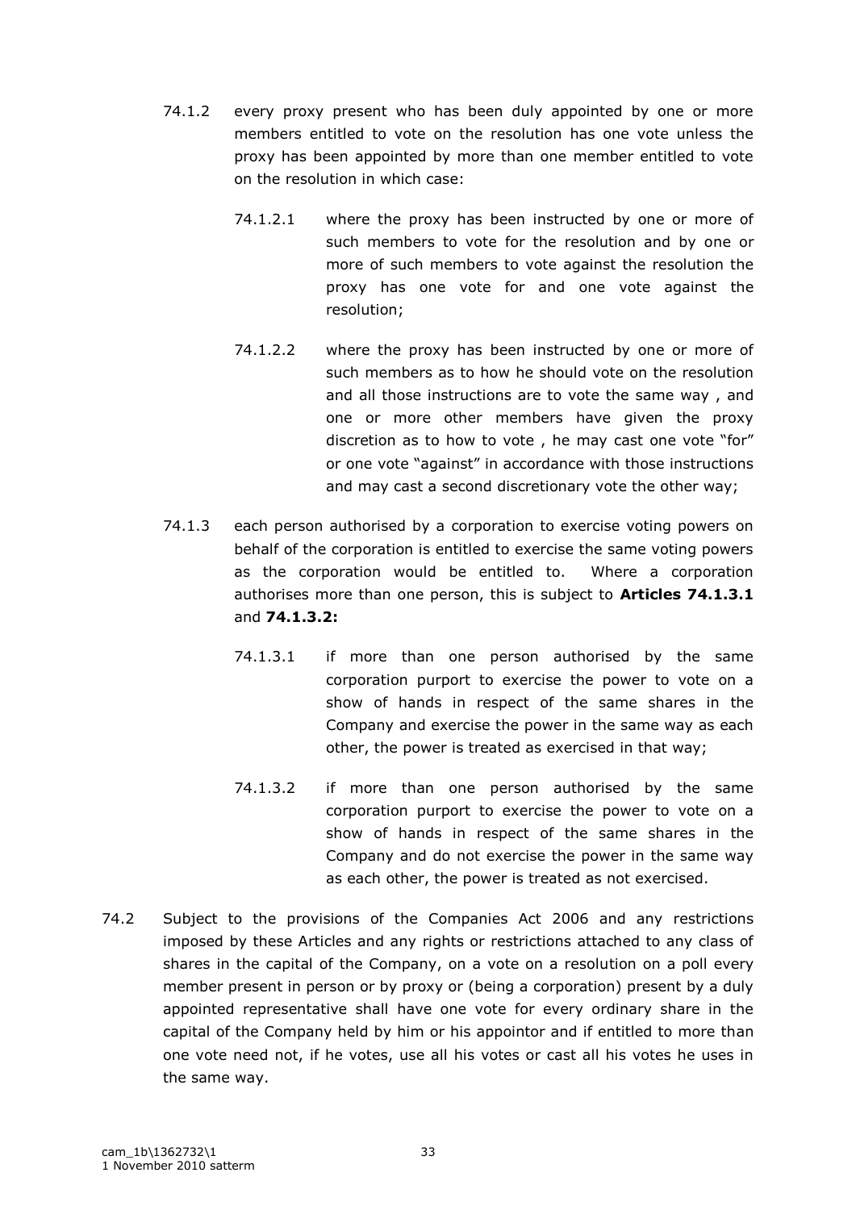74.1.2 every proxy present who has been duly appointed by one or more members entitled to vote on the resolution has one vote unless the proxy has been appointed by more than one member entitled to vote on the resolution in which case:

74.1.2.1 where the proxy has been instructed by one or more of such members to vote for the resolution and by one or more of such members to vote against the resolution the proxy has one vote for and one vote against the resolution;

74.1.2.2 where the proxy has been instructed by one or more of such members as to how he should vote on the resolution and all those instructions are to vote the same way , and one or more other members have given the proxy discretion as to how to vote , he may cast one vote "for" or one vote "against" in accordance with those instructions and may cast a second discretionary vote the other way;

74.1.3 each person authorised by a corporation to exercise voting powers on behalf of the corporation is entitled to exercise the same voting powers as the corporation would be entitled to. Where a corporation authorises more than one person, this is subject to **Articles 74.1.3.1** and **74.1.3.2:**

74.1.3.1 if more than one person authorised by the same corporation purport to exercise the power to vote on a show of hands in respect of the same shares in the Company and exercise the power in the same way as each other, the power is treated as exercised in that way;

74.1.3.2 if more than one person authorised by the same corporation purport to exercise the power to vote on a show of hands in respect of the same shares in the Company and do not exercise the power in the same way as each other, the power is treated as not exercised.

74.2 Subject to the provisions of the Companies Act 2006 and any restrictions imposed by these Articles and any rights or restrictions attached to any class of shares in the capital of the Company, on a vote on a resolution on a poll every member present in person or by proxy or (being a corporation) present by a duly appointed representative shall have one vote for every ordinary share in the capital of the Company held by him or his appointor and if entitled to more than one vote need not, if he votes, use all his votes or cast all his votes he uses in the same way.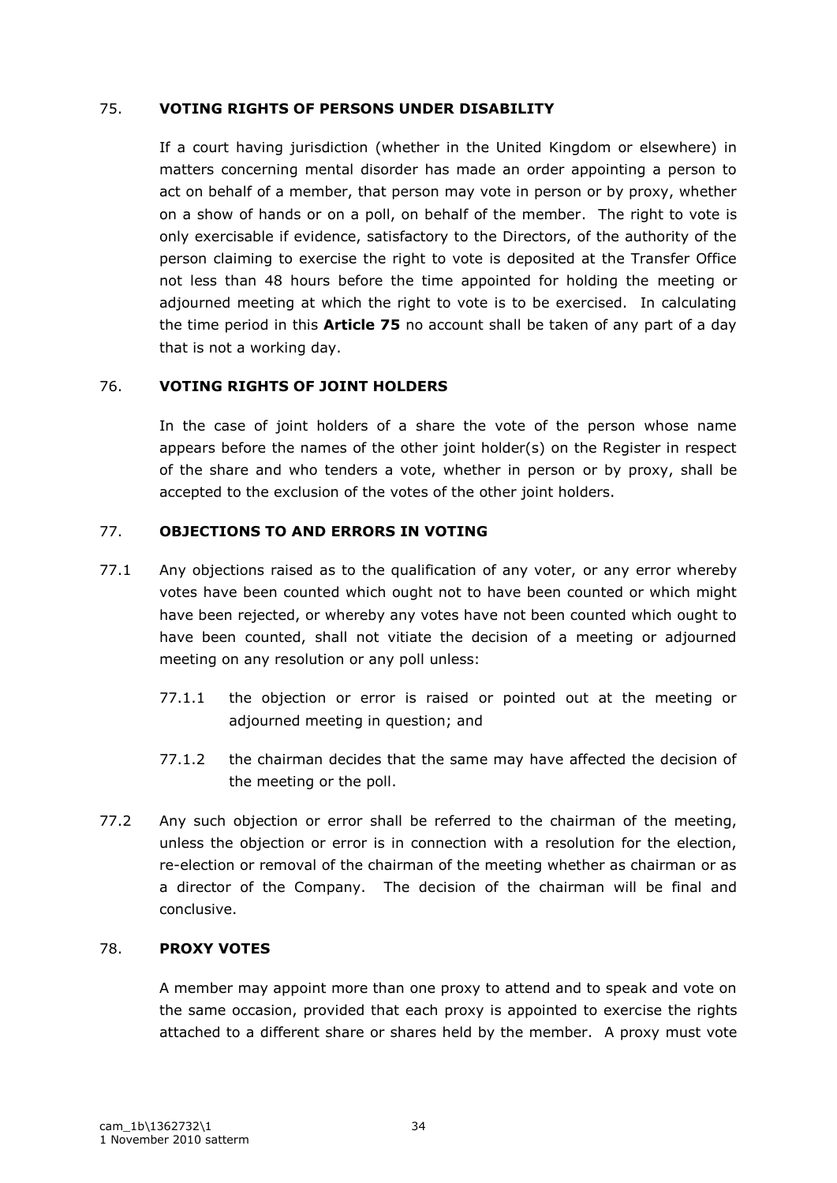## 75. VOTING RIGHTS OF PERSONS UNDER DISABILITY

If a court having jurisdiction (whether in the United Kingdom or elsewhere) in matters concerning mental disorder has made an order appointing a person to act on behalf of a member, that person may vote in person or by proxy, whether on a show of hands or on a poll, on behalf of the member. The right to vote is only exercisable if evidence, satisfactory to the Directors, of the authority of the person claiming to exercise the right to vote is deposited at the Transfer Office not less than 48 hours before the time appointed for holding the meeting or adjourned meeting at which the right to vote is to be exercised. In calculating the time period in this **Article 75** no account shall be taken of any part of a day that is not a working day.

## 76. VOTING RIGHTS OF JOINT HOLDERS

In the case of joint holders of a share the vote of the person whose name appears before the names of the other joint holder(s) on the Register in respect of the share and who tenders a vote, whether in person or by proxy, shall be accepted to the exclusion of the votes of the other joint holders.

## 77. OBJECTIONS TO AND ERRORS IN VOTING

77.1 Any objections raised as to the qualification of any voter, or any error whereby votes have been counted which ought not to have been counted or which might have been rejected, or whereby any votes have not been counted which ought to have been counted, shall not vitiate the decision of a meeting or adjourned meeting on any resolution or any poll unless:

- 77.1.1 the objection or error is raised or pointed out at the meeting or adjourned meeting in question; and
- 77.1.2 the chairman decides that the same may have affected the decision of the meeting or the poll.

77.2 Any such objection or error shall be referred to the chairman of the meeting, unless the objection or error is in connection with a resolution for the election, re-election or removal of the chairman of the meeting whether as chairman or as a director of the Company. The decision of the chairman will be final and conclusive.

## 78. PROXY VOTES

A member may appoint more than one proxy to attend and to speak and vote on the same occasion, provided that each proxy is appointed to exercise the rights attached to a different share or shares held by the member. A proxy must vote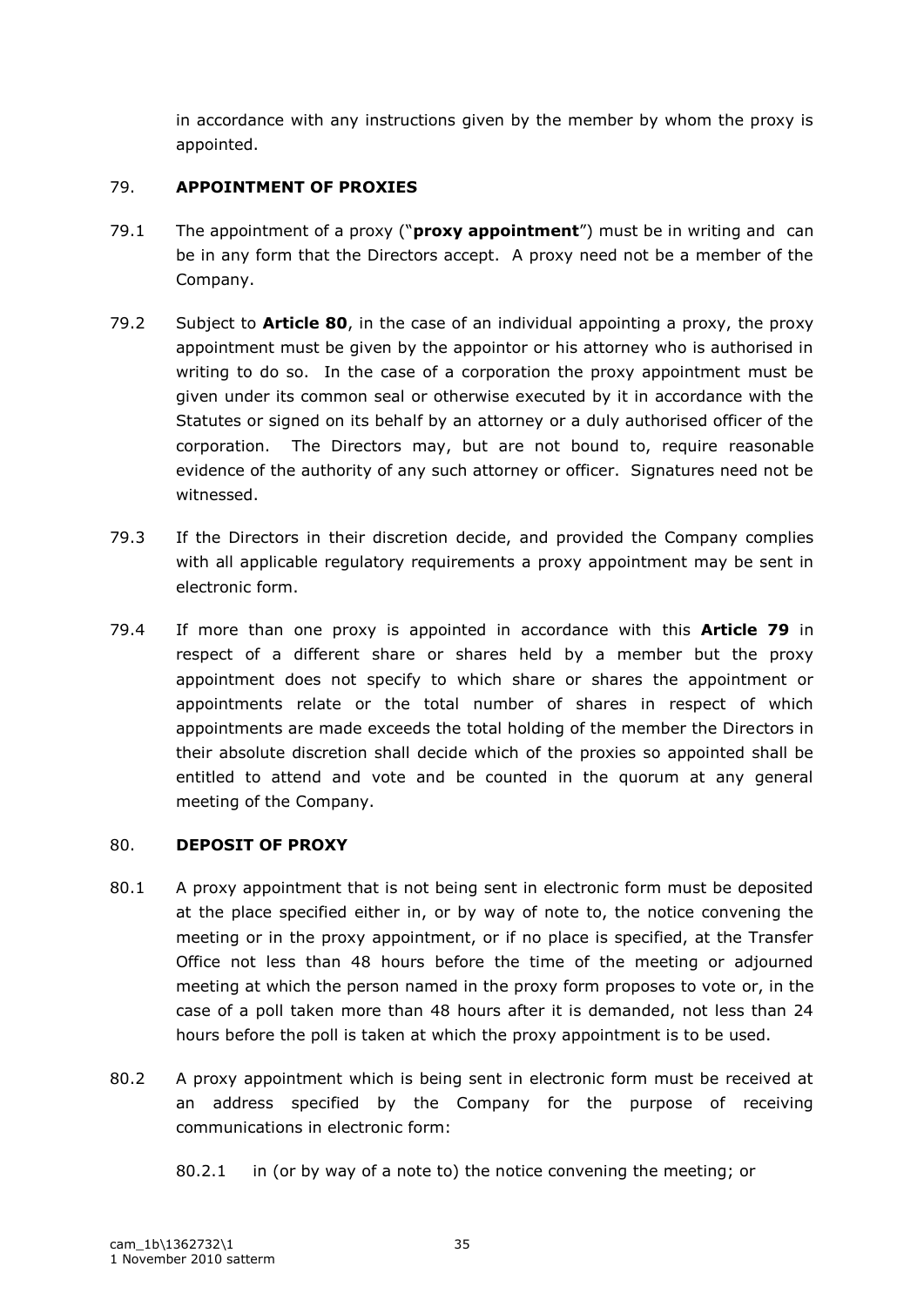in accordance with any instructions given by the member by whom the proxy is appointed.

## 79. APPOINTMENT OF PROXIES

79.1 The appointment of a proxy ("**proxy appointment**") must be in writing and can be in any form that the Directors accept. A proxy need not be a member of the Company.

79.2 Subject to **Article 80**, in the case of an individual appointing a proxy, the proxy appointment must be given by the appointor or his attorney who is authorised in writing to do so. In the case of a corporation the proxy appointment must be given under its common seal or otherwise executed by it in accordance with the Statutes or signed on its behalf by an attorney or a duly authorised officer of the corporation. The Directors may, but are not bound to, require reasonable evidence of the authority of any such attorney or officer. Signatures need not be witnessed.

79.3 If the Directors in their discretion decide, and provided the Company complies with all applicable regulatory requirements a proxy appointment may be sent in electronic form.

79.4 If more than one proxy is appointed in accordance with this **Article 79** in respect of a different share or shares held by a member but the proxy appointment does not specify to which share or shares the appointment or appointments relate or the total number of shares in respect of which appointments are made exceeds the total holding of the member the Directors in their absolute discretion shall decide which of the proxies so appointed shall be entitled to attend and vote and be counted in the quorum at any general meeting of the Company.

## 80. DEPOSIT OF PROXY

80.1 A proxy appointment that is not being sent in electronic form must be deposited at the place specified either in, or by way of note to, the notice convening the meeting or in the proxy appointment, or if no place is specified, at the Transfer Office not less than 48 hours before the time of the meeting or adjourned meeting at which the person named in the proxy form proposes to vote or, in the case of a poll taken more than 48 hours after it is demanded, not less than 24 hours before the poll is taken at which the proxy appointment is to be used.

80.2 A proxy appointment which is being sent in electronic form must be received at an address specified by the Company for the purpose of receiving communications in electronic form:

80.2.1 in (or by way of a note to) the notice convening the meeting; or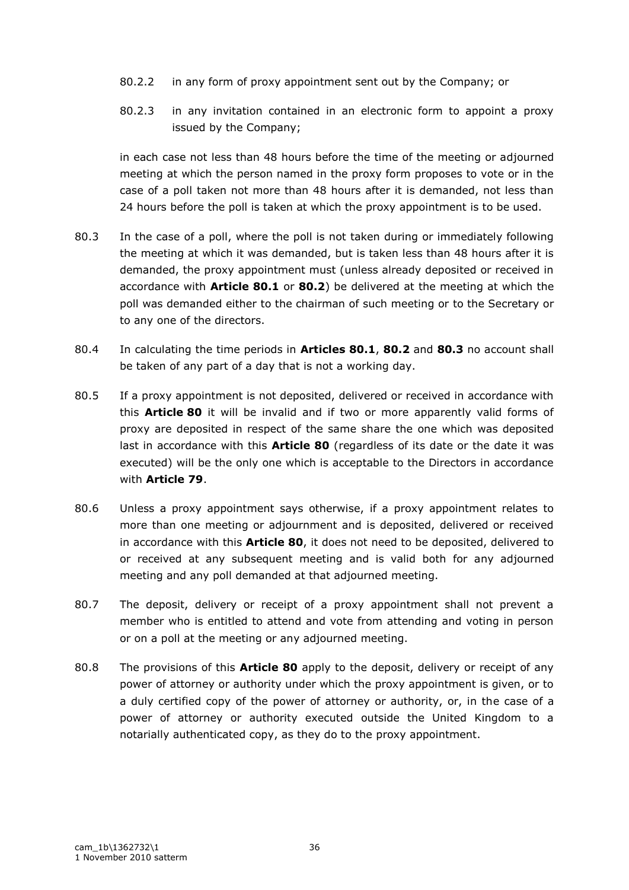80.2.2 in any form of proxy appointment sent out by the Company; or

80.2.3 in any invitation contained in an electronic form to appoint a proxy issued by the Company;

in each case not less than 48 hours before the time of the meeting or adjourned meeting at which the person named in the proxy form proposes to vote or in the case of a poll taken not more than 48 hours after it is demanded, not less than 24 hours before the poll is taken at which the proxy appointment is to be used.

80.3 In the case of a poll, where the poll is not taken during or immediately following the meeting at which it was demanded, but is taken less than 48 hours after it is demanded, the proxy appointment must (unless already deposited or received in accordance with **Article 80.1** or **80.2**) be delivered at the meeting at which the poll was demanded either to the chairman of such meeting or to the Secretary or to any one of the directors.

80.4 In calculating the time periods in **Articles 80.1**, **80.2** and **80.3** no account shall be taken of any part of a day that is not a working day.

80.5 If a proxy appointment is not deposited, delivered or received in accordance with this **Article 80** it will be invalid and if two or more apparently valid forms of proxy are deposited in respect of the same share the one which was deposited last in accordance with this **Article 80** (regardless of its date or the date it was executed) will be the only one which is acceptable to the Directors in accordance with **Article 79**.

80.6 Unless a proxy appointment says otherwise, if a proxy appointment relates to more than one meeting or adjournment and is deposited, delivered or received in accordance with this **Article 80**, it does not need to be deposited, delivered to or received at any subsequent meeting and is valid both for any adjourned meeting and any poll demanded at that adjourned meeting.

80.7 The deposit, delivery or receipt of a proxy appointment shall not prevent a member who is entitled to attend and vote from attending and voting in person or on a poll at the meeting or any adjourned meeting.

80.8 The provisions of this **Article 80** apply to the deposit, delivery or receipt of any power of attorney or authority under which the proxy appointment is given, or to a duly certified copy of the power of attorney or authority, or, in the case of a power of attorney or authority executed outside the United Kingdom to a notarially authenticated copy, as they do to the proxy appointment.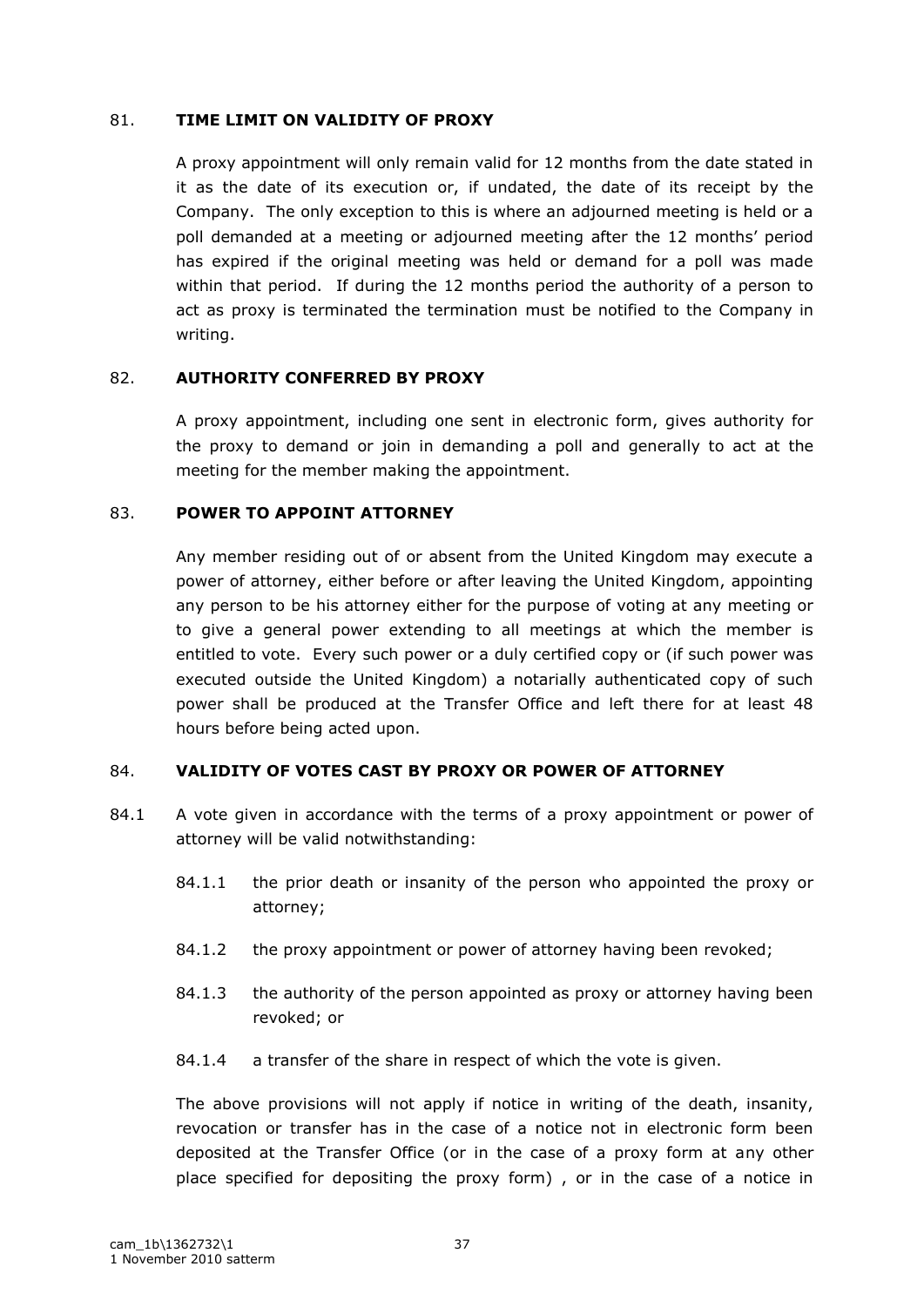## 81. **TIME LIMIT ON VALIDITY OF PROXY**

A proxy appointment will only remain valid for 12 months from the date stated in it as the date of its execution or, if undated, the date of its receipt by the Company. The only exception to this is where an adjourned meeting is held or a poll demanded at a meeting or adjourned meeting after the 12 months' period has expired if the original meeting was held or demand for a poll was made within that period. If during the 12 months period the authority of a person to act as proxy is terminated the termination must be notified to the Company in writing.

## 82. **AUTHORITY CONFERRED BY PROXY**

A proxy appointment, including one sent in electronic form, gives authority for the proxy to demand or join in demanding a poll and generally to act at the meeting for the member making the appointment.

## 83. **POWER TO APPOINT ATTORNEY**

Any member residing out of or absent from the United Kingdom may execute a power of attorney, either before or after leaving the United Kingdom, appointing any person to be his attorney either for the purpose of voting at any meeting or to give a general power extending to all meetings at which the member is entitled to vote. Every such power or a duly certified copy or (if such power was executed outside the United Kingdom) a notarially authenticated copy of such power shall be produced at the Transfer Office and left there for at least 48 hours before being acted upon.

## 84. **VALIDITY OF VOTES CAST BY PROXY OR POWER OF ATTORNEY**

84.1 A vote given in accordance with the terms of a proxy appointment or power of attorney will be valid notwithstanding:

84.1.1 the prior death or insanity of the person who appointed the proxy or attorney;

84.1.2 the proxy appointment or power of attorney having been revoked;

84.1.3 the authority of the person appointed as proxy or attorney having been revoked; or

84.1.4 a transfer of the share in respect of which the vote is given.

The above provisions will not apply if notice in writing of the death, insanity, revocation or transfer has in the case of a notice not in electronic form been deposited at the Transfer Office (or in the case of a proxy form at any other place specified for depositing the proxy form) , or in the case of a notice in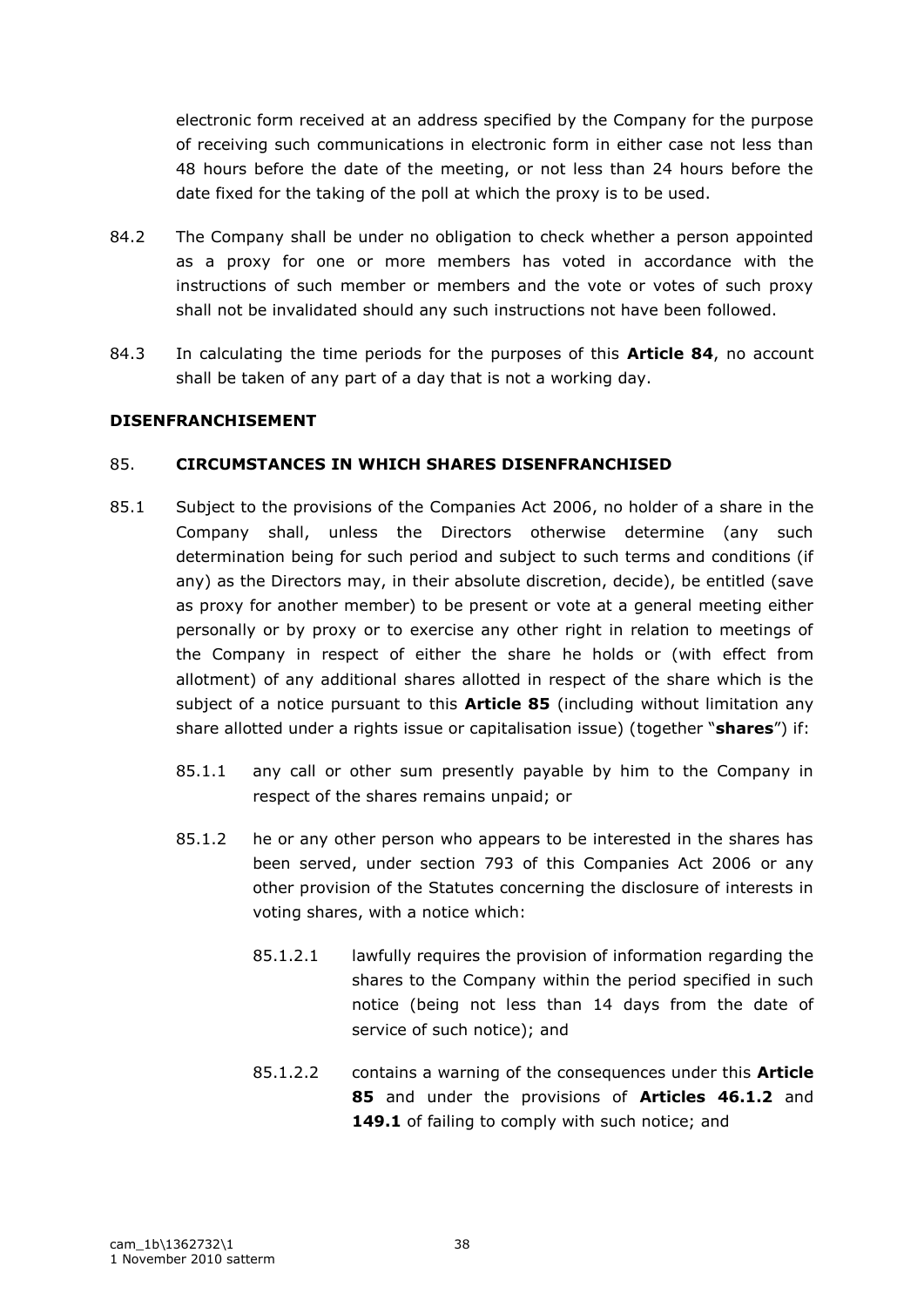electronic form received at an address specified by the Company for the purpose of receiving such communications in electronic form in either case not less than 48 hours before the date of the meeting, or not less than 24 hours before the date fixed for the taking of the poll at which the proxy is to be used.

84.2 The Company shall be under no obligation to check whether a person appointed as a proxy for one or more members has voted in accordance with the instructions of such member or members and the vote or votes of such proxy shall not be invalidated should any such instructions not have been followed.

84.3 In calculating the time periods for the purposes of this **Article 84**, no account shall be taken of any part of a day that is not a working day.

**DISENFRANCHISEMENT**

85. **CIRCUMSTANCES IN WHICH SHARES DISENFRANCHISED**

85.1 Subject to the provisions of the Companies Act 2006, no holder of a share in the Company shall, unless the Directors otherwise determine (any such determination being for such period and subject to such terms and conditions (if any) as the Directors may, in their absolute discretion, decide), be entitled (save as proxy for another member) to be present or vote at a general meeting either personally or by proxy or to exercise any other right in relation to meetings of the Company in respect of either the share he holds or (with effect from allotment) of any additional shares allotted in respect of the share which is the subject of a notice pursuant to this **Article 85** (including without limitation any share allotted under a rights issue or capitalisation issue) (together "**shares**") if:

85.1.1 any call or other sum presently payable by him to the Company in respect of the shares remains unpaid; or

85.1.2 he or any other person who appears to be interested in the shares has been served, under section 793 of this Companies Act 2006 or any other provision of the Statutes concerning the disclosure of interests in voting shares, with a notice which:

85.1.2.1 lawfully requires the provision of information regarding the shares to the Company within the period specified in such notice (being not less than 14 days from the date of service of such notice); and

85.1.2.2 contains a warning of the consequences under this **Article 85** and under the provisions of **Articles 46.1.2** and **149.1** of failing to comply with such notice; and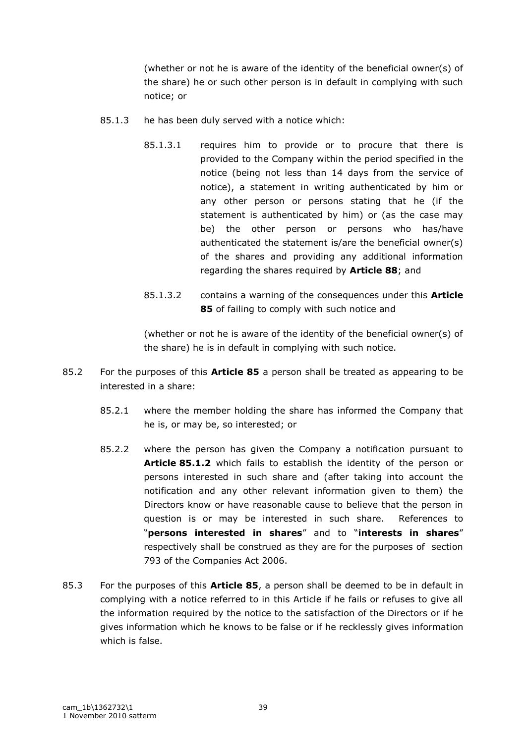(whether or not he is aware of the identity of the beneficial owner(s) of the share) he or such other person is in default in complying with such notice; or

85.1.3 he has been duly served with a notice which:

85.1.3.1 requires him to provide or to procure that there is provided to the Company within the period specified in the notice (being not less than 14 days from the service of notice), a statement in writing authenticated by him or any other person or persons stating that he (if the statement is authenticated by him) or (as the case may be) the other person or persons who has/have authenticated the statement is/are the beneficial owner(s) of the shares and providing any additional information regarding the shares required by **Article 88**; and

85.1.3.2 contains a warning of the consequences under this **Article 85** of failing to comply with such notice and

(whether or not he is aware of the identity of the beneficial owner(s) of the share) he is in default in complying with such notice.

85.2 For the purposes of this **Article 85** a person shall be treated as appearing to be interested in a share:

85.2.1 where the member holding the share has informed the Company that he is, or may be, so interested; or

85.2.2 where the person has given the Company a notification pursuant to **Article 85.1.2** which fails to establish the identity of the person or persons interested in such share and (after taking into account the notification and any other relevant information given to them) the Directors know or have reasonable cause to believe that the person in question is or may be interested in such share. References to "**persons interested in shares**" and to "**interests in shares**" respectively shall be construed as they are for the purposes of section 793 of the Companies Act 2006.

85.3 For the purposes of this **Article 85**, a person shall be deemed to be in default in complying with a notice referred to in this Article if he fails or refuses to give all the information required by the notice to the satisfaction of the Directors or if he gives information which he knows to be false or if he recklessly gives information which is false.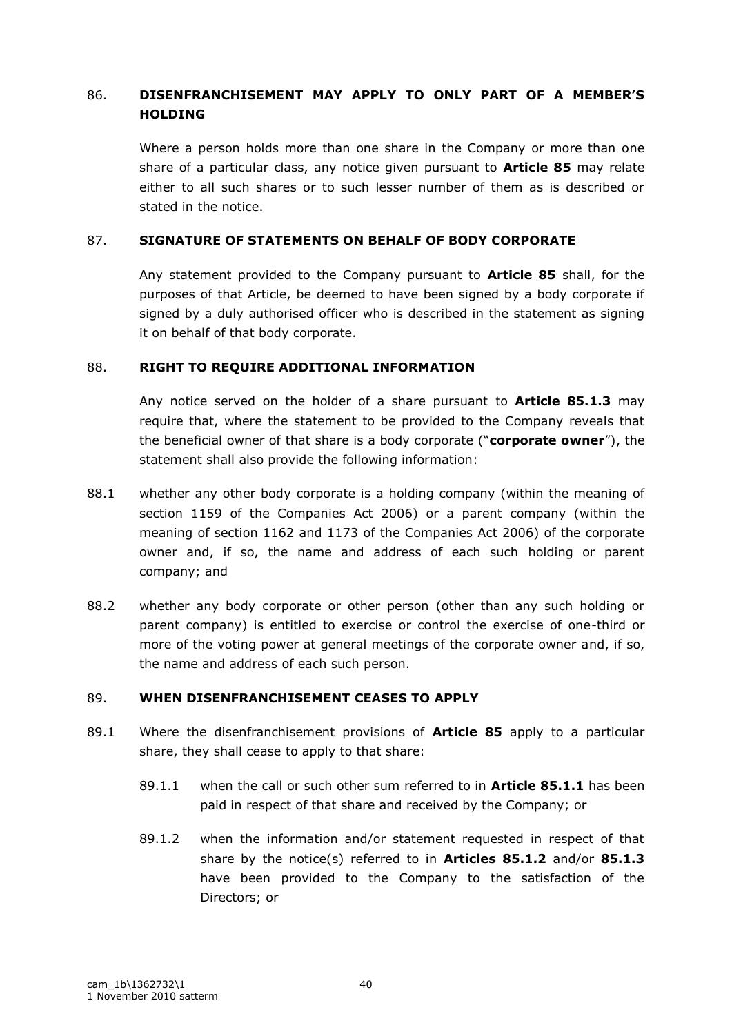## 86. DISENFRANCHISEMENT MAY APPLY TO ONLY PART OF A MEMBER'S HOLDING

Where a person holds more than one share in the Company or more than one share of a particular class, any notice given pursuant to **Article 85** may relate either to all such shares or to such lesser number of them as is described or stated in the notice.

## 87. SIGNATURE OF STATEMENTS ON BEHALF OF BODY CORPORATE

Any statement provided to the Company pursuant to **Article 85** shall, for the purposes of that Article, be deemed to have been signed by a body corporate if signed by a duly authorised officer who is described in the statement as signing it on behalf of that body corporate.

## 88. RIGHT TO REQUIRE ADDITIONAL INFORMATION

Any notice served on the holder of a share pursuant to **Article 85.1.3** may require that, where the statement to be provided to the Company reveals that the beneficial owner of that share is a body corporate ("**corporate owner**"), the statement shall also provide the following information:

88.1 whether any other body corporate is a holding company (within the meaning of section 1159 of the Companies Act 2006) or a parent company (within the meaning of section 1162 and 1173 of the Companies Act 2006) of the corporate owner and, if so, the name and address of each such holding or parent company; and

88.2 whether any body corporate or other person (other than any such holding or parent company) is entitled to exercise or control the exercise of one-third or more of the voting power at general meetings of the corporate owner and, if so, the name and address of each such person.

## 89. WHEN DISENFRANCHISEMENT CEASES TO APPLY

89.1 Where the disenfranchisement provisions of **Article 85** apply to a particular share, they shall cease to apply to that share:

89.1.1 when the call or such other sum referred to in **Article 85.1.1** has been paid in respect of that share and received by the Company; or

89.1.2 when the information and/or statement requested in respect of that share by the notice(s) referred to in **Articles 85.1.2** and/or **85.1.3** have been provided to the Company to the satisfaction of the Directors; or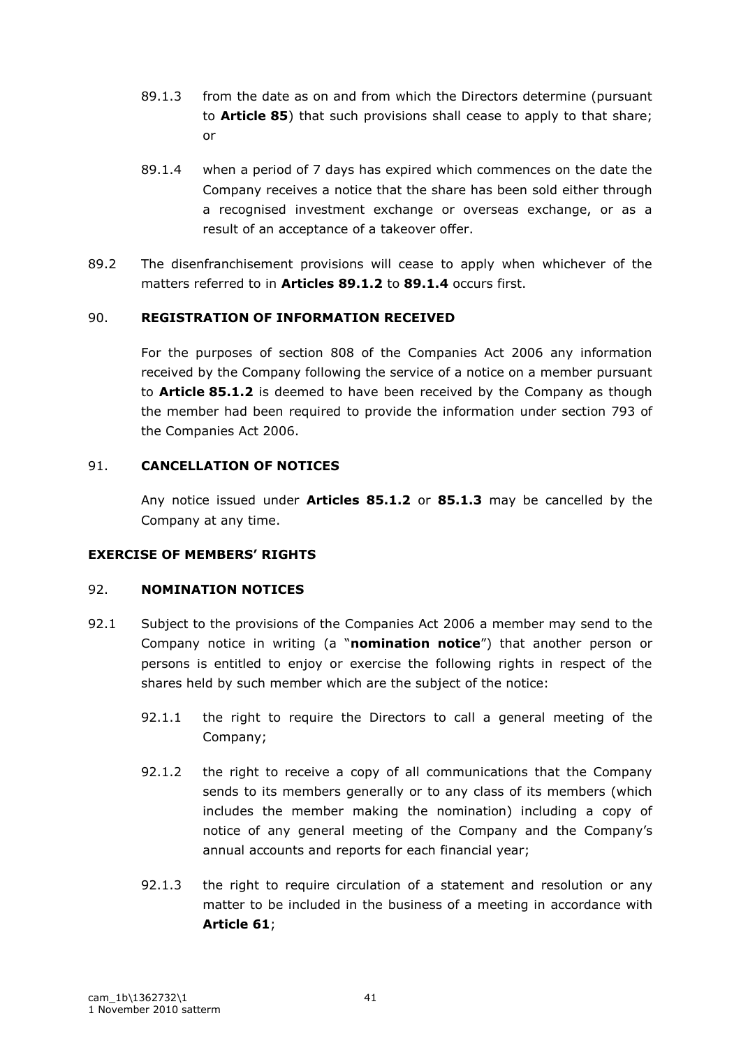89.1.3 from the date as on and from which the Directors determine (pursuant to **Article 85**) that such provisions shall cease to apply to that share; or

89.1.4 when a period of 7 days has expired which commences on the date the Company receives a notice that the share has been sold either through a recognised investment exchange or overseas exchange, or as a result of an acceptance of a takeover offer.

89.2 The disenfranchisement provisions will cease to apply when whichever of the matters referred to in **Articles 89.1.2** to **89.1.4** occurs first.

90. **REGISTRATION OF INFORMATION RECEIVED**

For the purposes of section 808 of the Companies Act 2006 any information received by the Company following the service of a notice on a member pursuant to **Article 85.1.2** is deemed to have been received by the Company as though the member had been required to provide the information under section 793 of the Companies Act 2006.

91. **CANCELLATION OF NOTICES**

Any notice issued under **Articles 85.1.2** or **85.1.3** may be cancelled by the Company at any time.

**EXERCISE OF MEMBERS' RIGHTS**

92. **NOMINATION NOTICES**

92.1 Subject to the provisions of the Companies Act 2006 a member may send to the Company notice in writing (a "**nomination notice**") that another person or persons is entitled to enjoy or exercise the following rights in respect of the shares held by such member which are the subject of the notice:

92.1.1 the right to require the Directors to call a general meeting of the Company;

92.1.2 the right to receive a copy of all communications that the Company sends to its members generally or to any class of its members (which includes the member making the nomination) including a copy of notice of any general meeting of the Company and the Company's annual accounts and reports for each financial year;

92.1.3 the right to require circulation of a statement and resolution or any matter to be included in the business of a meeting in accordance with **Article 61**;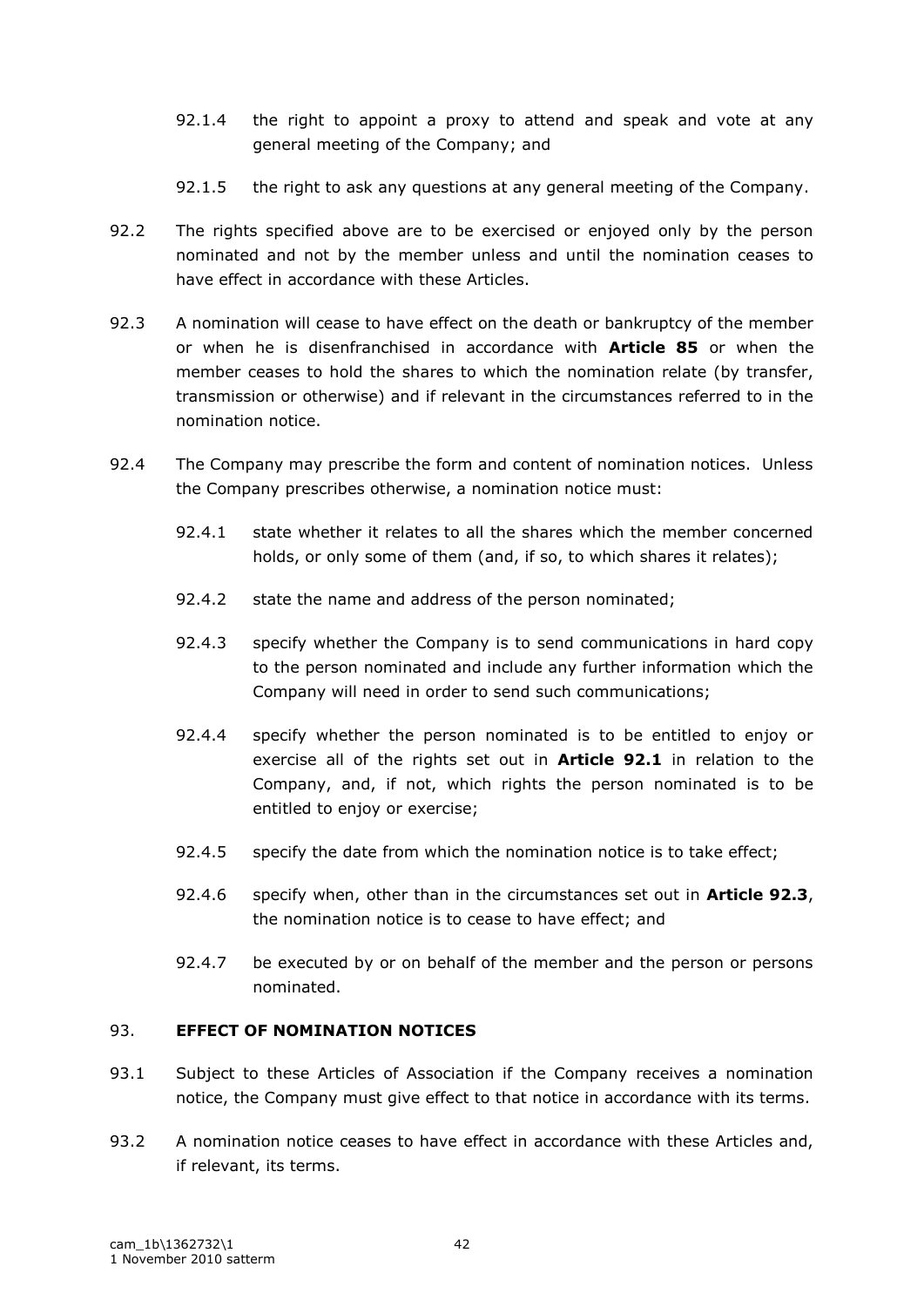92.1.4 the right to appoint a proxy to attend and speak and vote at any general meeting of the Company; and

92.1.5 the right to ask any questions at any general meeting of the Company.

92.2 The rights specified above are to be exercised or enjoyed only by the person nominated and not by the member unless and until the nomination ceases to have effect in accordance with these Articles.

92.3 A nomination will cease to have effect on the death or bankruptcy of the member or when he is disenfranchised in accordance with **Article 85** or when the member ceases to hold the shares to which the nomination relate (by transfer, transmission or otherwise) and if relevant in the circumstances referred to in the nomination notice.

92.4 The Company may prescribe the form and content of nomination notices. Unless the Company prescribes otherwise, a nomination notice must:

92.4.1 state whether it relates to all the shares which the member concerned holds, or only some of them (and, if so, to which shares it relates);

92.4.2 state the name and address of the person nominated;

92.4.3 specify whether the Company is to send communications in hard copy to the person nominated and include any further information which the Company will need in order to send such communications;

92.4.4 specify whether the person nominated is to be entitled to enjoy or exercise all of the rights set out in **Article 92.1** in relation to the Company, and, if not, which rights the person nominated is to be entitled to enjoy or exercise;

92.4.5 specify the date from which the nomination notice is to take effect;

92.4.6 specify when, other than in the circumstances set out in **Article 92.3**, the nomination notice is to cease to have effect; and

92.4.7 be executed by or on behalf of the member and the person or persons nominated.

## 93. EFFECT OF NOMINATION NOTICES

93.1 Subject to these Articles of Association if the Company receives a nomination notice, the Company must give effect to that notice in accordance with its terms.

93.2 A nomination notice ceases to have effect in accordance with these Articles and, if relevant, its terms.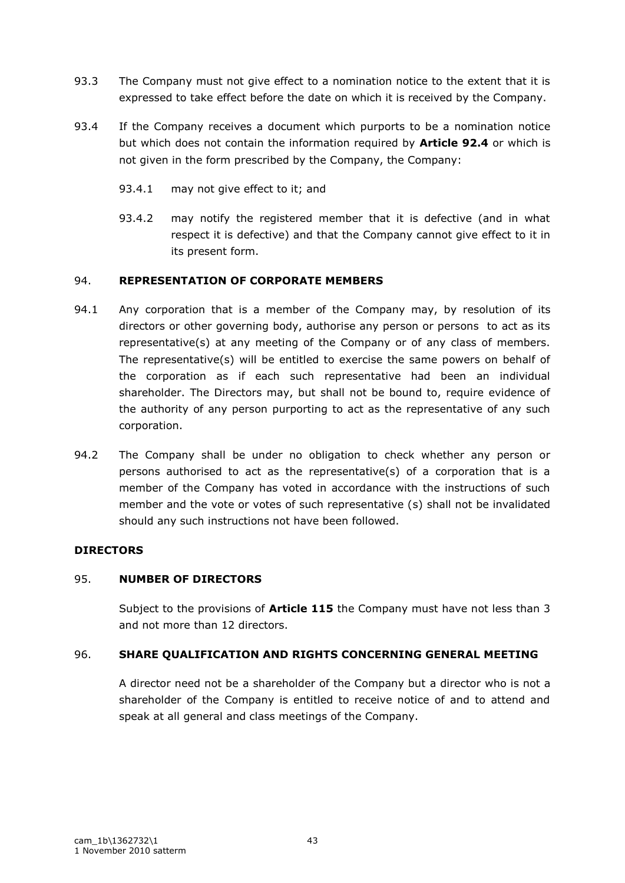93.3 The Company must not give effect to a nomination notice to the extent that it is expressed to take effect before the date on which it is received by the Company.

93.4 If the Company receives a document which purports to be a nomination notice but which does not contain the information required by **Article 92.4** or which is not given in the form prescribed by the Company, the Company:

93.4.1 may not give effect to it; and

93.4.2 may notify the registered member that it is defective (and in what respect it is defective) and that the Company cannot give effect to it in its present form.

94. **REPRESENTATION OF CORPORATE MEMBERS**

94.1 Any corporation that is a member of the Company may, by resolution of its directors or other governing body, authorise any person or persons to act as its representative(s) at any meeting of the Company or of any class of members. The representative(s) will be entitled to exercise the same powers on behalf of the corporation as if each such representative had been an individual shareholder. The Directors may, but shall not be bound to, require evidence of the authority of any person purporting to act as the representative of any such corporation.

94.2 The Company shall be under no obligation to check whether any person or persons authorised to act as the representative(s) of a corporation that is a member of the Company has voted in accordance with the instructions of such member and the vote or votes of such representative (s) shall not be invalidated should any such instructions not have been followed.

**DIRECTORS**

95. **NUMBER OF DIRECTORS**

Subject to the provisions of **Article 115** the Company must have not less than 3 and not more than 12 directors.

96. **SHARE QUALIFICATION AND RIGHTS CONCERNING GENERAL MEETING**

A director need not be a shareholder of the Company but a director who is not a shareholder of the Company is entitled to receive notice of and to attend and speak at all general and class meetings of the Company.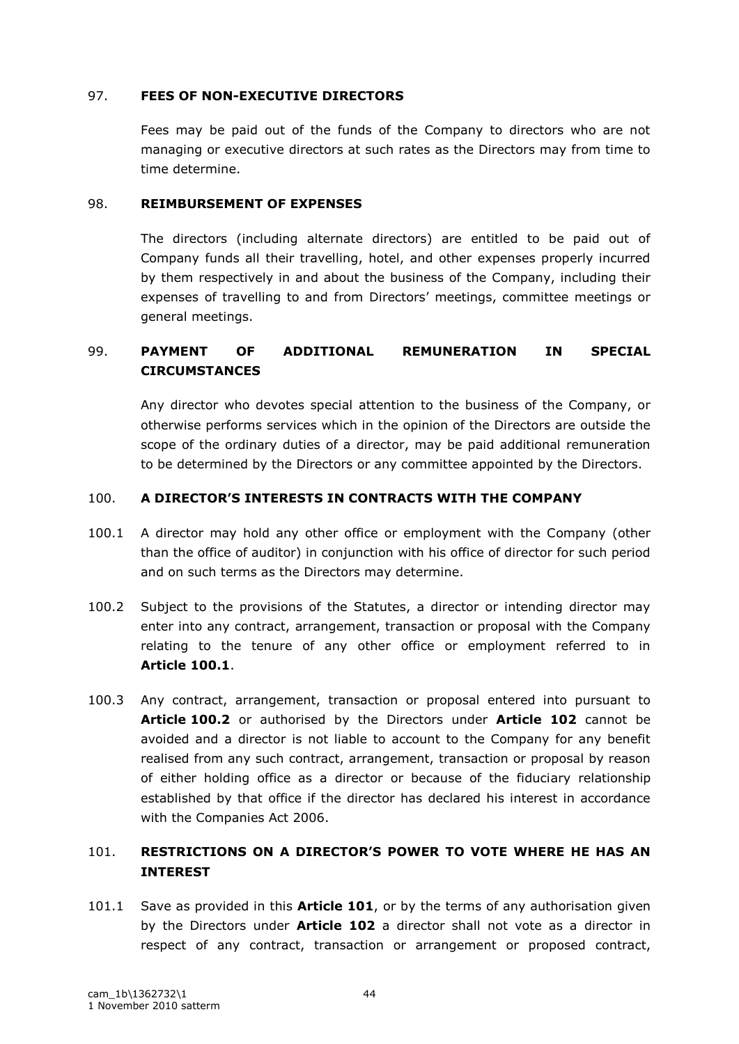## 97. FEES OF NON-EXECUTIVE DIRECTORS

Fees may be paid out of the funds of the Company to directors who are not managing or executive directors at such rates as the Directors may from time to time determine.

## 98. REIMBURSEMENT OF EXPENSES

The directors (including alternate directors) are entitled to be paid out of Company funds all their travelling, hotel, and other expenses properly incurred by them respectively in and about the business of the Company, including their expenses of travelling to and from Directors' meetings, committee meetings or general meetings.

## 99. PAYMENT OF ADDITIONAL REMUNERATION IN SPECIAL CIRCUMSTANCES

Any director who devotes special attention to the business of the Company, or otherwise performs services which in the opinion of the Directors are outside the scope of the ordinary duties of a director, may be paid additional remuneration to be determined by the Directors or any committee appointed by the Directors.

## 100. A DIRECTOR'S INTERESTS IN CONTRACTS WITH THE COMPANY

100.1 A director may hold any other office or employment with the Company (other than the office of auditor) in conjunction with his office of director for such period and on such terms as the Directors may determine.

100.2 Subject to the provisions of the Statutes, a director or intending director may enter into any contract, arrangement, transaction or proposal with the Company relating to the tenure of any other office or employment referred to in **Article 100.1**.

100.3 Any contract, arrangement, transaction or proposal entered into pursuant to **Article 100.2** or authorised by the Directors under **Article 102** cannot be avoided and a director is not liable to account to the Company for any benefit realised from any such contract, arrangement, transaction or proposal by reason of either holding office as a director or because of the fiduciary relationship established by that office if the director has declared his interest in accordance with the Companies Act 2006.

## 101. RESTRICTIONS ON A DIRECTOR'S POWER TO VOTE WHERE HE HAS AN INTEREST

101.1 Save as provided in this **Article 101**, or by the terms of any authorisation given by the Directors under **Article 102** a director shall not vote as a director in respect of any contract, transaction or arrangement or proposed contract,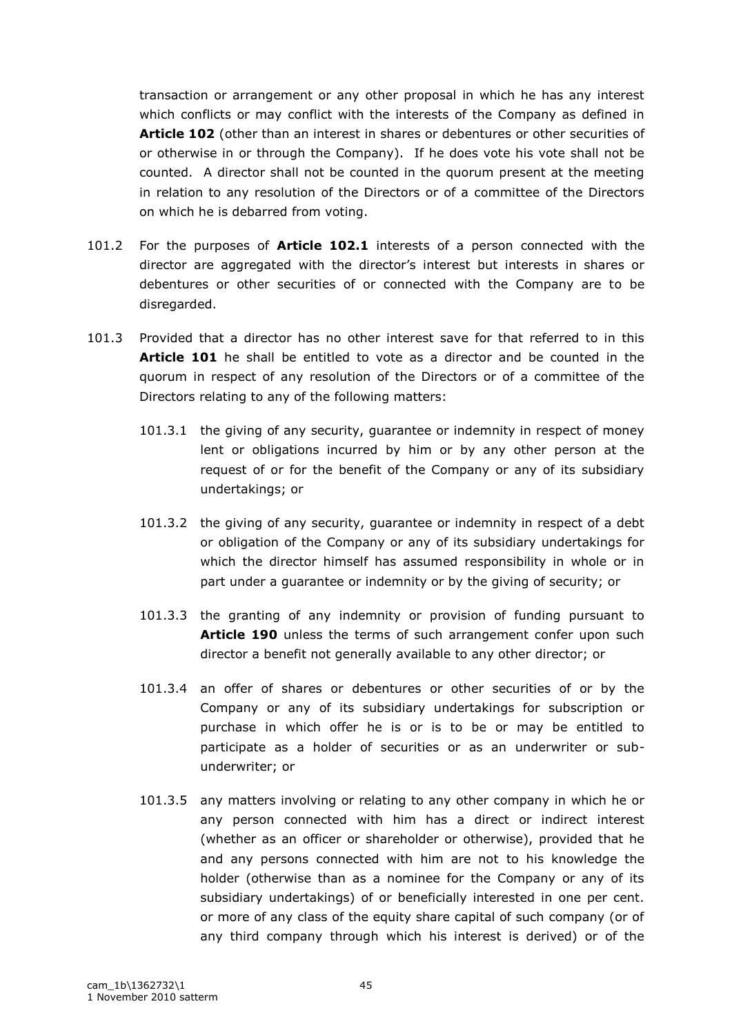transaction or arrangement or any other proposal in which he has any interest which conflicts or may conflict with the interests of the Company as defined in **Article 102** (other than an interest in shares or debentures or other securities of or otherwise in or through the Company). If he does vote his vote shall not be counted. A director shall not be counted in the quorum present at the meeting in relation to any resolution of the Directors or of a committee of the Directors on which he is debarred from voting.

101.2 For the purposes of **Article 102.1** interests of a person connected with the director are aggregated with the director's interest but interests in shares or debentures or other securities of or connected with the Company are to be disregarded.

101.3 Provided that a director has no other interest save for that referred to in this **Article 101** he shall be entitled to vote as a director and be counted in the quorum in respect of any resolution of the Directors or of a committee of the Directors relating to any of the following matters:

101.3.1 the giving of any security, guarantee or indemnity in respect of money lent or obligations incurred by him or by any other person at the request of or for the benefit of the Company or any of its subsidiary undertakings; or

101.3.2 the giving of any security, guarantee or indemnity in respect of a debt or obligation of the Company or any of its subsidiary undertakings for which the director himself has assumed responsibility in whole or in part under a guarantee or indemnity or by the giving of security; or

101.3.3 the granting of any indemnity or provision of funding pursuant to **Article 190** unless the terms of such arrangement confer upon such director a benefit not generally available to any other director; or

101.3.4 an offer of shares or debentures or other securities of or by the Company or any of its subsidiary undertakings for subscription or purchase in which offer he is or is to be or may be entitled to participate as a holder of securities or as an underwriter or sub-underwriter; or

101.3.5 any matters involving or relating to any other company in which he or any person connected with him has a direct or indirect interest (whether as an officer or shareholder or otherwise), provided that he and any persons connected with him are not to his knowledge the holder (otherwise than as a nominee for the Company or any of its subsidiary undertakings) of or beneficially interested in one per cent. or more of any class of the equity share capital of such company (or of any third company through which his interest is derived) or of the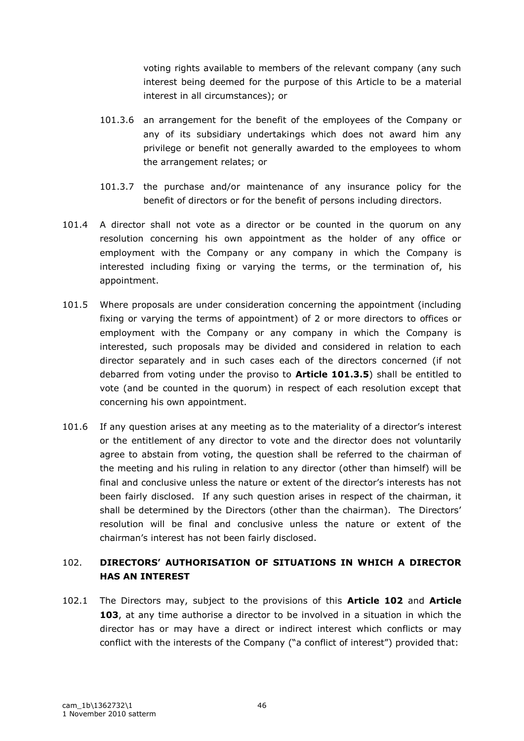voting rights available to members of the relevant company (any such interest being deemed for the purpose of this Article to be a material interest in all circumstances); or

101.3.6 an arrangement for the benefit of the employees of the Company or any of its subsidiary undertakings which does not award him any privilege or benefit not generally awarded to the employees to whom the arrangement relates; or

101.3.7 the purchase and/or maintenance of any insurance policy for the benefit of directors or for the benefit of persons including directors.

101.4 A director shall not vote as a director or be counted in the quorum on any resolution concerning his own appointment as the holder of any office or employment with the Company or any company in which the Company is interested including fixing or varying the terms, or the termination of, his appointment.

101.5 Where proposals are under consideration concerning the appointment (including fixing or varying the terms of appointment) of 2 or more directors to offices or employment with the Company or any company in which the Company is interested, such proposals may be divided and considered in relation to each director separately and in such cases each of the directors concerned (if not debarred from voting under the proviso to **Article 101.3.5**) shall be entitled to vote (and be counted in the quorum) in respect of each resolution except that concerning his own appointment.

101.6 If any question arises at any meeting as to the materiality of a director's interest or the entitlement of any director to vote and the director does not voluntarily agree to abstain from voting, the question shall be referred to the chairman of the meeting and his ruling in relation to any director (other than himself) will be final and conclusive unless the nature or extent of the director's interests has not been fairly disclosed. If any such question arises in respect of the chairman, it shall be determined by the Directors (other than the chairman). The Directors' resolution will be final and conclusive unless the nature or extent of the chairman's interest has not been fairly disclosed.

## 102. DIRECTORS' AUTHORISATION OF SITUATIONS IN WHICH A DIRECTOR HAS AN INTEREST

102.1 The Directors may, subject to the provisions of this **Article 102** and **Article 103**, at any time authorise a director to be involved in a situation in which the director has or may have a direct or indirect interest which conflicts or may conflict with the interests of the Company ("a conflict of interest") provided that: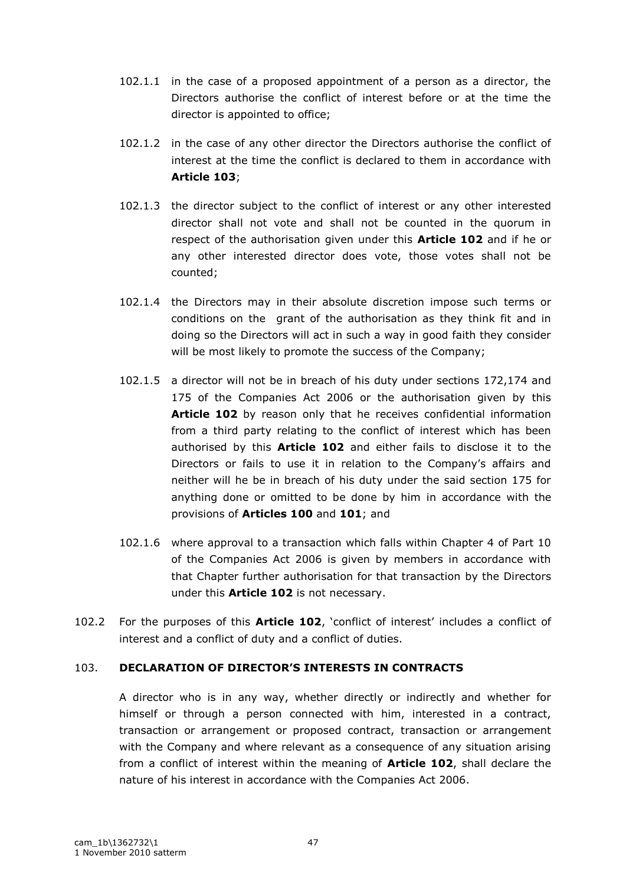102.1.1 in the case of a proposed appointment of a person as a director, the Directors authorise the conflict of interest before or at the time the director is appointed to office;

102.1.2 in the case of any other director the Directors authorise the conflict of interest at the time the conflict is declared to them in accordance with **Article 103**;

102.1.3 the director subject to the conflict of interest or any other interested director shall not vote and shall not be counted in the quorum in respect of the authorisation given under this **Article 102** and if he or any other interested director does vote, those votes shall not be counted;

102.1.4 the Directors may in their absolute discretion impose such terms or conditions on the grant of the authorisation as they think fit and in doing so the Directors will act in such a way in good faith they consider will be most likely to promote the success of the Company;

102.1.5 a director will not be in breach of his duty under sections 172,174 and 175 of the Companies Act 2006 or the authorisation given by this **Article 102** by reason only that he receives confidential information from a third party relating to the conflict of interest which has been authorised by this **Article 102** and either fails to disclose it to the Directors or fails to use it in relation to the Company's affairs and neither will he be in breach of his duty under the said section 175 for anything done or omitted to be done by him in accordance with the provisions of **Articles 100** and **101**; and

102.1.6 where approval to a transaction which falls within Chapter 4 of Part 10 of the Companies Act 2006 is given by members in accordance with that Chapter further authorisation for that transaction by the Directors under this **Article 102** is not necessary.

102.2 For the purposes of this **Article 102**, 'conflict of interest' includes a conflict of interest and a conflict of duty and a conflict of duties.

## 103. DECLARATION OF DIRECTOR'S INTERESTS IN CONTRACTS

A director who is in any way, whether directly or indirectly and whether for himself or through a person connected with him, interested in a contract, transaction or arrangement or proposed contract, transaction or arrangement with the Company and where relevant as a consequence of any situation arising from a conflict of interest within the meaning of **Article 102**, shall declare the nature of his interest in accordance with the Companies Act 2006.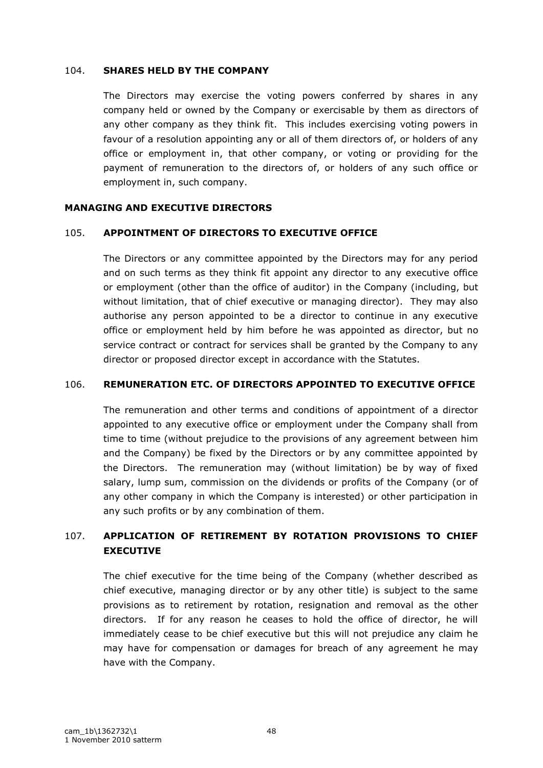### 104. SHARES HELD BY THE COMPANY

The Directors may exercise the voting powers conferred by shares in any company held or owned by the Company or exercisable by them as directors of any other company as they think fit. This includes exercising voting powers in favour of a resolution appointing any or all of them directors of, or holders of any office or employment in, that other company, or voting or providing for the payment of remuneration to the directors of, or holders of any such office or employment in, such company.

## MANAGING AND EXECUTIVE DIRECTORS

### 105. APPOINTMENT OF DIRECTORS TO EXECUTIVE OFFICE

The Directors or any committee appointed by the Directors may for any period and on such terms as they think fit appoint any director to any executive office or employment (other than the office of auditor) in the Company (including, but without limitation, that of chief executive or managing director). They may also authorise any person appointed to be a director to continue in any executive office or employment held by him before he was appointed as director, but no service contract or contract for services shall be granted by the Company to any director or proposed director except in accordance with the Statutes.

### 106. REMUNERATION ETC. OF DIRECTORS APPOINTED TO EXECUTIVE OFFICE

The remuneration and other terms and conditions of appointment of a director appointed to any executive office or employment under the Company shall from time to time (without prejudice to the provisions of any agreement between him and the Company) be fixed by the Directors or by any committee appointed by the Directors. The remuneration may (without limitation) be by way of fixed salary, lump sum, commission on the dividends or profits of the Company (or of any other company in which the Company is interested) or other participation in any such profits or by any combination of them.

### 107. APPLICATION OF RETIREMENT BY ROTATION PROVISIONS TO CHIEF EXECUTIVE

The chief executive for the time being of the Company (whether described as chief executive, managing director or by any other title) is subject to the same provisions as to retirement by rotation, resignation and removal as the other directors. If for any reason he ceases to hold the office of director, he will immediately cease to be chief executive but this will not prejudice any claim he may have for compensation or damages for breach of any agreement he may have with the Company.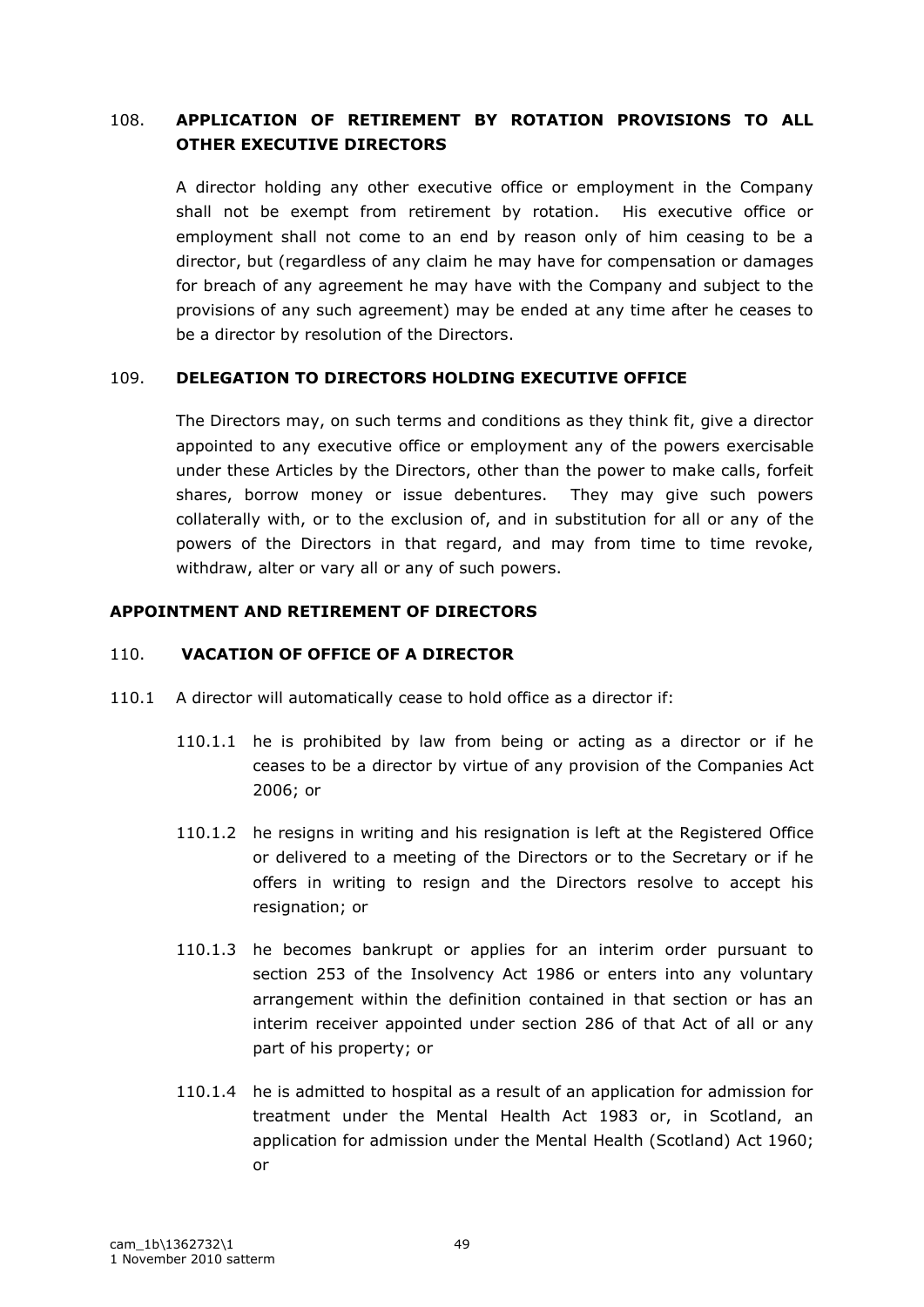### 108. APPLICATION OF RETIREMENT BY ROTATION PROVISIONS TO ALL OTHER EXECUTIVE DIRECTORS

A director holding any other executive office or employment in the Company shall not be exempt from retirement by rotation. His executive office or employment shall not come to an end by reason only of him ceasing to be a director, but (regardless of any claim he may have for compensation or damages for breach of any agreement he may have with the Company and subject to the provisions of any such agreement) may be ended at any time after he ceases to be a director by resolution of the Directors.

### 109. DELEGATION TO DIRECTORS HOLDING EXECUTIVE OFFICE

The Directors may, on such terms and conditions as they think fit, give a director appointed to any executive office or employment any of the powers exercisable under these Articles by the Directors, other than the power to make calls, forfeit shares, borrow money or issue debentures. They may give such powers collaterally with, or to the exclusion of, and in substitution for all or any of the powers of the Directors in that regard, and may from time to time revoke, withdraw, alter or vary all or any of such powers.

## APPOINTMENT AND RETIREMENT OF DIRECTORS

### 110. VACATION OF OFFICE OF A DIRECTOR

110.1 A director will automatically cease to hold office as a director if:

110.1.1 he is prohibited by law from being or acting as a director or if he ceases to be a director by virtue of any provision of the Companies Act 2006; or

110.1.2 he resigns in writing and his resignation is left at the Registered Office or delivered to a meeting of the Directors or to the Secretary or if he offers in writing to resign and the Directors resolve to accept his resignation; or

110.1.3 he becomes bankrupt or applies for an interim order pursuant to section 253 of the Insolvency Act 1986 or enters into any voluntary arrangement within the definition contained in that section or has an interim receiver appointed under section 286 of that Act of all or any part of his property; or

110.1.4 he is admitted to hospital as a result of an application for admission for treatment under the Mental Health Act 1983 or, in Scotland, an application for admission under the Mental Health (Scotland) Act 1960; or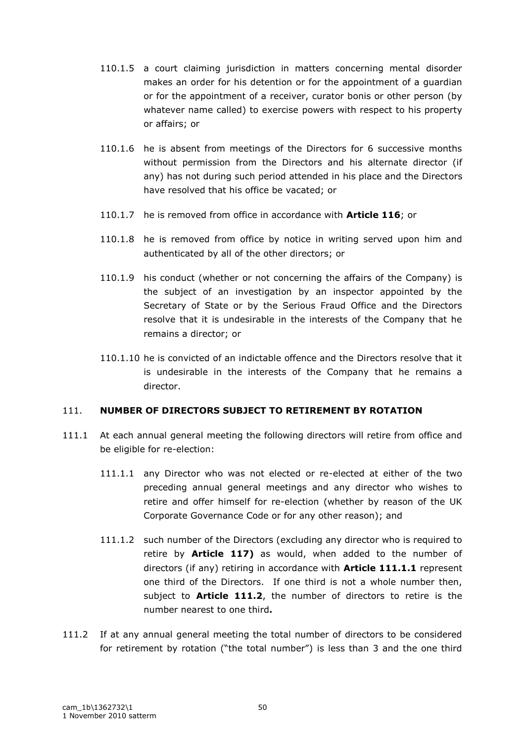110.1.5 a court claiming jurisdiction in matters concerning mental disorder makes an order for his detention or for the appointment of a guardian or for the appointment of a receiver, curator bonis or other person (by whatever name called) to exercise powers with respect to his property or affairs; or

110.1.6 he is absent from meetings of the Directors for 6 successive months without permission from the Directors and his alternate director (if any) has not during such period attended in his place and the Directors have resolved that his office be vacated; or

110.1.7 he is removed from office in accordance with **Article 116**; or

110.1.8 he is removed from office by notice in writing served upon him and authenticated by all of the other directors; or

110.1.9 his conduct (whether or not concerning the affairs of the Company) is the subject of an investigation by an inspector appointed by the Secretary of State or by the Serious Fraud Office and the Directors resolve that it is undesirable in the interests of the Company that he remains a director; or

110.1.10 he is convicted of an indictable offence and the Directors resolve that it is undesirable in the interests of the Company that he remains a director.

## 111. NUMBER OF DIRECTORS SUBJECT TO RETIREMENT BY ROTATION

111.1 At each annual general meeting the following directors will retire from office and be eligible for re-election:

111.1.1 any Director who was not elected or re-elected at either of the two preceding annual general meetings and any director who wishes to retire and offer himself for re-election (whether by reason of the UK Corporate Governance Code or for any other reason); and

111.1.2 such number of the Directors (excluding any director who is required to retire by **Article 117)** as would, when added to the number of directors (if any) retiring in accordance with **Article 111.1.1** represent one third of the Directors. If one third is not a whole number then, subject to **Article 111.2**, the number of directors to retire is the number nearest to one third**.**

111.2 If at any annual general meeting the total number of directors to be considered for retirement by rotation ("the total number") is less than 3 and the one third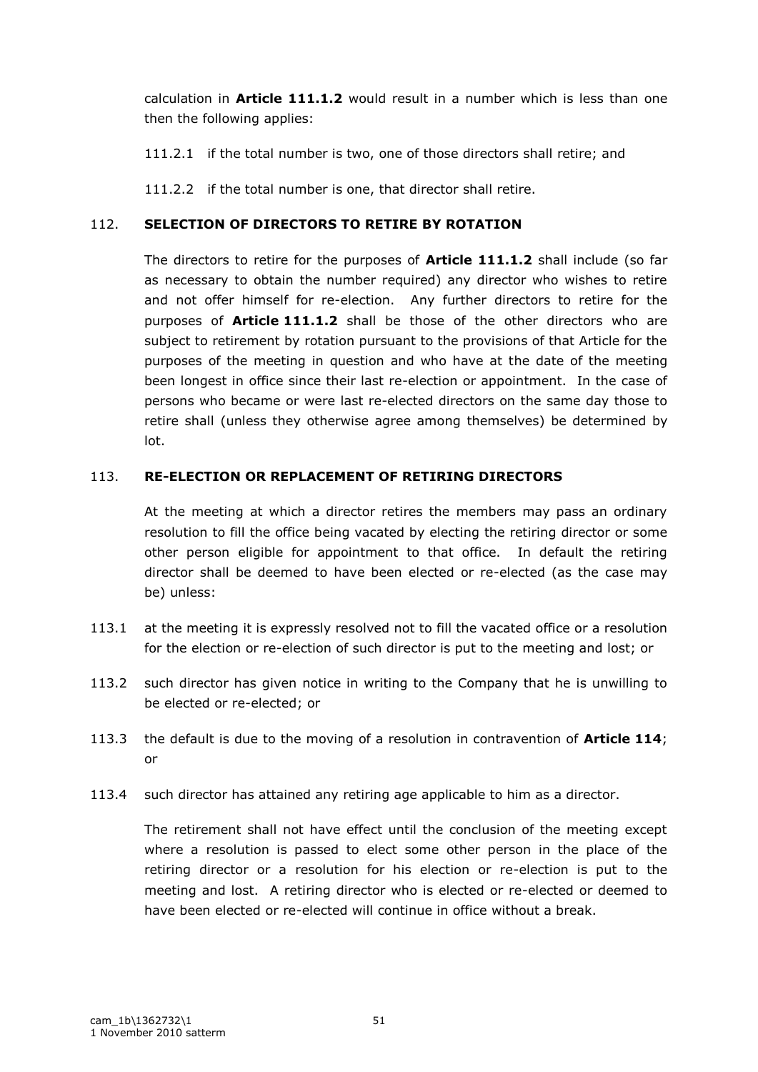calculation in **Article 111.1.2** would result in a number which is less than one then the following applies:

111.2.1 if the total number is two, one of those directors shall retire; and

111.2.2 if the total number is one, that director shall retire.

## 112. SELECTION OF DIRECTORS TO RETIRE BY ROTATION

The directors to retire for the purposes of **Article 111.1.2** shall include (so far as necessary to obtain the number required) any director who wishes to retire and not offer himself for re-election. Any further directors to retire for the purposes of **Article 111.1.2** shall be those of the other directors who are subject to retirement by rotation pursuant to the provisions of that Article for the purposes of the meeting in question and who have at the date of the meeting been longest in office since their last re-election or appointment. In the case of persons who became or were last re-elected directors on the same day those to retire shall (unless they otherwise agree among themselves) be determined by lot.

## 113. RE-ELECTION OR REPLACEMENT OF RETIRING DIRECTORS

At the meeting at which a director retires the members may pass an ordinary resolution to fill the office being vacated by electing the retiring director or some other person eligible for appointment to that office. In default the retiring director shall be deemed to have been elected or re-elected (as the case may be) unless:

113.1 at the meeting it is expressly resolved not to fill the vacated office or a resolution for the election or re-election of such director is put to the meeting and lost; or

113.2 such director has given notice in writing to the Company that he is unwilling to be elected or re-elected; or

113.3 the default is due to the moving of a resolution in contravention of **Article 114**; or

113.4 such director has attained any retiring age applicable to him as a director.

The retirement shall not have effect until the conclusion of the meeting except where a resolution is passed to elect some other person in the place of the retiring director or a resolution for his election or re-election is put to the meeting and lost. A retiring director who is elected or re-elected or deemed to have been elected or re-elected will continue in office without a break.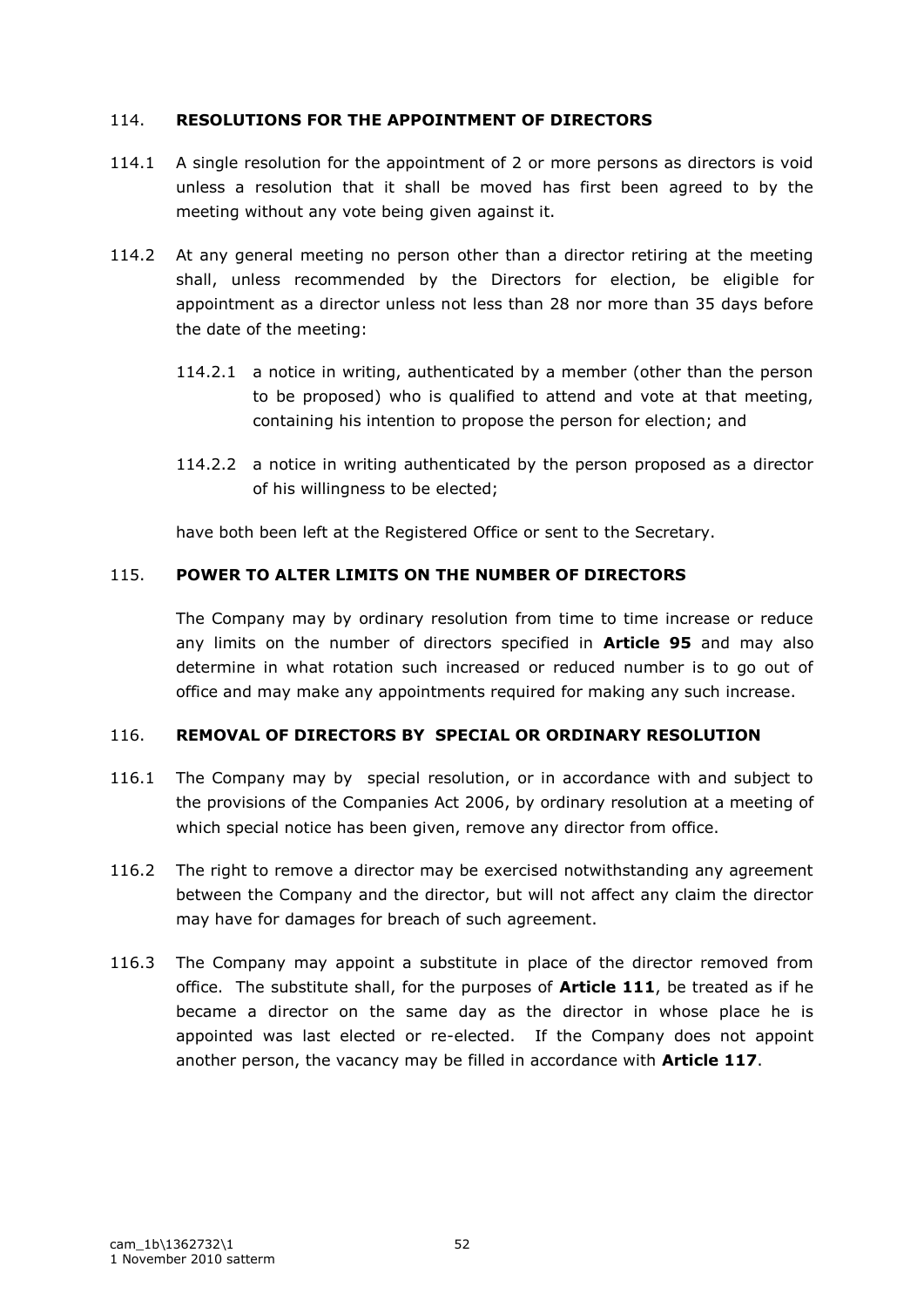## 114. RESOLUTIONS FOR THE APPOINTMENT OF DIRECTORS

114.1 A single resolution for the appointment of 2 or more persons as directors is void unless a resolution that it shall be moved has first been agreed to by the meeting without any vote being given against it.

114.2 At any general meeting no person other than a director retiring at the meeting shall, unless recommended by the Directors for election, be eligible for appointment as a director unless not less than 28 nor more than 35 days before the date of the meeting:

114.2.1 a notice in writing, authenticated by a member (other than the person to be proposed) who is qualified to attend and vote at that meeting, containing his intention to propose the person for election; and

114.2.2 a notice in writing authenticated by the person proposed as a director of his willingness to be elected;

have both been left at the Registered Office or sent to the Secretary.

## 115. POWER TO ALTER LIMITS ON THE NUMBER OF DIRECTORS

The Company may by ordinary resolution from time to time increase or reduce any limits on the number of directors specified in **Article 95** and may also determine in what rotation such increased or reduced number is to go out of office and may make any appointments required for making any such increase.

## 116. REMOVAL OF DIRECTORS BY SPECIAL OR ORDINARY RESOLUTION

116.1 The Company may by special resolution, or in accordance with and subject to the provisions of the Companies Act 2006, by ordinary resolution at a meeting of which special notice has been given, remove any director from office.

116.2 The right to remove a director may be exercised notwithstanding any agreement between the Company and the director, but will not affect any claim the director may have for damages for breach of such agreement.

116.3 The Company may appoint a substitute in place of the director removed from office. The substitute shall, for the purposes of **Article 111**, be treated as if he became a director on the same day as the director in whose place he is appointed was last elected or re-elected. If the Company does not appoint another person, the vacancy may be filled in accordance with **Article 117**.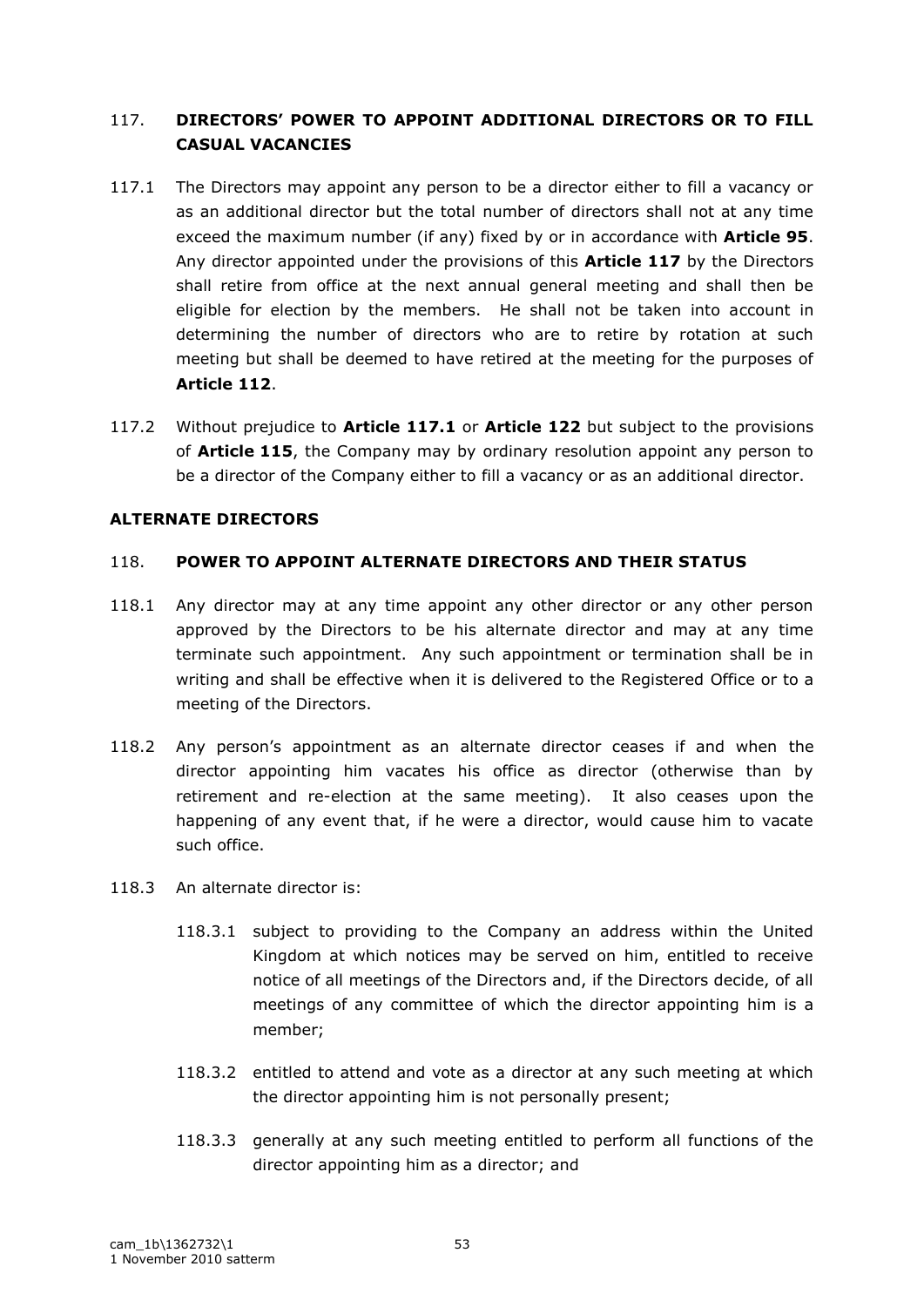### 117. DIRECTORS' POWER TO APPOINT ADDITIONAL DIRECTORS OR TO FILL CASUAL VACANCIES

117.1 The Directors may appoint any person to be a director either to fill a vacancy or as an additional director but the total number of directors shall not at any time exceed the maximum number (if any) fixed by or in accordance with **Article 95**. Any director appointed under the provisions of this **Article 117** by the Directors shall retire from office at the next annual general meeting and shall then be eligible for election by the members. He shall not be taken into account in determining the number of directors who are to retire by rotation at such meeting but shall be deemed to have retired at the meeting for the purposes of **Article 112**.

117.2 Without prejudice to **Article 117.1** or **Article 122** but subject to the provisions of **Article 115**, the Company may by ordinary resolution appoint any person to be a director of the Company either to fill a vacancy or as an additional director.

## ALTERNATE DIRECTORS

### 118. POWER TO APPOINT ALTERNATE DIRECTORS AND THEIR STATUS

118.1 Any director may at any time appoint any other director or any other person approved by the Directors to be his alternate director and may at any time terminate such appointment. Any such appointment or termination shall be in writing and shall be effective when it is delivered to the Registered Office or to a meeting of the Directors.

118.2 Any person's appointment as an alternate director ceases if and when the director appointing him vacates his office as director (otherwise than by retirement and re-election at the same meeting). It also ceases upon the happening of any event that, if he were a director, would cause him to vacate such office.

118.3 An alternate director is:

118.3.1 subject to providing to the Company an address within the United Kingdom at which notices may be served on him, entitled to receive notice of all meetings of the Directors and, if the Directors decide, of all meetings of any committee of which the director appointing him is a member;

118.3.2 entitled to attend and vote as a director at any such meeting at which the director appointing him is not personally present;

118.3.3 generally at any such meeting entitled to perform all functions of the director appointing him as a director; and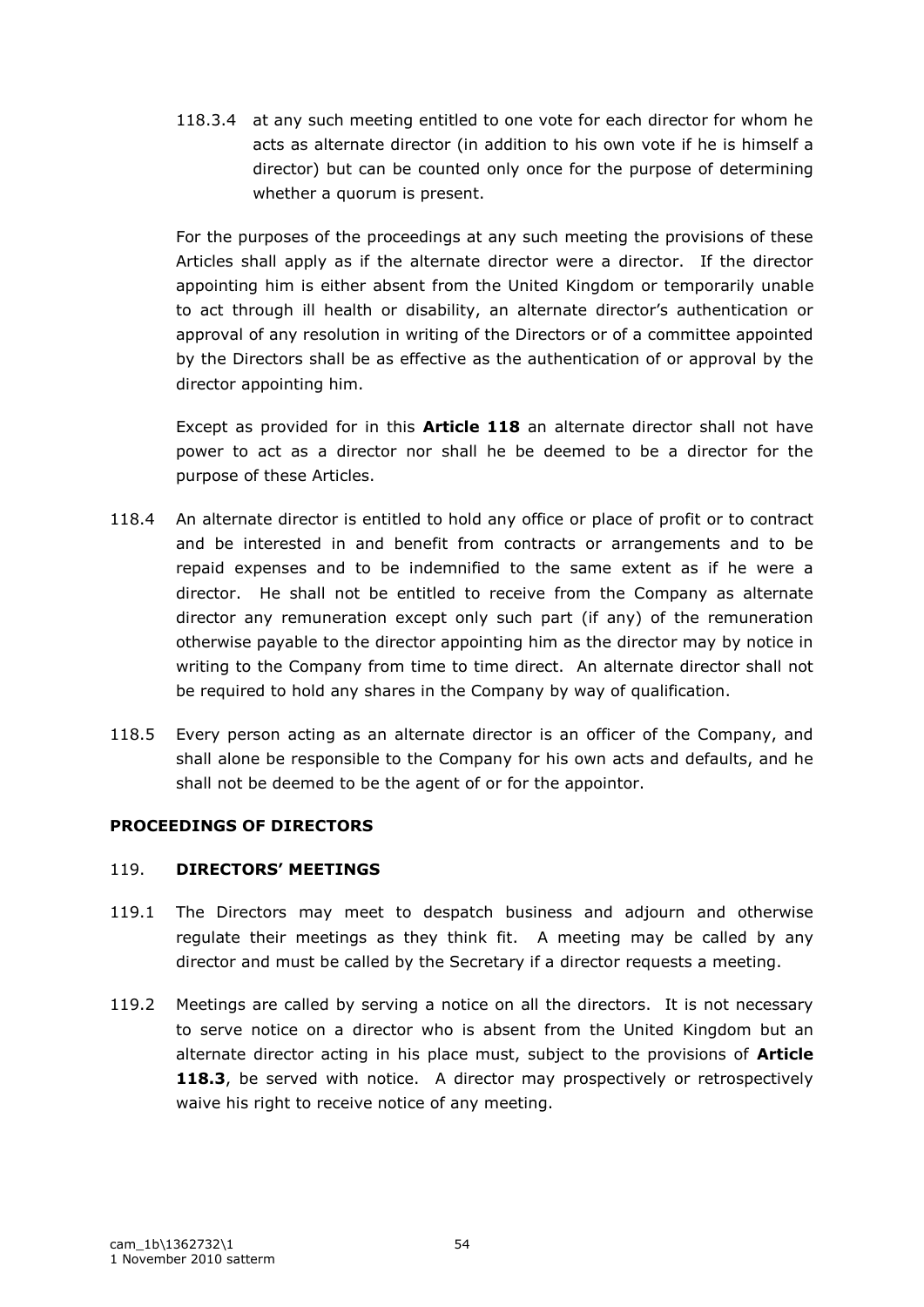118.3.4 at any such meeting entitled to one vote for each director for whom he acts as alternate director (in addition to his own vote if he is himself a director) but can be counted only once for the purpose of determining whether a quorum is present.

For the purposes of the proceedings at any such meeting the provisions of these Articles shall apply as if the alternate director were a director. If the director appointing him is either absent from the United Kingdom or temporarily unable to act through ill health or disability, an alternate director's authentication or approval of any resolution in writing of the Directors or of a committee appointed by the Directors shall be as effective as the authentication of or approval by the director appointing him.

Except as provided for in this **Article 118** an alternate director shall not have power to act as a director nor shall he be deemed to be a director for the purpose of these Articles.

118.4 An alternate director is entitled to hold any office or place of profit or to contract and be interested in and benefit from contracts or arrangements and to be repaid expenses and to be indemnified to the same extent as if he were a director. He shall not be entitled to receive from the Company as alternate director any remuneration except only such part (if any) of the remuneration otherwise payable to the director appointing him as the director may by notice in writing to the Company from time to time direct. An alternate director shall not be required to hold any shares in the Company by way of qualification.

118.5 Every person acting as an alternate director is an officer of the Company, and shall alone be responsible to the Company for his own acts and defaults, and he shall not be deemed to be the agent of or for the appointor.

**PROCEEDINGS OF DIRECTORS**

119. **DIRECTORS' MEETINGS**

119.1 The Directors may meet to despatch business and adjourn and otherwise regulate their meetings as they think fit. A meeting may be called by any director and must be called by the Secretary if a director requests a meeting.

119.2 Meetings are called by serving a notice on all the directors. It is not necessary to serve notice on a director who is absent from the United Kingdom but an alternate director acting in his place must, subject to the provisions of **Article 118.3**, be served with notice. A director may prospectively or retrospectively waive his right to receive notice of any meeting.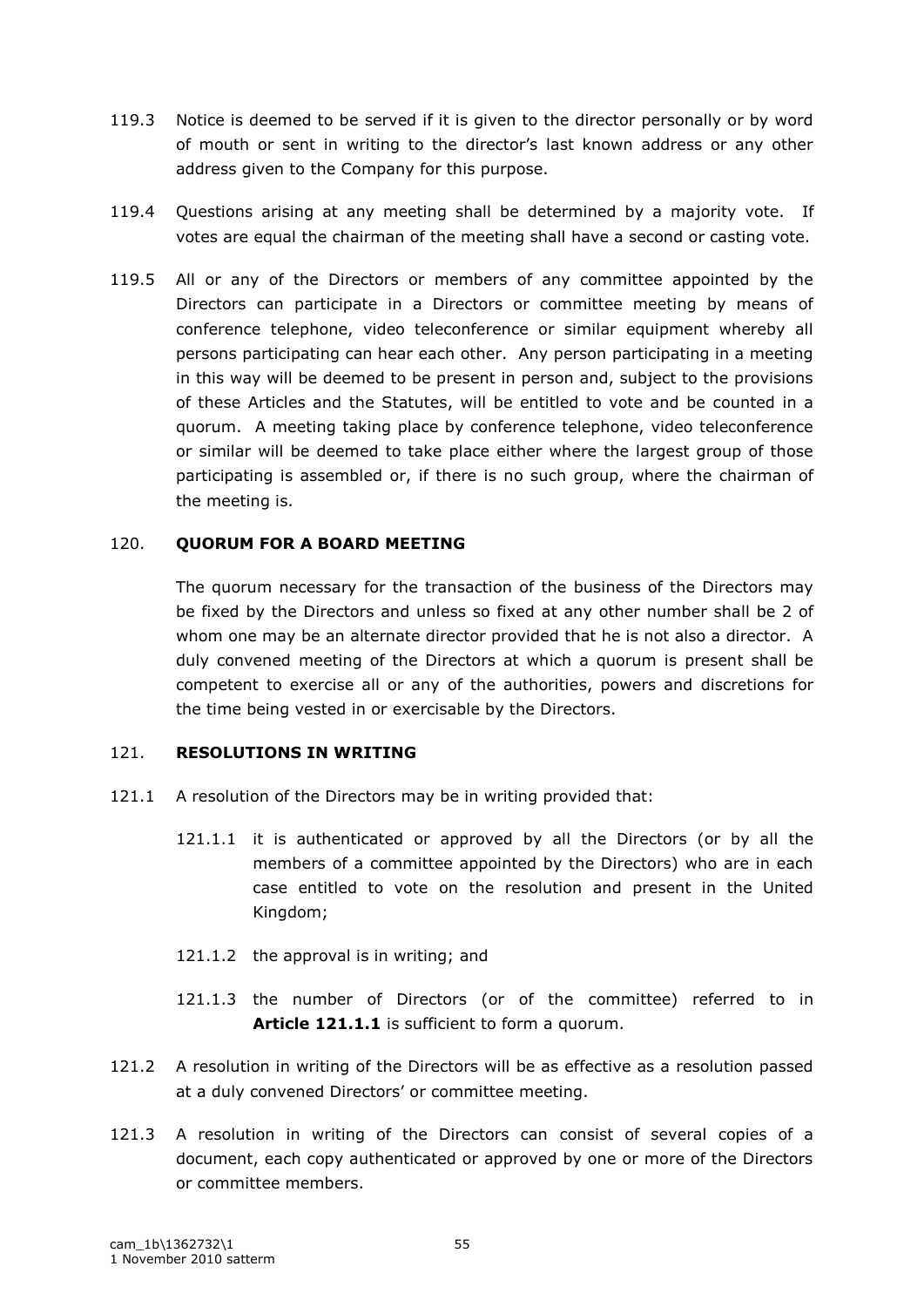119.3 Notice is deemed to be served if it is given to the director personally or by word of mouth or sent in writing to the director's last known address or any other address given to the Company for this purpose.

119.4 Questions arising at any meeting shall be determined by a majority vote. If votes are equal the chairman of the meeting shall have a second or casting vote.

119.5 All or any of the Directors or members of any committee appointed by the Directors can participate in a Directors or committee meeting by means of conference telephone, video teleconference or similar equipment whereby all persons participating can hear each other. Any person participating in a meeting in this way will be deemed to be present in person and, subject to the provisions of these Articles and the Statutes, will be entitled to vote and be counted in a quorum. A meeting taking place by conference telephone, video teleconference or similar will be deemed to take place either where the largest group of those participating is assembled or, if there is no such group, where the chairman of the meeting is.

## 120. QUORUM FOR A BOARD MEETING

The quorum necessary for the transaction of the business of the Directors may be fixed by the Directors and unless so fixed at any other number shall be 2 of whom one may be an alternate director provided that he is not also a director. A duly convened meeting of the Directors at which a quorum is present shall be competent to exercise all or any of the authorities, powers and discretions for the time being vested in or exercisable by the Directors.

## 121. RESOLUTIONS IN WRITING

121.1 A resolution of the Directors may be in writing provided that:

121.1.1 it is authenticated or approved by all the Directors (or by all the members of a committee appointed by the Directors) who are in each case entitled to vote on the resolution and present in the United Kingdom;

121.1.2 the approval is in writing; and

121.1.3 the number of Directors (or of the committee) referred to in **Article 121.1.1** is sufficient to form a quorum.

121.2 A resolution in writing of the Directors will be as effective as a resolution passed at a duly convened Directors' or committee meeting.

121.3 A resolution in writing of the Directors can consist of several copies of a document, each copy authenticated or approved by one or more of the Directors or committee members.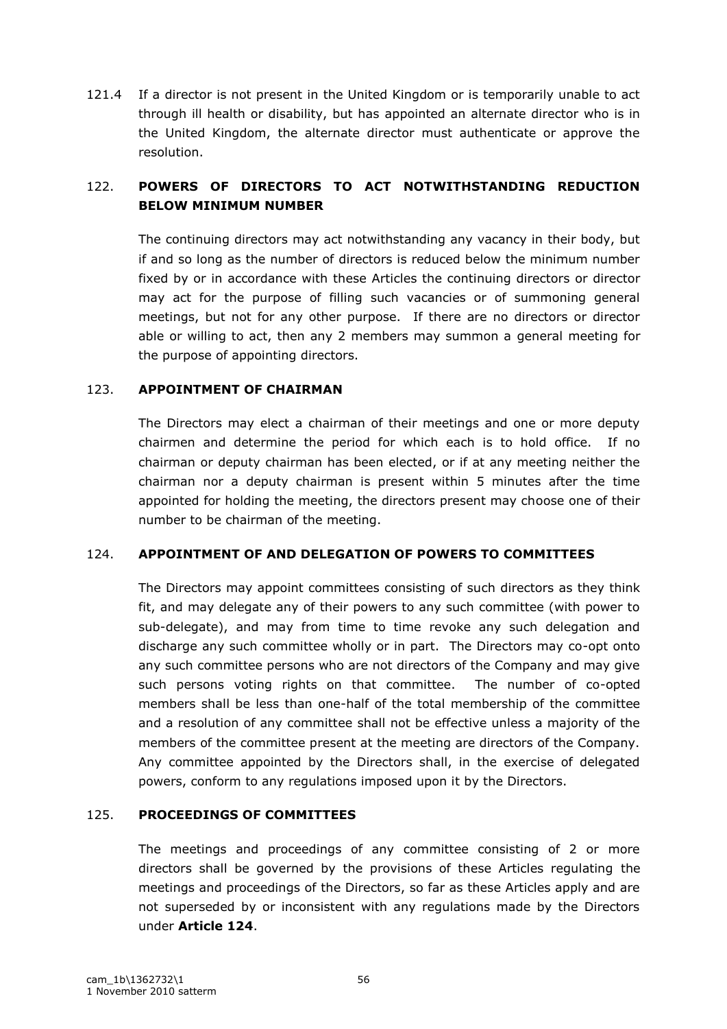121.4 If a director is not present in the United Kingdom or is temporarily unable to act through ill health or disability, but has appointed an alternate director who is in the United Kingdom, the alternate director must authenticate or approve the resolution.

## 122. POWERS OF DIRECTORS TO ACT NOTWITHSTANDING REDUCTION BELOW MINIMUM NUMBER

The continuing directors may act notwithstanding any vacancy in their body, but if and so long as the number of directors is reduced below the minimum number fixed by or in accordance with these Articles the continuing directors or director may act for the purpose of filling such vacancies or of summoning general meetings, but not for any other purpose. If there are no directors or director able or willing to act, then any 2 members may summon a general meeting for the purpose of appointing directors.

## 123. APPOINTMENT OF CHAIRMAN

The Directors may elect a chairman of their meetings and one or more deputy chairmen and determine the period for which each is to hold office. If no chairman or deputy chairman has been elected, or if at any meeting neither the chairman nor a deputy chairman is present within 5 minutes after the time appointed for holding the meeting, the directors present may choose one of their number to be chairman of the meeting.

## 124. APPOINTMENT OF AND DELEGATION OF POWERS TO COMMITTEES

The Directors may appoint committees consisting of such directors as they think fit, and may delegate any of their powers to any such committee (with power to sub-delegate), and may from time to time revoke any such delegation and discharge any such committee wholly or in part. The Directors may co-opt onto any such committee persons who are not directors of the Company and may give such persons voting rights on that committee. The number of co-opted members shall be less than one-half of the total membership of the committee and a resolution of any committee shall not be effective unless a majority of the members of the committee present at the meeting are directors of the Company. Any committee appointed by the Directors shall, in the exercise of delegated powers, conform to any regulations imposed upon it by the Directors.

## 125. PROCEEDINGS OF COMMITTEES

The meetings and proceedings of any committee consisting of 2 or more directors shall be governed by the provisions of these Articles regulating the meetings and proceedings of the Directors, so far as these Articles apply and are not superseded by or inconsistent with any regulations made by the Directors under **Article 124**.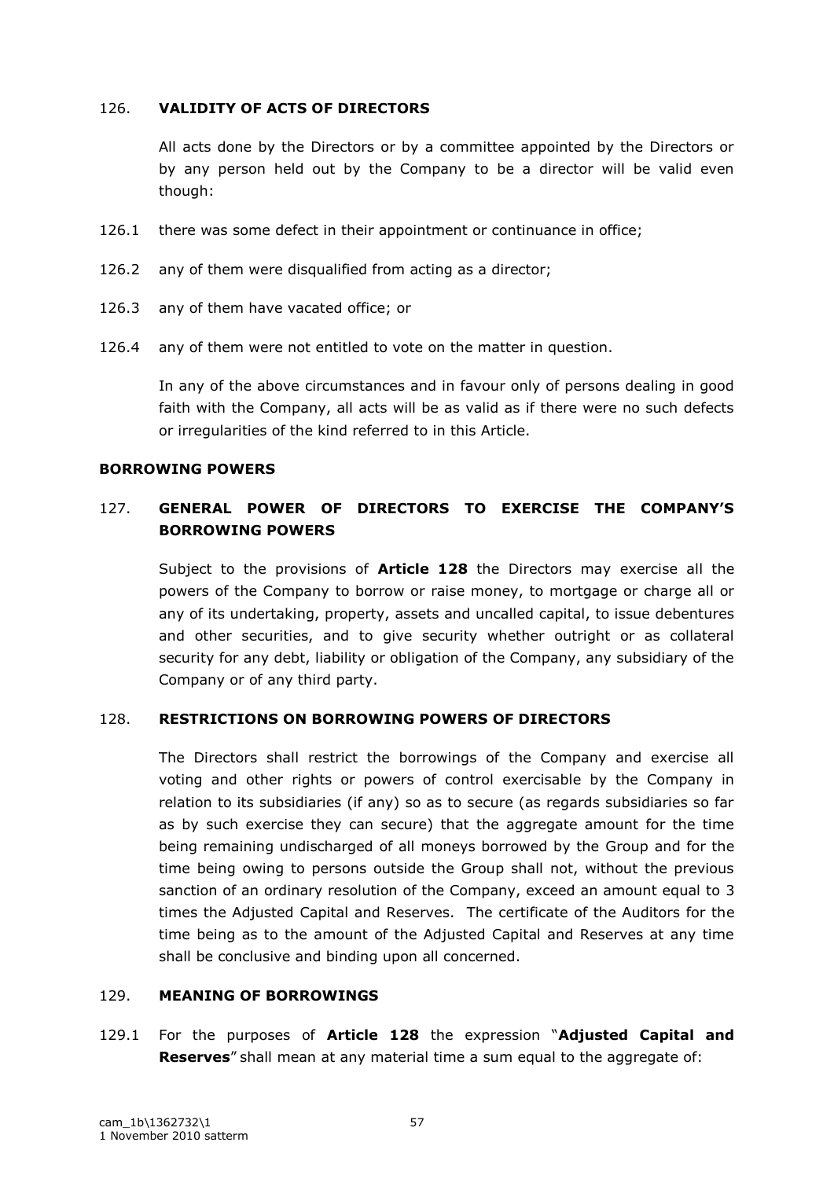## 126. VALIDITY OF ACTS OF DIRECTORS

All acts done by the Directors or by a committee appointed by the Directors or by any person held out by the Company to be a director will be valid even though:

126.1 there was some defect in their appointment or continuance in office;

126.2 any of them were disqualified from acting as a director;

126.3 any of them have vacated office; or

126.4 any of them were not entitled to vote on the matter in question.

In any of the above circumstances and in favour only of persons dealing in good faith with the Company, all acts will be as valid as if there were no such defects or irregularities of the kind referred to in this Article.

# BORROWING POWERS

## 127. GENERAL POWER OF DIRECTORS TO EXERCISE THE COMPANY'S BORROWING POWERS

Subject to the provisions of **Article 128** the Directors may exercise all the powers of the Company to borrow or raise money, to mortgage or charge all or any of its undertaking, property, assets and uncalled capital, to issue debentures and other securities, and to give security whether outright or as collateral security for any debt, liability or obligation of the Company, any subsidiary of the Company or of any third party.

## 128. RESTRICTIONS ON BORROWING POWERS OF DIRECTORS

The Directors shall restrict the borrowings of the Company and exercise all voting and other rights or powers of control exercisable by the Company in relation to its subsidiaries (if any) so as to secure (as regards subsidiaries so far as by such exercise they can secure) that the aggregate amount for the time being remaining undischarged of all moneys borrowed by the Group and for the time being owing to persons outside the Group shall not, without the previous sanction of an ordinary resolution of the Company, exceed an amount equal to 3 times the Adjusted Capital and Reserves. The certificate of the Auditors for the time being as to the amount of the Adjusted Capital and Reserves at any time shall be conclusive and binding upon all concerned.

## 129. MEANING OF BORROWINGS

129.1 For the purposes of **Article 128** the expression "**Adjusted Capital and Reserves**" shall mean at any material time a sum equal to the aggregate of: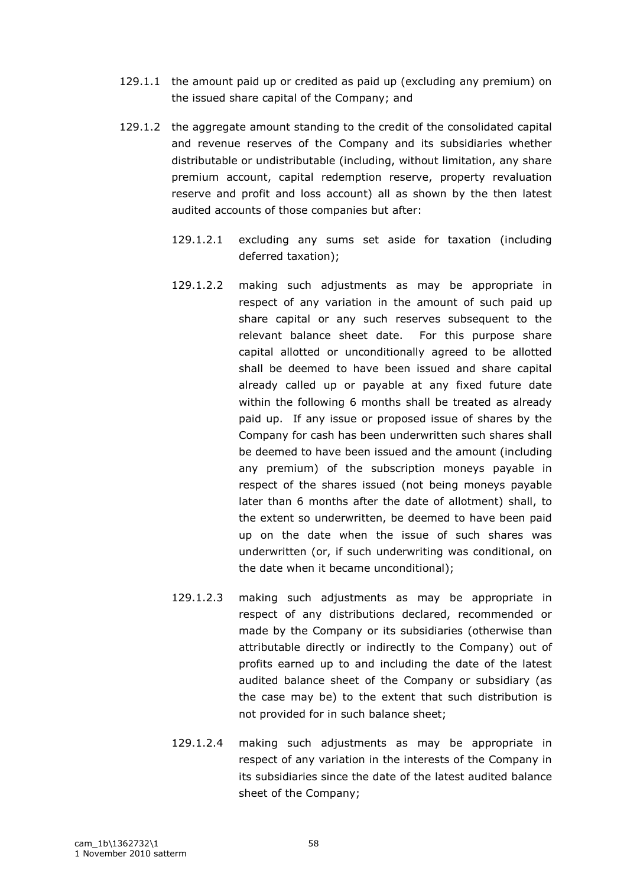129.1.1 the amount paid up or credited as paid up (excluding any premium) on the issued share capital of the Company; and

129.1.2 the aggregate amount standing to the credit of the consolidated capital and revenue reserves of the Company and its subsidiaries whether distributable or undistributable (including, without limitation, any share premium account, capital redemption reserve, property revaluation reserve and profit and loss account) all as shown by the then latest audited accounts of those companies but after:

129.1.2.1 excluding any sums set aside for taxation (including deferred taxation);

129.1.2.2 making such adjustments as may be appropriate in respect of any variation in the amount of such paid up share capital or any such reserves subsequent to the relevant balance sheet date. For this purpose share capital allotted or unconditionally agreed to be allotted shall be deemed to have been issued and share capital already called up or payable at any fixed future date within the following 6 months shall be treated as already paid up. If any issue or proposed issue of shares by the Company for cash has been underwritten such shares shall be deemed to have been issued and the amount (including any premium) of the subscription moneys payable in respect of the shares issued (not being moneys payable later than 6 months after the date of allotment) shall, to the extent so underwritten, be deemed to have been paid up on the date when the issue of such shares was underwritten (or, if such underwriting was conditional, on the date when it became unconditional);

129.1.2.3 making such adjustments as may be appropriate in respect of any distributions declared, recommended or made by the Company or its subsidiaries (otherwise than attributable directly or indirectly to the Company) out of profits earned up to and including the date of the latest audited balance sheet of the Company or subsidiary (as the case may be) to the extent that such distribution is not provided for in such balance sheet;

129.1.2.4 making such adjustments as may be appropriate in respect of any variation in the interests of the Company in its subsidiaries since the date of the latest audited balance sheet of the Company;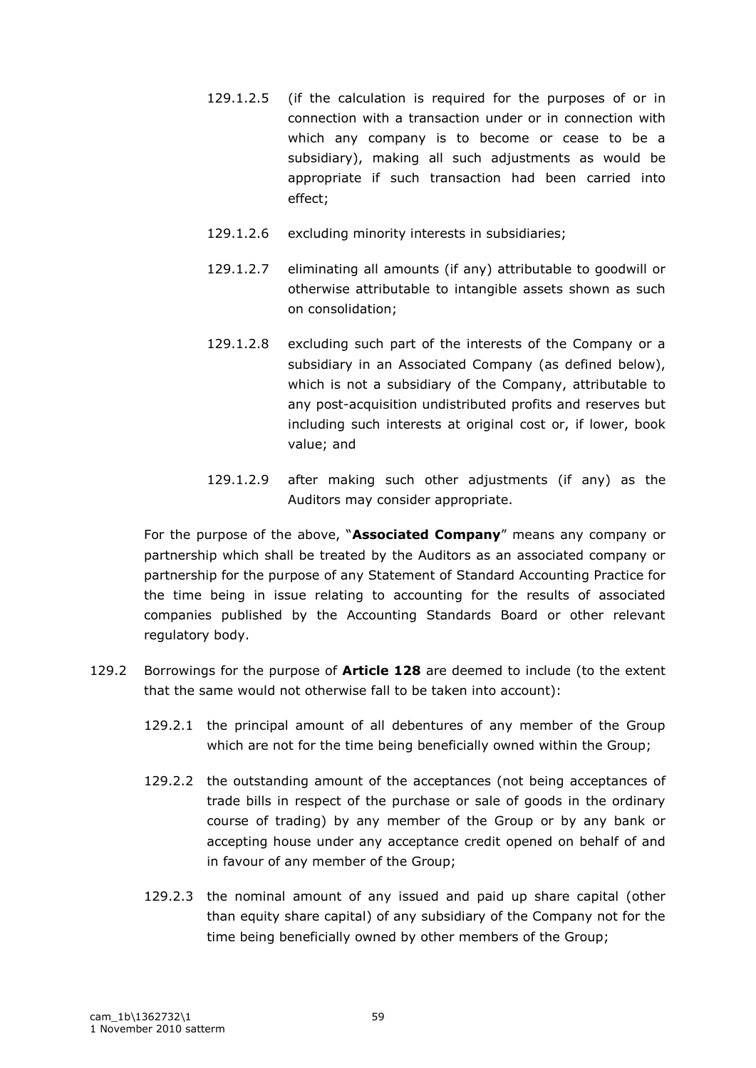129.1.2.5 (if the calculation is required for the purposes of or in connection with a transaction under or in connection with which any company is to become or cease to be a subsidiary), making all such adjustments as would be appropriate if such transaction had been carried into effect;

129.1.2.6 excluding minority interests in subsidiaries;

129.1.2.7 eliminating all amounts (if any) attributable to goodwill or otherwise attributable to intangible assets shown as such on consolidation;

129.1.2.8 excluding such part of the interests of the Company or a subsidiary in an Associated Company (as defined below), which is not a subsidiary of the Company, attributable to any post-acquisition undistributed profits and reserves but including such interests at original cost or, if lower, book value; and

129.1.2.9 after making such other adjustments (if any) as the Auditors may consider appropriate.

For the purpose of the above, "**Associated Company**" means any company or partnership which shall be treated by the Auditors as an associated company or partnership for the purpose of any Statement of Standard Accounting Practice for the time being in issue relating to accounting for the results of associated companies published by the Accounting Standards Board or other relevant regulatory body.

129.2 Borrowings for the purpose of **Article 128** are deemed to include (to the extent that the same would not otherwise fall to be taken into account):

129.2.1 the principal amount of all debentures of any member of the Group which are not for the time being beneficially owned within the Group;

129.2.2 the outstanding amount of the acceptances (not being acceptances of trade bills in respect of the purchase or sale of goods in the ordinary course of trading) by any member of the Group or by any bank or accepting house under any acceptance credit opened on behalf of and in favour of any member of the Group;

129.2.3 the nominal amount of any issued and paid up share capital (other than equity share capital) of any subsidiary of the Company not for the time being beneficially owned by other members of the Group;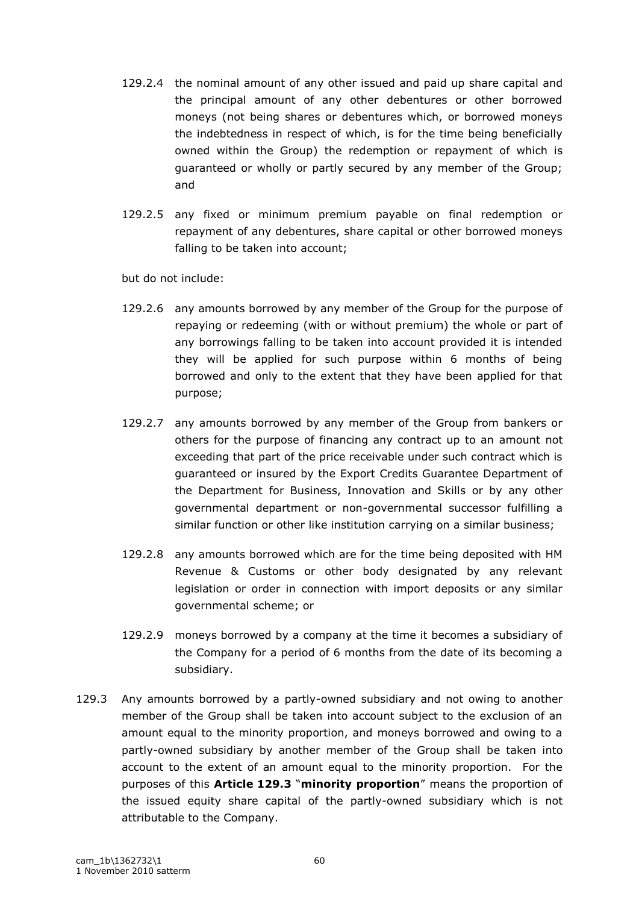129.2.4 the nominal amount of any other issued and paid up share capital and the principal amount of any other debentures or other borrowed moneys (not being shares or debentures which, or borrowed moneys the indebtedness in respect of which, is for the time being beneficially owned within the Group) the redemption or repayment of which is guaranteed or wholly or partly secured by any member of the Group; and

129.2.5 any fixed or minimum premium payable on final redemption or repayment of any debentures, share capital or other borrowed moneys falling to be taken into account;

but do not include:

129.2.6 any amounts borrowed by any member of the Group for the purpose of repaying or redeeming (with or without premium) the whole or part of any borrowings falling to be taken into account provided it is intended they will be applied for such purpose within 6 months of being borrowed and only to the extent that they have been applied for that purpose;

129.2.7 any amounts borrowed by any member of the Group from bankers or others for the purpose of financing any contract up to an amount not exceeding that part of the price receivable under such contract which is guaranteed or insured by the Export Credits Guarantee Department of the Department for Business, Innovation and Skills or by any other governmental department or non-governmental successor fulfilling a similar function or other like institution carrying on a similar business;

129.2.8 any amounts borrowed which are for the time being deposited with HM Revenue & Customs or other body designated by any relevant legislation or order in connection with import deposits or any similar governmental scheme; or

129.2.9 moneys borrowed by a company at the time it becomes a subsidiary of the Company for a period of 6 months from the date of its becoming a subsidiary.

129.3 Any amounts borrowed by a partly-owned subsidiary and not owing to another member of the Group shall be taken into account subject to the exclusion of an amount equal to the minority proportion, and moneys borrowed and owing to a partly-owned subsidiary by another member of the Group shall be taken into account to the extent of an amount equal to the minority proportion. For the purposes of this **Article 129.3** "**minority proportion**" means the proportion of the issued equity share capital of the partly-owned subsidiary which is not attributable to the Company.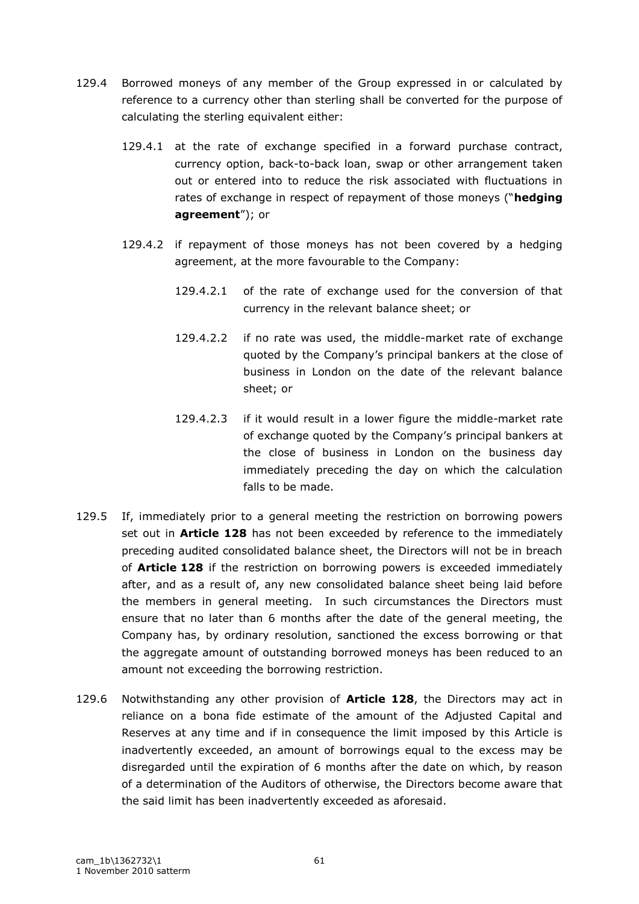129.4 Borrowed moneys of any member of the Group expressed in or calculated by reference to a currency other than sterling shall be converted for the purpose of calculating the sterling equivalent either:

129.4.1 at the rate of exchange specified in a forward purchase contract, currency option, back-to-back loan, swap or other arrangement taken out or entered into to reduce the risk associated with fluctuations in rates of exchange in respect of repayment of those moneys ("**hedging agreement**"); or

129.4.2 if repayment of those moneys has not been covered by a hedging agreement, at the more favourable to the Company:

129.4.2.1 of the rate of exchange used for the conversion of that currency in the relevant balance sheet; or

129.4.2.2 if no rate was used, the middle-market rate of exchange quoted by the Company's principal bankers at the close of business in London on the date of the relevant balance sheet; or

129.4.2.3 if it would result in a lower figure the middle-market rate of exchange quoted by the Company's principal bankers at the close of business in London on the business day immediately preceding the day on which the calculation falls to be made.

129.5 If, immediately prior to a general meeting the restriction on borrowing powers set out in **Article 128** has not been exceeded by reference to the immediately preceding audited consolidated balance sheet, the Directors will not be in breach of **Article 128** if the restriction on borrowing powers is exceeded immediately after, and as a result of, any new consolidated balance sheet being laid before the members in general meeting. In such circumstances the Directors must ensure that no later than 6 months after the date of the general meeting, the Company has, by ordinary resolution, sanctioned the excess borrowing or that the aggregate amount of outstanding borrowed moneys has been reduced to an amount not exceeding the borrowing restriction.

129.6 Notwithstanding any other provision of **Article 128**, the Directors may act in reliance on a bona fide estimate of the amount of the Adjusted Capital and Reserves at any time and if in consequence the limit imposed by this Article is inadvertently exceeded, an amount of borrowings equal to the excess may be disregarded until the expiration of 6 months after the date on which, by reason of a determination of the Auditors of otherwise, the Directors become aware that the said limit has been inadvertently exceeded as aforesaid.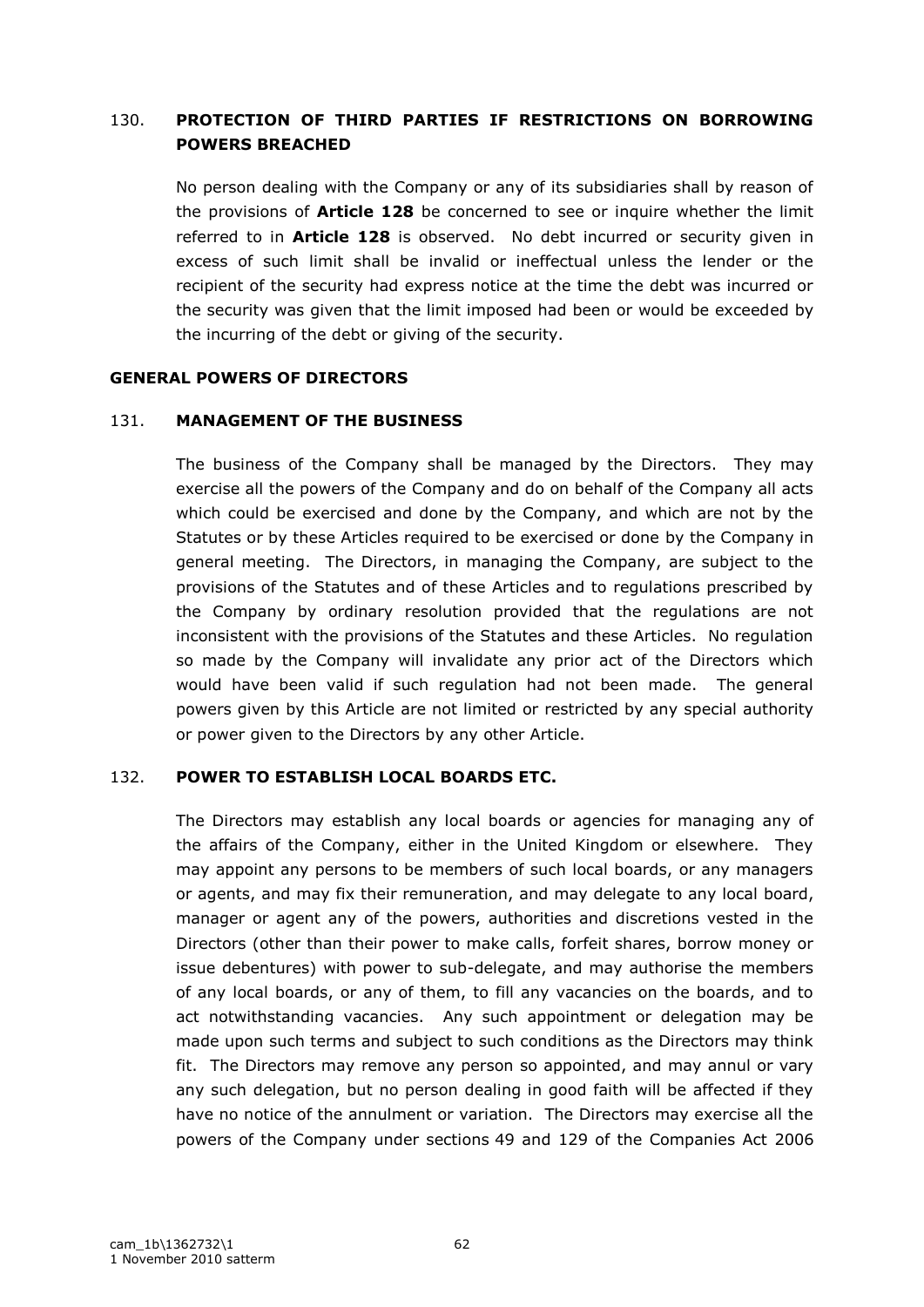## 130. PROTECTION OF THIRD PARTIES IF RESTRICTIONS ON BORROWING POWERS BREACHED

No person dealing with the Company or any of its subsidiaries shall by reason of the provisions of **Article 128** be concerned to see or inquire whether the limit referred to in **Article 128** is observed. No debt incurred or security given in excess of such limit shall be invalid or ineffectual unless the lender or the recipient of the security had express notice at the time the debt was incurred or the security was given that the limit imposed had been or would be exceeded by the incurring of the debt or giving of the security.

# GENERAL POWERS OF DIRECTORS

## 131. MANAGEMENT OF THE BUSINESS

The business of the Company shall be managed by the Directors. They may exercise all the powers of the Company and do on behalf of the Company all acts which could be exercised and done by the Company, and which are not by the Statutes or by these Articles required to be exercised or done by the Company in general meeting. The Directors, in managing the Company, are subject to the provisions of the Statutes and of these Articles and to regulations prescribed by the Company by ordinary resolution provided that the regulations are not inconsistent with the provisions of the Statutes and these Articles. No regulation so made by the Company will invalidate any prior act of the Directors which would have been valid if such regulation had not been made. The general powers given by this Article are not limited or restricted by any special authority or power given to the Directors by any other Article.

## 132. POWER TO ESTABLISH LOCAL BOARDS ETC.

The Directors may establish any local boards or agencies for managing any of the affairs of the Company, either in the United Kingdom or elsewhere. They may appoint any persons to be members of such local boards, or any managers or agents, and may fix their remuneration, and may delegate to any local board, manager or agent any of the powers, authorities and discretions vested in the Directors (other than their power to make calls, forfeit shares, borrow money or issue debentures) with power to sub-delegate, and may authorise the members of any local boards, or any of them, to fill any vacancies on the boards, and to act notwithstanding vacancies. Any such appointment or delegation may be made upon such terms and subject to such conditions as the Directors may think fit. The Directors may remove any person so appointed, and may annul or vary any such delegation, but no person dealing in good faith will be affected if they have no notice of the annulment or variation. The Directors may exercise all the powers of the Company under sections 49 and 129 of the Companies Act 2006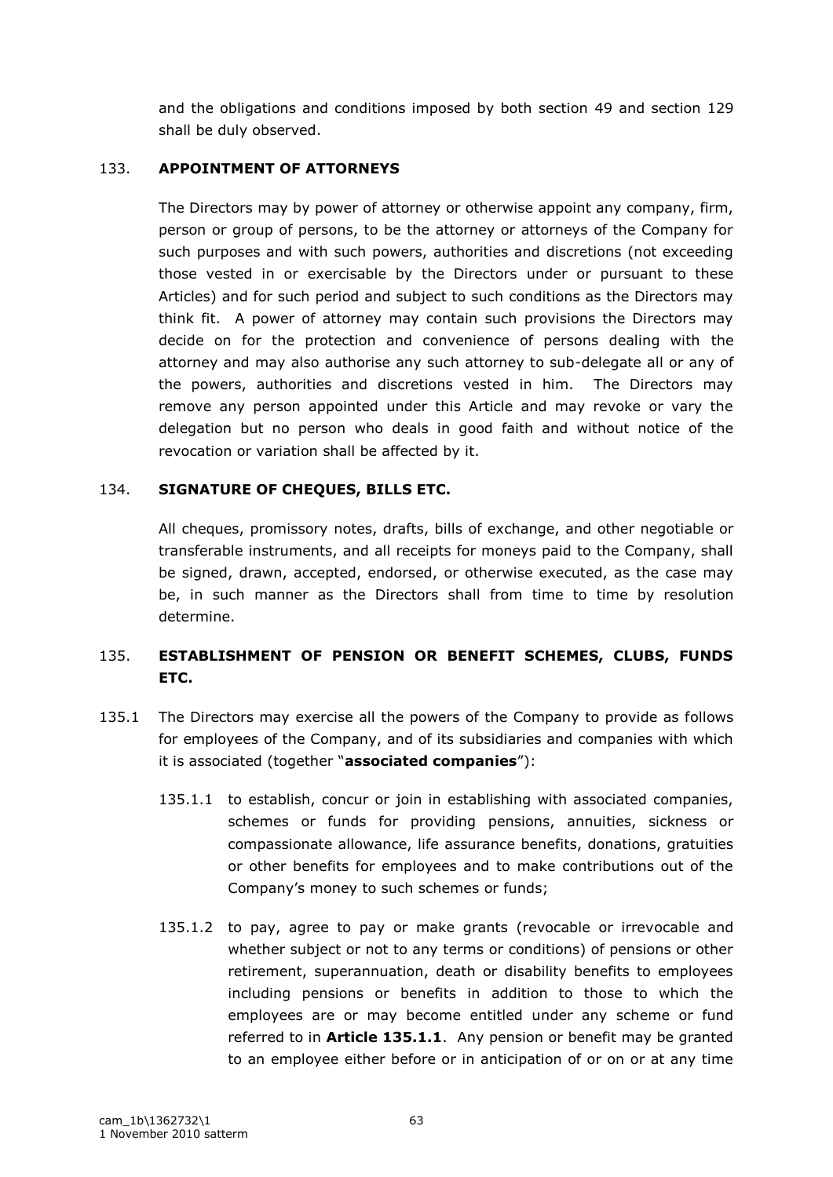and the obligations and conditions imposed by both section 49 and section 129 shall be duly observed.

## 133. APPOINTMENT OF ATTORNEYS

The Directors may by power of attorney or otherwise appoint any company, firm, person or group of persons, to be the attorney or attorneys of the Company for such purposes and with such powers, authorities and discretions (not exceeding those vested in or exercisable by the Directors under or pursuant to these Articles) and for such period and subject to such conditions as the Directors may think fit. A power of attorney may contain such provisions the Directors may decide on for the protection and convenience of persons dealing with the attorney and may also authorise any such attorney to sub-delegate all or any of the powers, authorities and discretions vested in him. The Directors may remove any person appointed under this Article and may revoke or vary the delegation but no person who deals in good faith and without notice of the revocation or variation shall be affected by it.

## 134. SIGNATURE OF CHEQUES, BILLS ETC.

All cheques, promissory notes, drafts, bills of exchange, and other negotiable or transferable instruments, and all receipts for moneys paid to the Company, shall be signed, drawn, accepted, endorsed, or otherwise executed, as the case may be, in such manner as the Directors shall from time to time by resolution determine.

## 135. ESTABLISHMENT OF PENSION OR BENEFIT SCHEMES, CLUBS, FUNDS ETC.

135.1 The Directors may exercise all the powers of the Company to provide as follows for employees of the Company, and of its subsidiaries and companies with which it is associated (together "**associated companies**"):

135.1.1 to establish, concur or join in establishing with associated companies, schemes or funds for providing pensions, annuities, sickness or compassionate allowance, life assurance benefits, donations, gratuities or other benefits for employees and to make contributions out of the Company's money to such schemes or funds;

135.1.2 to pay, agree to pay or make grants (revocable or irrevocable and whether subject or not to any terms or conditions) of pensions or other retirement, superannuation, death or disability benefits to employees including pensions or benefits in addition to those to which the employees are or may become entitled under any scheme or fund referred to in **Article 135.1.1**. Any pension or benefit may be granted to an employee either before or in anticipation of or on or at any time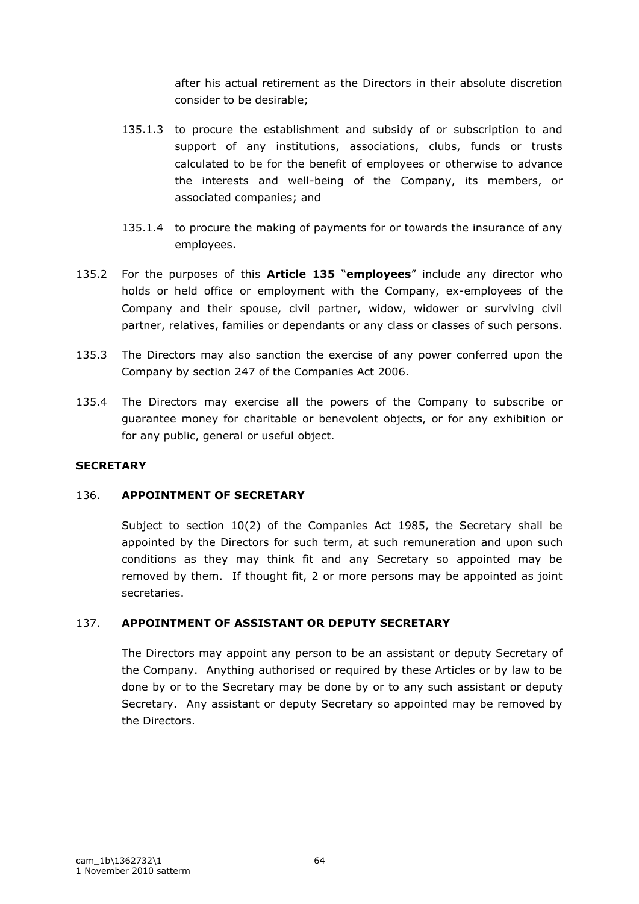after his actual retirement as the Directors in their absolute discretion consider to be desirable;

135.1.3 to procure the establishment and subsidy of or subscription to and support of any institutions, associations, clubs, funds or trusts calculated to be for the benefit of employees or otherwise to advance the interests and well-being of the Company, its members, or associated companies; and

135.1.4 to procure the making of payments for or towards the insurance of any employees.

135.2 For the purposes of this **Article 135** "**employees**" include any director who holds or held office or employment with the Company, ex-employees of the Company and their spouse, civil partner, widow, widower or surviving civil partner, relatives, families or dependants or any class or classes of such persons.

135.3 The Directors may also sanction the exercise of any power conferred upon the Company by section 247 of the Companies Act 2006.

135.4 The Directors may exercise all the powers of the Company to subscribe or guarantee money for charitable or benevolent objects, or for any exhibition or for any public, general or useful object.

**SECRETARY**

136. **APPOINTMENT OF SECRETARY**

Subject to section 10(2) of the Companies Act 1985, the Secretary shall be appointed by the Directors for such term, at such remuneration and upon such conditions as they may think fit and any Secretary so appointed may be removed by them. If thought fit, 2 or more persons may be appointed as joint secretaries.

137. **APPOINTMENT OF ASSISTANT OR DEPUTY SECRETARY**

The Directors may appoint any person to be an assistant or deputy Secretary of the Company. Anything authorised or required by these Articles or by law to be done by or to the Secretary may be done by or to any such assistant or deputy Secretary. Any assistant or deputy Secretary so appointed may be removed by the Directors.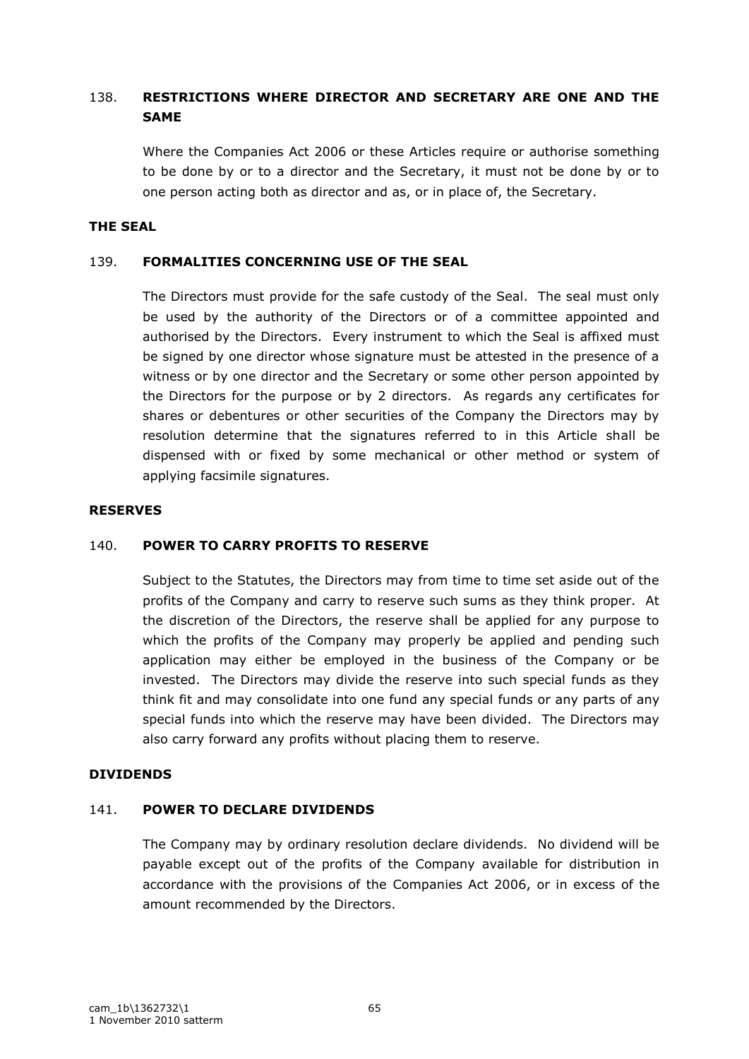### 138. RESTRICTIONS WHERE DIRECTOR AND SECRETARY ARE ONE AND THE SAME

Where the Companies Act 2006 or these Articles require or authorise something to be done by or to a director and the Secretary, it must not be done by or to one person acting both as director and as, or in place of, the Secretary.

## THE SEAL

### 139. FORMALITIES CONCERNING USE OF THE SEAL

The Directors must provide for the safe custody of the Seal. The seal must only be used by the authority of the Directors or of a committee appointed and authorised by the Directors. Every instrument to which the Seal is affixed must be signed by one director whose signature must be attested in the presence of a witness or by one director and the Secretary or some other person appointed by the Directors for the purpose or by 2 directors. As regards any certificates for shares or debentures or other securities of the Company the Directors may by resolution determine that the signatures referred to in this Article shall be dispensed with or fixed by some mechanical or other method or system of applying facsimile signatures.

## RESERVES

### 140. POWER TO CARRY PROFITS TO RESERVE

Subject to the Statutes, the Directors may from time to time set aside out of the profits of the Company and carry to reserve such sums as they think proper. At the discretion of the Directors, the reserve shall be applied for any purpose to which the profits of the Company may properly be applied and pending such application may either be employed in the business of the Company or be invested. The Directors may divide the reserve into such special funds as they think fit and may consolidate into one fund any special funds or any parts of any special funds into which the reserve may have been divided. The Directors may also carry forward any profits without placing them to reserve.

## DIVIDENDS

### 141. POWER TO DECLARE DIVIDENDS

The Company may by ordinary resolution declare dividends. No dividend will be payable except out of the profits of the Company available for distribution in accordance with the provisions of the Companies Act 2006, or in excess of the amount recommended by the Directors.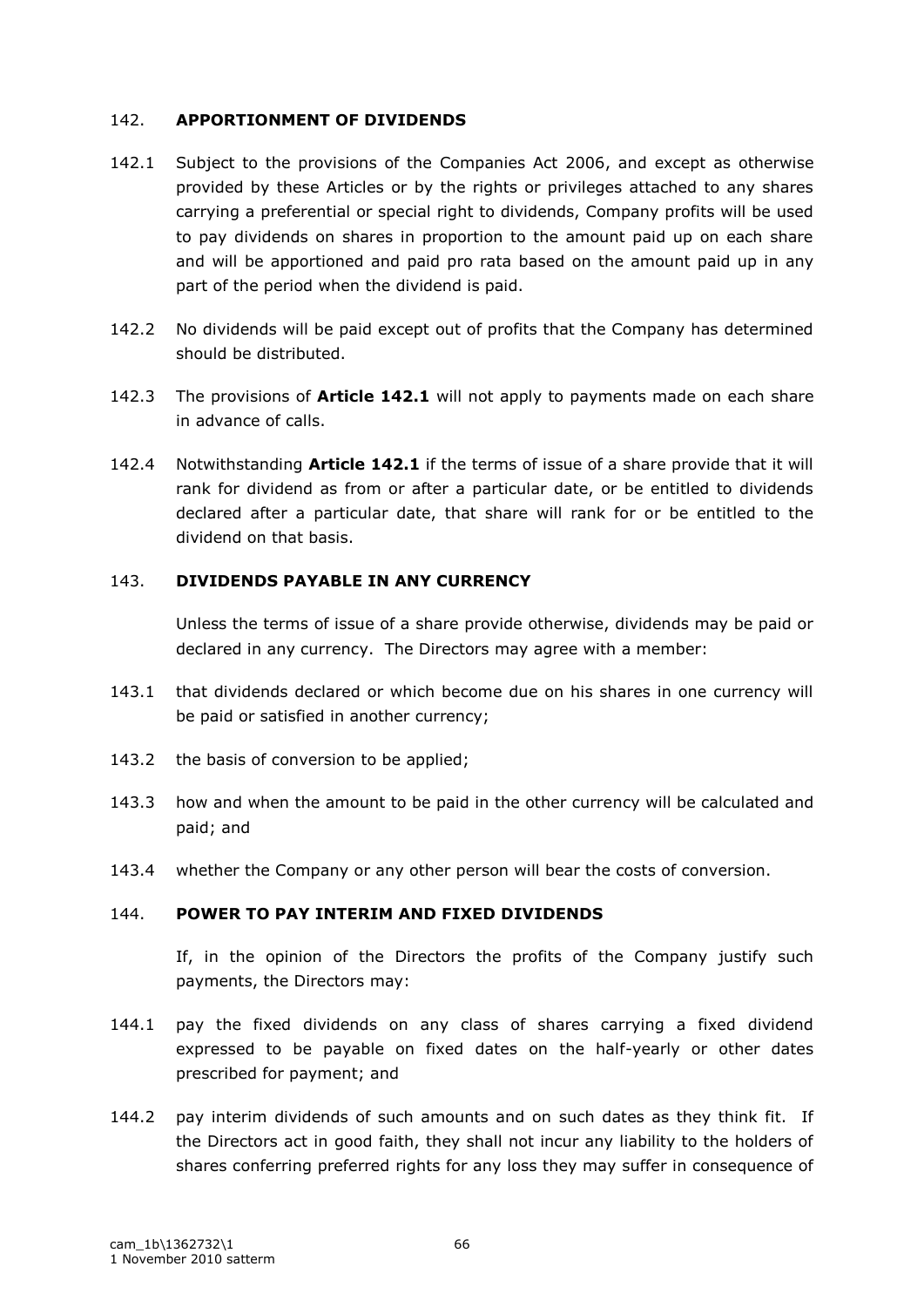## 142. APPORTIONMENT OF DIVIDENDS

142.1 Subject to the provisions of the Companies Act 2006, and except as otherwise provided by these Articles or by the rights or privileges attached to any shares carrying a preferential or special right to dividends, Company profits will be used to pay dividends on shares in proportion to the amount paid up on each share and will be apportioned and paid pro rata based on the amount paid up in any part of the period when the dividend is paid.

142.2 No dividends will be paid except out of profits that the Company has determined should be distributed.

142.3 The provisions of **Article 142.1** will not apply to payments made on each share in advance of calls.

142.4 Notwithstanding **Article 142.1** if the terms of issue of a share provide that it will rank for dividend as from or after a particular date, or be entitled to dividends declared after a particular date, that share will rank for or be entitled to the dividend on that basis.

## 143. DIVIDENDS PAYABLE IN ANY CURRENCY

Unless the terms of issue of a share provide otherwise, dividends may be paid or declared in any currency. The Directors may agree with a member:

143.1 that dividends declared or which become due on his shares in one currency will be paid or satisfied in another currency;

143.2 the basis of conversion to be applied;

143.3 how and when the amount to be paid in the other currency will be calculated and paid; and

143.4 whether the Company or any other person will bear the costs of conversion.

## 144. POWER TO PAY INTERIM AND FIXED DIVIDENDS

If, in the opinion of the Directors the profits of the Company justify such payments, the Directors may:

144.1 pay the fixed dividends on any class of shares carrying a fixed dividend expressed to be payable on fixed dates on the half-yearly or other dates prescribed for payment; and

144.2 pay interim dividends of such amounts and on such dates as they think fit. If the Directors act in good faith, they shall not incur any liability to the holders of shares conferring preferred rights for any loss they may suffer in consequence of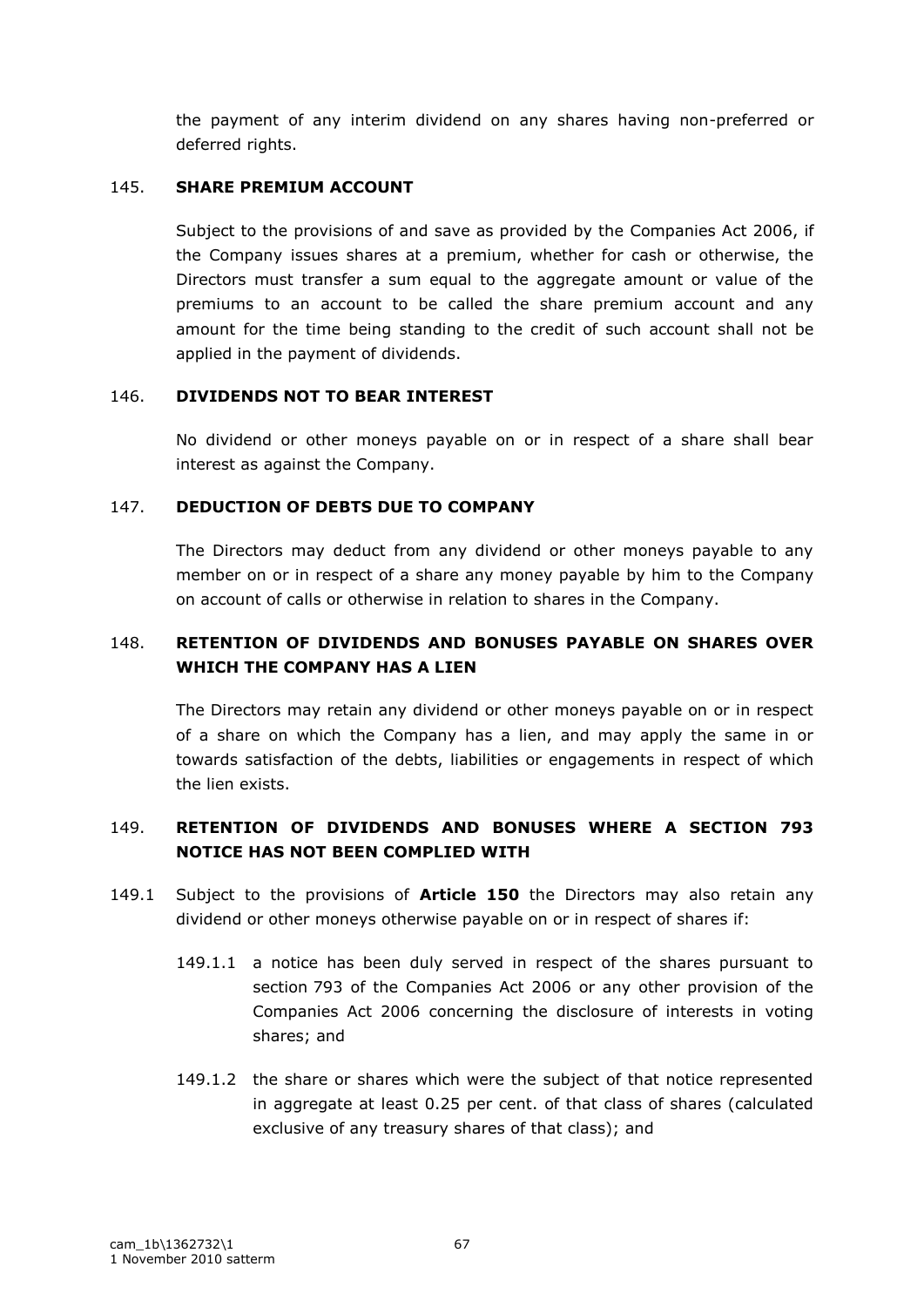the payment of any interim dividend on any shares having non-preferred or deferred rights.

## 145. SHARE PREMIUM ACCOUNT

Subject to the provisions of and save as provided by the Companies Act 2006, if the Company issues shares at a premium, whether for cash or otherwise, the Directors must transfer a sum equal to the aggregate amount or value of the premiums to an account to be called the share premium account and any amount for the time being standing to the credit of such account shall not be applied in the payment of dividends.

## 146. DIVIDENDS NOT TO BEAR INTEREST

No dividend or other moneys payable on or in respect of a share shall bear interest as against the Company.

## 147. DEDUCTION OF DEBTS DUE TO COMPANY

The Directors may deduct from any dividend or other moneys payable to any member on or in respect of a share any money payable by him to the Company on account of calls or otherwise in relation to shares in the Company.

## 148. RETENTION OF DIVIDENDS AND BONUSES PAYABLE ON SHARES OVER WHICH THE COMPANY HAS A LIEN

The Directors may retain any dividend or other moneys payable on or in respect of a share on which the Company has a lien, and may apply the same in or towards satisfaction of the debts, liabilities or engagements in respect of which the lien exists.

## 149. RETENTION OF DIVIDENDS AND BONUSES WHERE A SECTION 793 NOTICE HAS NOT BEEN COMPLIED WITH

149.1 Subject to the provisions of **Article 150** the Directors may also retain any dividend or other moneys otherwise payable on or in respect of shares if:

149.1.1 a notice has been duly served in respect of the shares pursuant to section 793 of the Companies Act 2006 or any other provision of the Companies Act 2006 concerning the disclosure of interests in voting shares; and

149.1.2 the share or shares which were the subject of that notice represented in aggregate at least 0.25 per cent. of that class of shares (calculated exclusive of any treasury shares of that class); and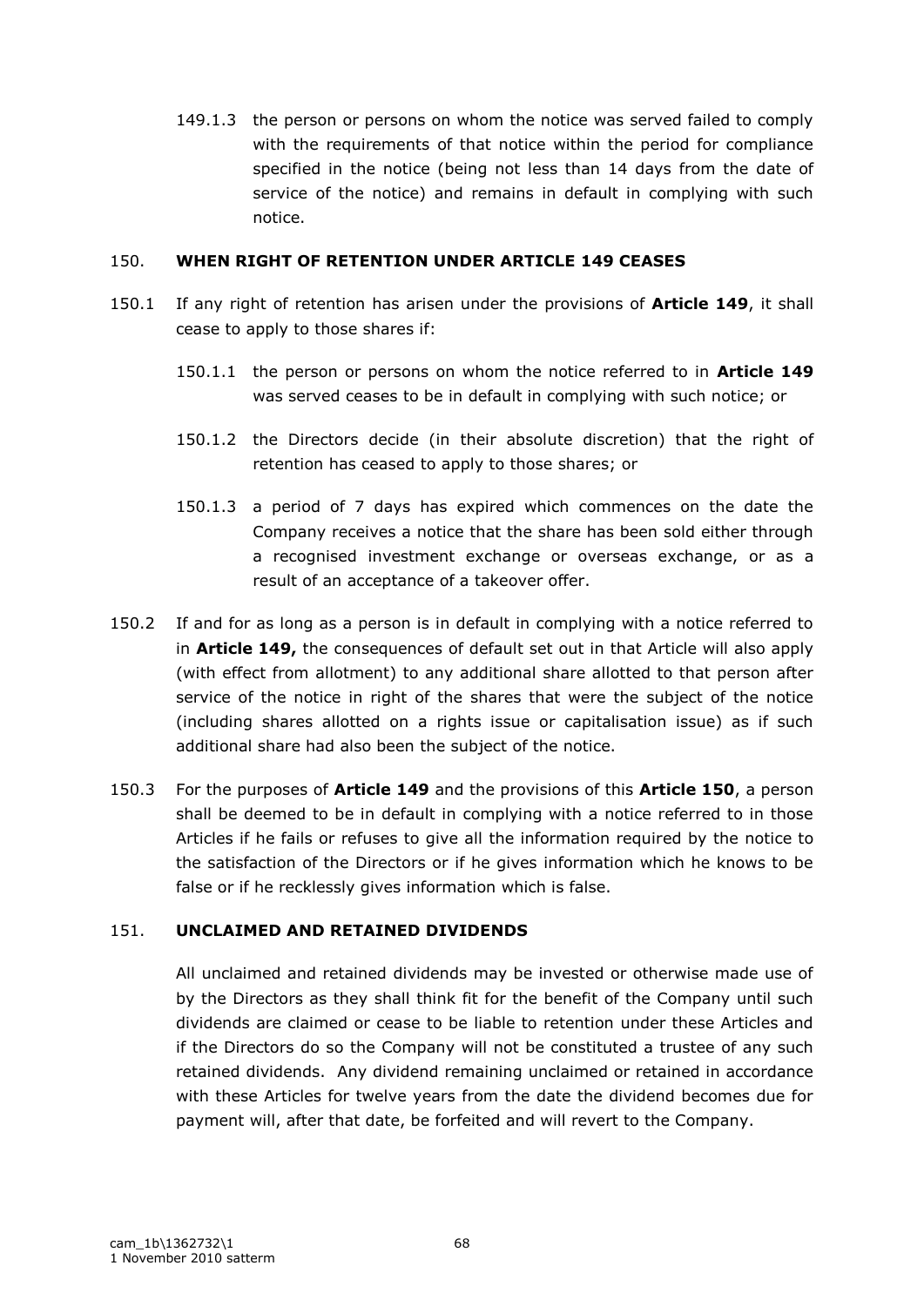149.1.3 the person or persons on whom the notice was served failed to comply with the requirements of that notice within the period for compliance specified in the notice (being not less than 14 days from the date of service of the notice) and remains in default in complying with such notice.

## 150. WHEN RIGHT OF RETENTION UNDER ARTICLE 149 CEASES

150.1 If any right of retention has arisen under the provisions of **Article 149**, it shall cease to apply to those shares if:

150.1.1 the person or persons on whom the notice referred to in **Article 149** was served ceases to be in default in complying with such notice; or

150.1.2 the Directors decide (in their absolute discretion) that the right of retention has ceased to apply to those shares; or

150.1.3 a period of 7 days has expired which commences on the date the Company receives a notice that the share has been sold either through a recognised investment exchange or overseas exchange, or as a result of an acceptance of a takeover offer.

150.2 If and for as long as a person is in default in complying with a notice referred to in **Article 149,** the consequences of default set out in that Article will also apply (with effect from allotment) to any additional share allotted to that person after service of the notice in right of the shares that were the subject of the notice (including shares allotted on a rights issue or capitalisation issue) as if such additional share had also been the subject of the notice.

150.3 For the purposes of **Article 149** and the provisions of this **Article 150**, a person shall be deemed to be in default in complying with a notice referred to in those Articles if he fails or refuses to give all the information required by the notice to the satisfaction of the Directors or if he gives information which he knows to be false or if he recklessly gives information which is false.

## 151. UNCLAIMED AND RETAINED DIVIDENDS

All unclaimed and retained dividends may be invested or otherwise made use of by the Directors as they shall think fit for the benefit of the Company until such dividends are claimed or cease to be liable to retention under these Articles and if the Directors do so the Company will not be constituted a trustee of any such retained dividends. Any dividend remaining unclaimed or retained in accordance with these Articles for twelve years from the date the dividend becomes due for payment will, after that date, be forfeited and will revert to the Company.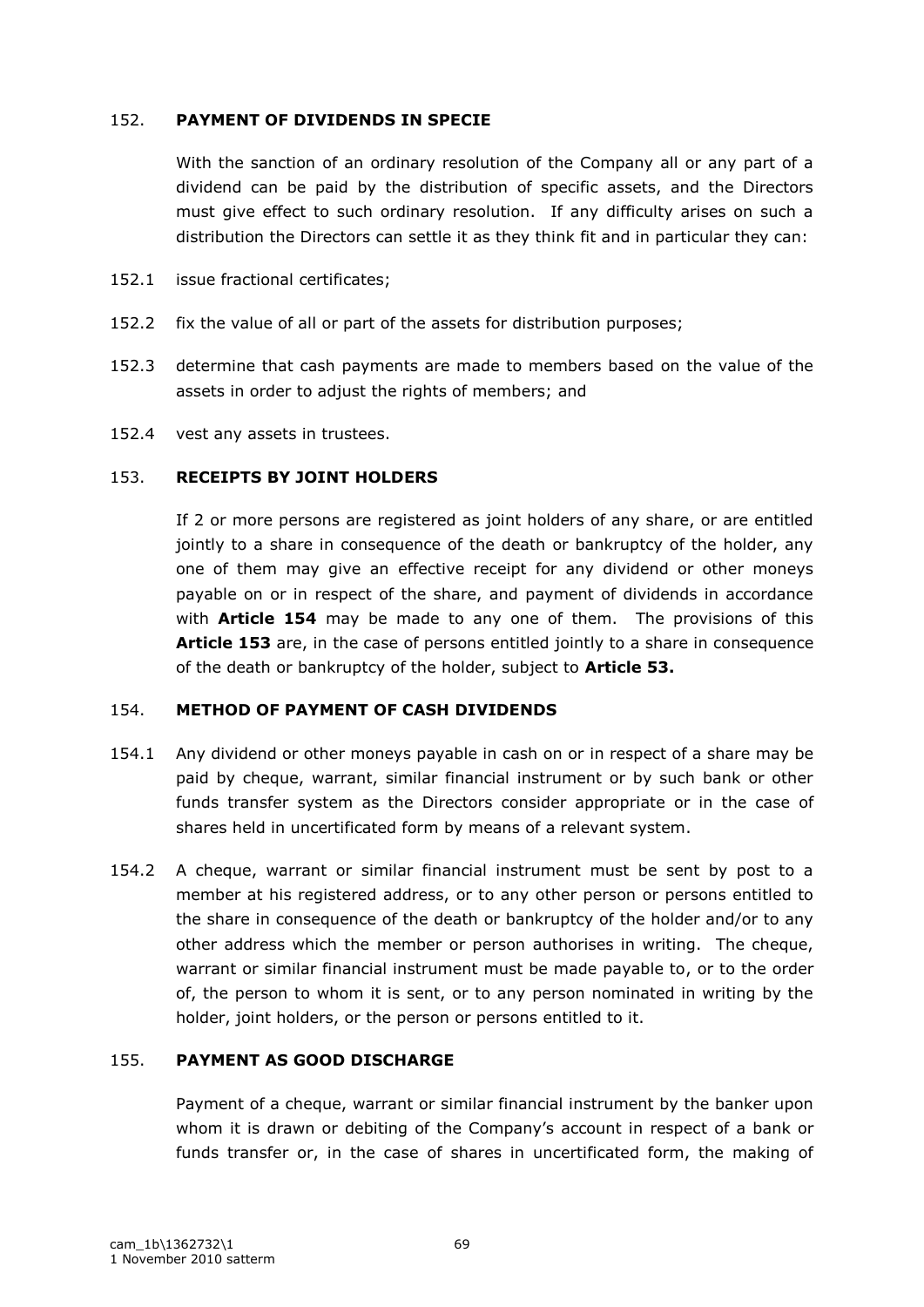## 152. PAYMENT OF DIVIDENDS IN SPECIE

With the sanction of an ordinary resolution of the Company all or any part of a dividend can be paid by the distribution of specific assets, and the Directors must give effect to such ordinary resolution. If any difficulty arises on such a distribution the Directors can settle it as they think fit and in particular they can:

152.1 issue fractional certificates;

152.2 fix the value of all or part of the assets for distribution purposes;

152.3 determine that cash payments are made to members based on the value of the assets in order to adjust the rights of members; and

152.4 vest any assets in trustees.

## 153. RECEIPTS BY JOINT HOLDERS

If 2 or more persons are registered as joint holders of any share, or are entitled jointly to a share in consequence of the death or bankruptcy of the holder, any one of them may give an effective receipt for any dividend or other moneys payable on or in respect of the share, and payment of dividends in accordance with **Article 154** may be made to any one of them. The provisions of this **Article 153** are, in the case of persons entitled jointly to a share in consequence of the death or bankruptcy of the holder, subject to **Article 53.**

## 154. METHOD OF PAYMENT OF CASH DIVIDENDS

154.1 Any dividend or other moneys payable in cash on or in respect of a share may be paid by cheque, warrant, similar financial instrument or by such bank or other funds transfer system as the Directors consider appropriate or in the case of shares held in uncertificated form by means of a relevant system.

154.2 A cheque, warrant or similar financial instrument must be sent by post to a member at his registered address, or to any other person or persons entitled to the share in consequence of the death or bankruptcy of the holder and/or to any other address which the member or person authorises in writing. The cheque, warrant or similar financial instrument must be made payable to, or to the order of, the person to whom it is sent, or to any person nominated in writing by the holder, joint holders, or the person or persons entitled to it.

## 155. PAYMENT AS GOOD DISCHARGE

Payment of a cheque, warrant or similar financial instrument by the banker upon whom it is drawn or debiting of the Company's account in respect of a bank or funds transfer or, in the case of shares in uncertificated form, the making of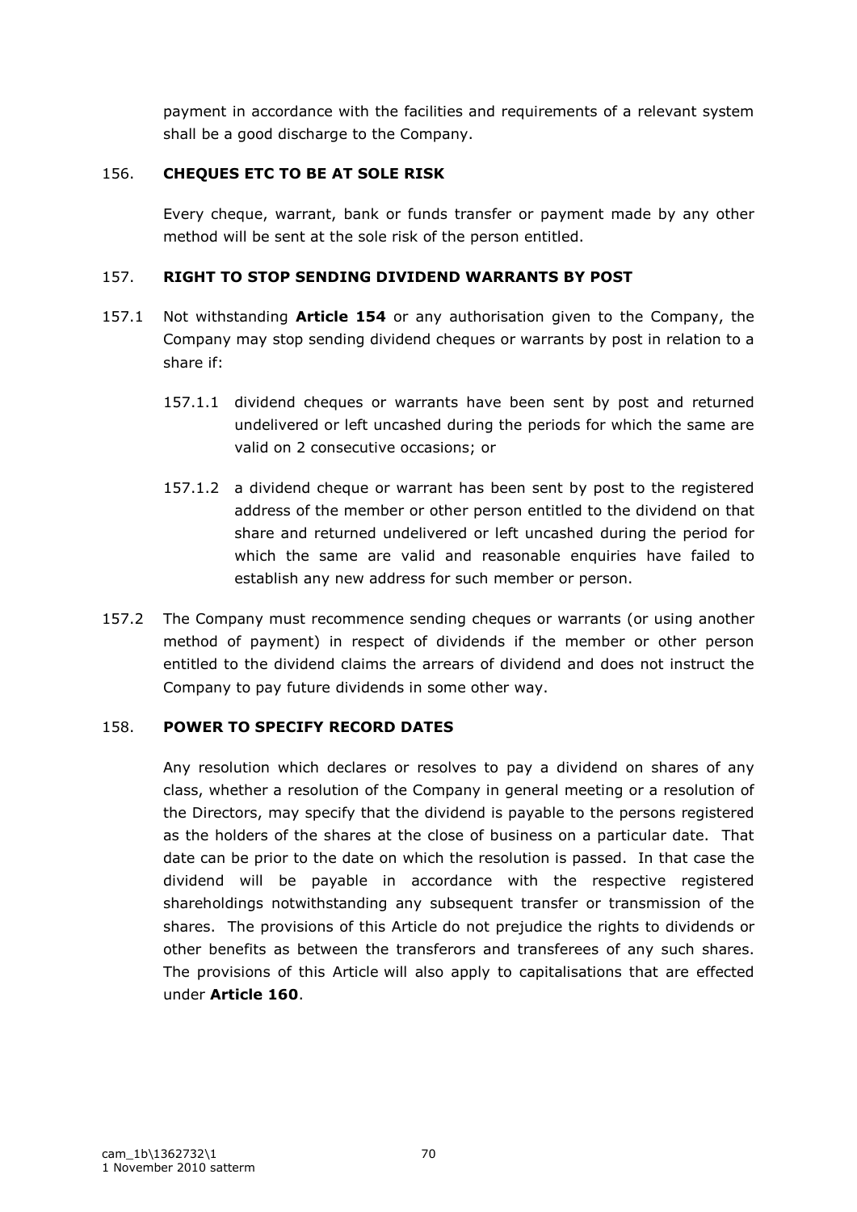payment in accordance with the facilities and requirements of a relevant system shall be a good discharge to the Company.

## 156. CHEQUES ETC TO BE AT SOLE RISK

Every cheque, warrant, bank or funds transfer or payment made by any other method will be sent at the sole risk of the person entitled.

## 157. RIGHT TO STOP SENDING DIVIDEND WARRANTS BY POST

157.1 Not withstanding **Article 154** or any authorisation given to the Company, the Company may stop sending dividend cheques or warrants by post in relation to a share if:

157.1.1 dividend cheques or warrants have been sent by post and returned undelivered or left uncashed during the periods for which the same are valid on 2 consecutive occasions; or

157.1.2 a dividend cheque or warrant has been sent by post to the registered address of the member or other person entitled to the dividend on that share and returned undelivered or left uncashed during the period for which the same are valid and reasonable enquiries have failed to establish any new address for such member or person.

157.2 The Company must recommence sending cheques or warrants (or using another method of payment) in respect of dividends if the member or other person entitled to the dividend claims the arrears of dividend and does not instruct the Company to pay future dividends in some other way.

## 158. POWER TO SPECIFY RECORD DATES

Any resolution which declares or resolves to pay a dividend on shares of any class, whether a resolution of the Company in general meeting or a resolution of the Directors, may specify that the dividend is payable to the persons registered as the holders of the shares at the close of business on a particular date. That date can be prior to the date on which the resolution is passed. In that case the dividend will be payable in accordance with the respective registered shareholdings notwithstanding any subsequent transfer or transmission of the shares. The provisions of this Article do not prejudice the rights to dividends or other benefits as between the transferors and transferees of any such shares. The provisions of this Article will also apply to capitalisations that are effected under **Article 160**.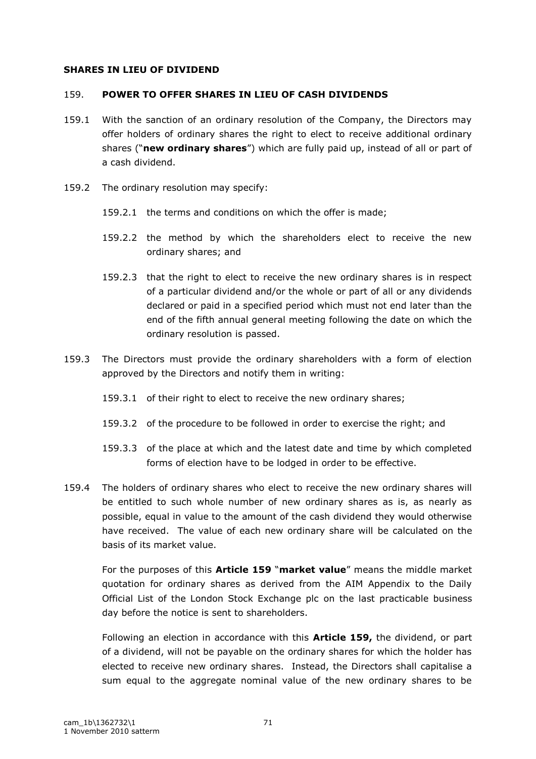**SHARES IN LIEU OF DIVIDEND**

159. **POWER TO OFFER SHARES IN LIEU OF CASH DIVIDENDS**

159.1 With the sanction of an ordinary resolution of the Company, the Directors may offer holders of ordinary shares the right to elect to receive additional ordinary shares ("**new ordinary shares**") which are fully paid up, instead of all or part of a cash dividend.

159.2 The ordinary resolution may specify:

159.2.1 the terms and conditions on which the offer is made;

159.2.2 the method by which the shareholders elect to receive the new ordinary shares; and

159.2.3 that the right to elect to receive the new ordinary shares is in respect of a particular dividend and/or the whole or part of all or any dividends declared or paid in a specified period which must not end later than the end of the fifth annual general meeting following the date on which the ordinary resolution is passed.

159.3 The Directors must provide the ordinary shareholders with a form of election approved by the Directors and notify them in writing:

159.3.1 of their right to elect to receive the new ordinary shares;

159.3.2 of the procedure to be followed in order to exercise the right; and

159.3.3 of the place at which and the latest date and time by which completed forms of election have to be lodged in order to be effective.

159.4 The holders of ordinary shares who elect to receive the new ordinary shares will be entitled to such whole number of new ordinary shares as is, as nearly as possible, equal in value to the amount of the cash dividend they would otherwise have received. The value of each new ordinary share will be calculated on the basis of its market value.

For the purposes of this **Article 159** "**market value**" means the middle market quotation for ordinary shares as derived from the AIM Appendix to the Daily Official List of the London Stock Exchange plc on the last practicable business day before the notice is sent to shareholders.

Following an election in accordance with this **Article 159,** the dividend, or part of a dividend, will not be payable on the ordinary shares for which the holder has elected to receive new ordinary shares. Instead, the Directors shall capitalise a sum equal to the aggregate nominal value of the new ordinary shares to be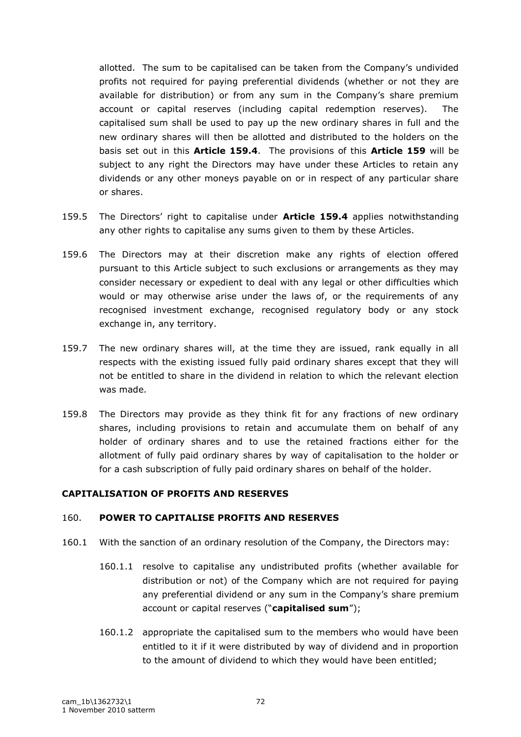allotted. The sum to be capitalised can be taken from the Company's undivided profits not required for paying preferential dividends (whether or not they are available for distribution) or from any sum in the Company's share premium account or capital reserves (including capital redemption reserves). The capitalised sum shall be used to pay up the new ordinary shares in full and the new ordinary shares will then be allotted and distributed to the holders on the basis set out in this **Article 159.4**. The provisions of this **Article 159** will be subject to any right the Directors may have under these Articles to retain any dividends or any other moneys payable on or in respect of any particular share or shares.

159.5 The Directors' right to capitalise under **Article 159.4** applies notwithstanding any other rights to capitalise any sums given to them by these Articles.

159.6 The Directors may at their discretion make any rights of election offered pursuant to this Article subject to such exclusions or arrangements as they may consider necessary or expedient to deal with any legal or other difficulties which would or may otherwise arise under the laws of, or the requirements of any recognised investment exchange, recognised regulatory body or any stock exchange in, any territory.

159.7 The new ordinary shares will, at the time they are issued, rank equally in all respects with the existing issued fully paid ordinary shares except that they will not be entitled to share in the dividend in relation to which the relevant election was made.

159.8 The Directors may provide as they think fit for any fractions of new ordinary shares, including provisions to retain and accumulate them on behalf of any holder of ordinary shares and to use the retained fractions either for the allotment of fully paid ordinary shares by way of capitalisation to the holder or for a cash subscription of fully paid ordinary shares on behalf of the holder.

**CAPITALISATION OF PROFITS AND RESERVES**

160. **POWER TO CAPITALISE PROFITS AND RESERVES**

160.1 With the sanction of an ordinary resolution of the Company, the Directors may:

160.1.1 resolve to capitalise any undistributed profits (whether available for distribution or not) of the Company which are not required for paying any preferential dividend or any sum in the Company's share premium account or capital reserves ("**capitalised sum**");

160.1.2 appropriate the capitalised sum to the members who would have been entitled to it if it were distributed by way of dividend and in proportion to the amount of dividend to which they would have been entitled;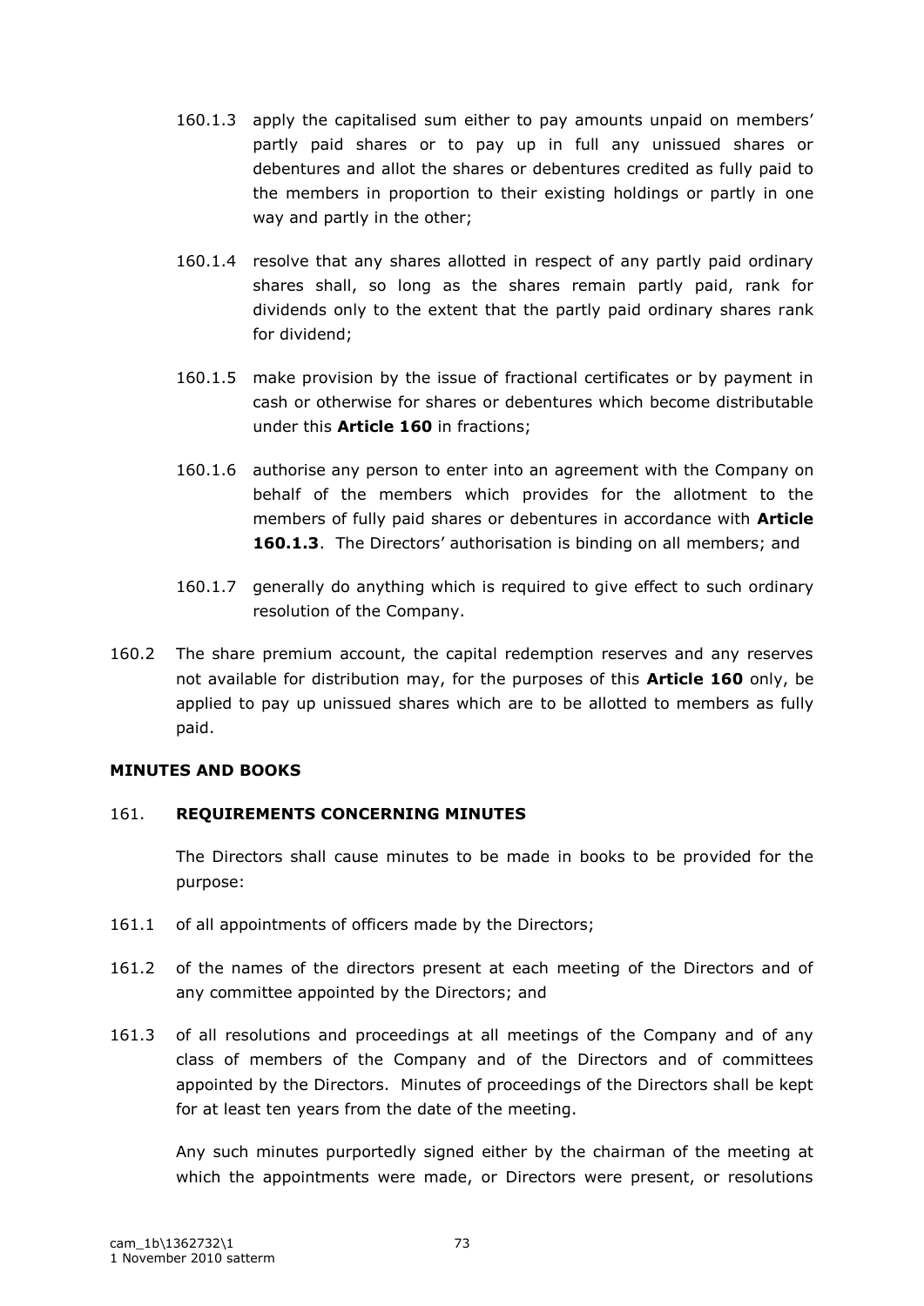160.1.3 apply the capitalised sum either to pay amounts unpaid on members' partly paid shares or to pay up in full any unissued shares or debentures and allot the shares or debentures credited as fully paid to the members in proportion to their existing holdings or partly in one way and partly in the other;

160.1.4 resolve that any shares allotted in respect of any partly paid ordinary shares shall, so long as the shares remain partly paid, rank for dividends only to the extent that the partly paid ordinary shares rank for dividend;

160.1.5 make provision by the issue of fractional certificates or by payment in cash or otherwise for shares or debentures which become distributable under this **Article 160** in fractions;

160.1.6 authorise any person to enter into an agreement with the Company on behalf of the members which provides for the allotment to the members of fully paid shares or debentures in accordance with **Article 160.1.3**. The Directors' authorisation is binding on all members; and

160.1.7 generally do anything which is required to give effect to such ordinary resolution of the Company.

160.2 The share premium account, the capital redemption reserves and any reserves not available for distribution may, for the purposes of this **Article 160** only, be applied to pay up unissued shares which are to be allotted to members as fully paid.

**MINUTES AND BOOKS**

161. **REQUIREMENTS CONCERNING MINUTES**

The Directors shall cause minutes to be made in books to be provided for the purpose:

161.1 of all appointments of officers made by the Directors;

161.2 of the names of the directors present at each meeting of the Directors and of any committee appointed by the Directors; and

161.3 of all resolutions and proceedings at all meetings of the Company and of any class of members of the Company and of the Directors and of committees appointed by the Directors. Minutes of proceedings of the Directors shall be kept for at least ten years from the date of the meeting.

Any such minutes purportedly signed either by the chairman of the meeting at which the appointments were made, or Directors were present, or resolutions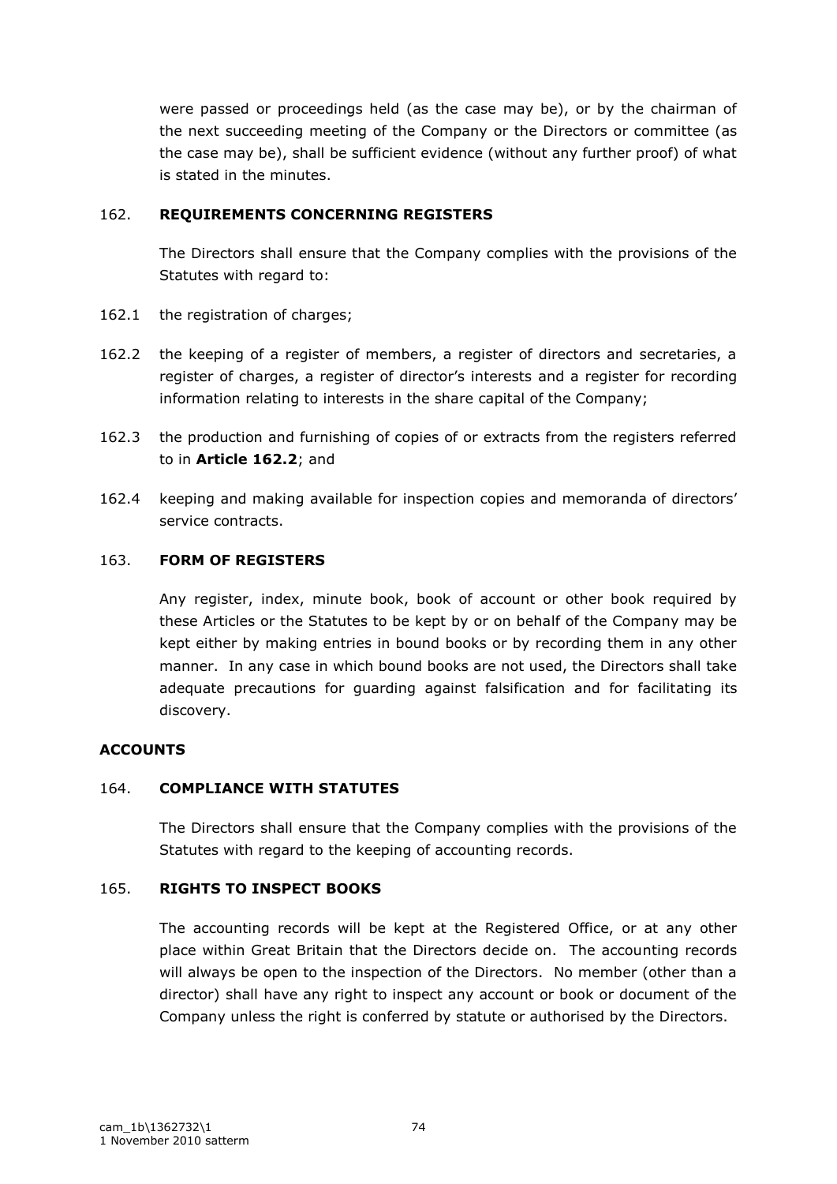were passed or proceedings held (as the case may be), or by the chairman of the next succeeding meeting of the Company or the Directors or committee (as the case may be), shall be sufficient evidence (without any further proof) of what is stated in the minutes.

### 162. REQUIREMENTS CONCERNING REGISTERS

The Directors shall ensure that the Company complies with the provisions of the Statutes with regard to:

162.1 the registration of charges;

162.2 the keeping of a register of members, a register of directors and secretaries, a register of charges, a register of director's interests and a register for recording information relating to interests in the share capital of the Company;

162.3 the production and furnishing of copies of or extracts from the registers referred to in **Article 162.2**; and

162.4 keeping and making available for inspection copies and memoranda of directors' service contracts.

### 163. FORM OF REGISTERS

Any register, index, minute book, book of account or other book required by these Articles or the Statutes to be kept by or on behalf of the Company may be kept either by making entries in bound books or by recording them in any other manner. In any case in which bound books are not used, the Directors shall take adequate precautions for guarding against falsification and for facilitating its discovery.

## ACCOUNTS

### 164. COMPLIANCE WITH STATUTES

The Directors shall ensure that the Company complies with the provisions of the Statutes with regard to the keeping of accounting records.

### 165. RIGHTS TO INSPECT BOOKS

The accounting records will be kept at the Registered Office, or at any other place within Great Britain that the Directors decide on. The accounting records will always be open to the inspection of the Directors. No member (other than a director) shall have any right to inspect any account or book or document of the Company unless the right is conferred by statute or authorised by the Directors.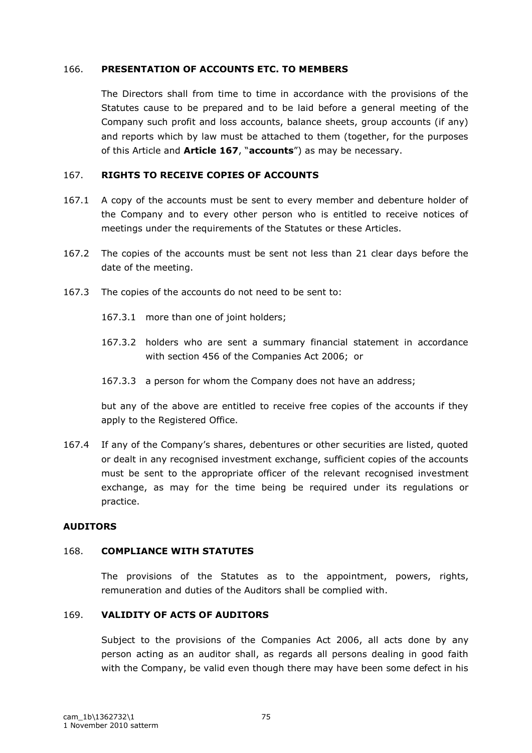## 166. **PRESENTATION OF ACCOUNTS ETC. TO MEMBERS**

The Directors shall from time to time in accordance with the provisions of the Statutes cause to be prepared and to be laid before a general meeting of the Company such profit and loss accounts, balance sheets, group accounts (if any) and reports which by law must be attached to them (together, for the purposes of this Article and **Article 167**, "**accounts**") as may be necessary.

## 167. **RIGHTS TO RECEIVE COPIES OF ACCOUNTS**

167.1 A copy of the accounts must be sent to every member and debenture holder of the Company and to every other person who is entitled to receive notices of meetings under the requirements of the Statutes or these Articles.

167.2 The copies of the accounts must be sent not less than 21 clear days before the date of the meeting.

167.3 The copies of the accounts do not need to be sent to:

167.3.1 more than one of joint holders;

167.3.2 holders who are sent a summary financial statement in accordance with section 456 of the Companies Act 2006; or

167.3.3 a person for whom the Company does not have an address;

but any of the above are entitled to receive free copies of the accounts if they apply to the Registered Office.

167.4 If any of the Company's shares, debentures or other securities are listed, quoted or dealt in any recognised investment exchange, sufficient copies of the accounts must be sent to the appropriate officer of the relevant recognised investment exchange, as may for the time being be required under its regulations or practice.

# **AUDITORS**

## 168. **COMPLIANCE WITH STATUTES**

The provisions of the Statutes as to the appointment, powers, rights, remuneration and duties of the Auditors shall be complied with.

## 169. **VALIDITY OF ACTS OF AUDITORS**

Subject to the provisions of the Companies Act 2006, all acts done by any person acting as an auditor shall, as regards all persons dealing in good faith with the Company, be valid even though there may have been some defect in his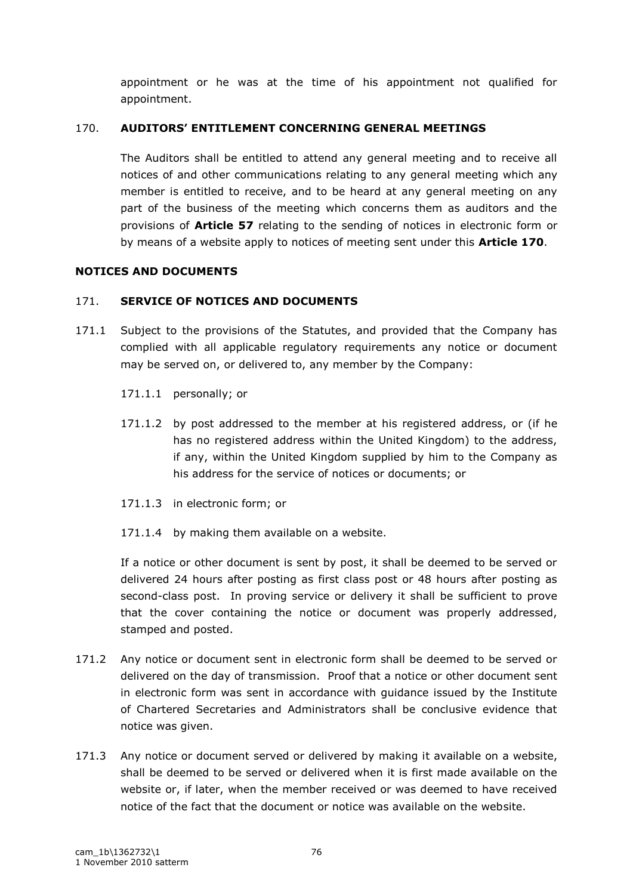appointment or he was at the time of his appointment not qualified for appointment.

### 170. AUDITORS' ENTITLEMENT CONCERNING GENERAL MEETINGS

The Auditors shall be entitled to attend any general meeting and to receive all notices of and other communications relating to any general meeting which any member is entitled to receive, and to be heard at any general meeting on any part of the business of the meeting which concerns them as auditors and the provisions of **Article 57** relating to the sending of notices in electronic form or by means of a website apply to notices of meeting sent under this **Article 170**.

## NOTICES AND DOCUMENTS

### 171. SERVICE OF NOTICES AND DOCUMENTS

171.1 Subject to the provisions of the Statutes, and provided that the Company has complied with all applicable regulatory requirements any notice or document may be served on, or delivered to, any member by the Company:

171.1.1 personally; or

171.1.2 by post addressed to the member at his registered address, or (if he has no registered address within the United Kingdom) to the address, if any, within the United Kingdom supplied by him to the Company as his address for the service of notices or documents; or

171.1.3 in electronic form; or

171.1.4 by making them available on a website.

If a notice or other document is sent by post, it shall be deemed to be served or delivered 24 hours after posting as first class post or 48 hours after posting as second-class post. In proving service or delivery it shall be sufficient to prove that the cover containing the notice or document was properly addressed, stamped and posted.

171.2 Any notice or document sent in electronic form shall be deemed to be served or delivered on the day of transmission. Proof that a notice or other document sent in electronic form was sent in accordance with guidance issued by the Institute of Chartered Secretaries and Administrators shall be conclusive evidence that notice was given.

171.3 Any notice or document served or delivered by making it available on a website, shall be deemed to be served or delivered when it is first made available on the website or, if later, when the member received or was deemed to have received notice of the fact that the document or notice was available on the website.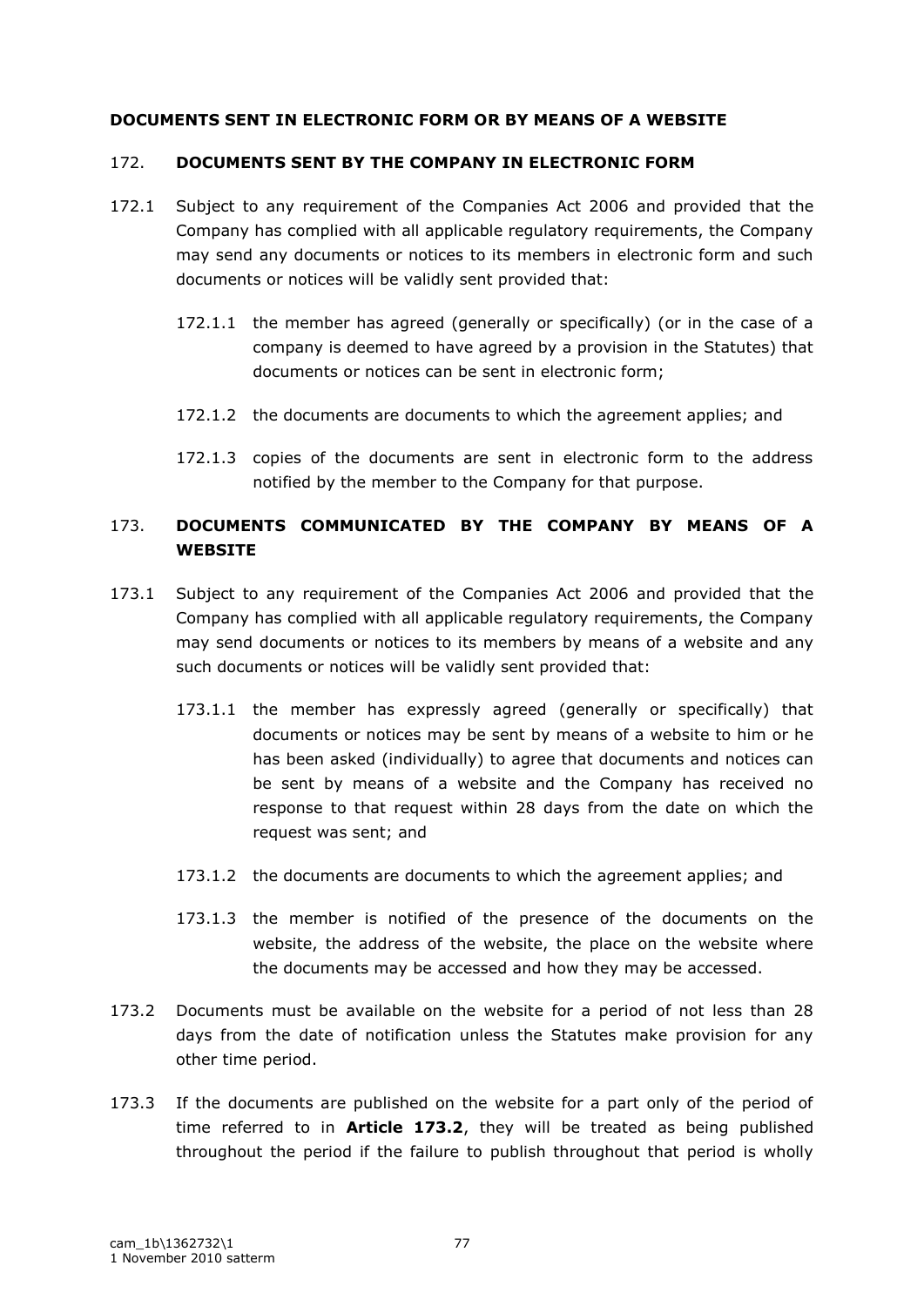**DOCUMENTS SENT IN ELECTRONIC FORM OR BY MEANS OF A WEBSITE**

172. **DOCUMENTS SENT BY THE COMPANY IN ELECTRONIC FORM**

172.1 Subject to any requirement of the Companies Act 2006 and provided that the Company has complied with all applicable regulatory requirements, the Company may send any documents or notices to its members in electronic form and such documents or notices will be validly sent provided that:

172.1.1 the member has agreed (generally or specifically) (or in the case of a company is deemed to have agreed by a provision in the Statutes) that documents or notices can be sent in electronic form;

172.1.2 the documents are documents to which the agreement applies; and

172.1.3 copies of the documents are sent in electronic form to the address notified by the member to the Company for that purpose.

173. **DOCUMENTS COMMUNICATED BY THE COMPANY BY MEANS OF A WEBSITE**

173.1 Subject to any requirement of the Companies Act 2006 and provided that the Company has complied with all applicable regulatory requirements, the Company may send documents or notices to its members by means of a website and any such documents or notices will be validly sent provided that:

173.1.1 the member has expressly agreed (generally or specifically) that documents or notices may be sent by means of a website to him or he has been asked (individually) to agree that documents and notices can be sent by means of a website and the Company has received no response to that request within 28 days from the date on which the request was sent; and

173.1.2 the documents are documents to which the agreement applies; and

173.1.3 the member is notified of the presence of the documents on the website, the address of the website, the place on the website where the documents may be accessed and how they may be accessed.

173.2 Documents must be available on the website for a period of not less than 28 days from the date of notification unless the Statutes make provision for any other time period.

173.3 If the documents are published on the website for a part only of the period of time referred to in **Article 173.2**, they will be treated as being published throughout the period if the failure to publish throughout that period is wholly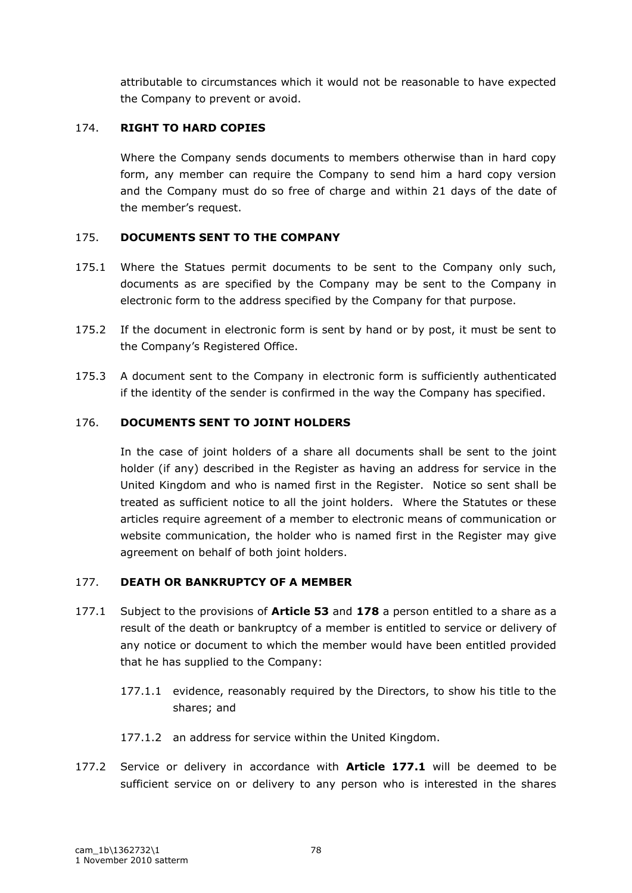attributable to circumstances which it would not be reasonable to have expected the Company to prevent or avoid.

## 174. RIGHT TO HARD COPIES

Where the Company sends documents to members otherwise than in hard copy form, any member can require the Company to send him a hard copy version and the Company must do so free of charge and within 21 days of the date of the member's request.

## 175. DOCUMENTS SENT TO THE COMPANY

175.1 Where the Statues permit documents to be sent to the Company only such, documents as are specified by the Company may be sent to the Company in electronic form to the address specified by the Company for that purpose.

175.2 If the document in electronic form is sent by hand or by post, it must be sent to the Company's Registered Office.

175.3 A document sent to the Company in electronic form is sufficiently authenticated if the identity of the sender is confirmed in the way the Company has specified.

## 176. DOCUMENTS SENT TO JOINT HOLDERS

In the case of joint holders of a share all documents shall be sent to the joint holder (if any) described in the Register as having an address for service in the United Kingdom and who is named first in the Register. Notice so sent shall be treated as sufficient notice to all the joint holders. Where the Statutes or these articles require agreement of a member to electronic means of communication or website communication, the holder who is named first in the Register may give agreement on behalf of both joint holders.

## 177. DEATH OR BANKRUPTCY OF A MEMBER

177.1 Subject to the provisions of **Article 53** and **178** a person entitled to a share as a result of the death or bankruptcy of a member is entitled to service or delivery of any notice or document to which the member would have been entitled provided that he has supplied to the Company:

177.1.1 evidence, reasonably required by the Directors, to show his title to the shares; and

177.1.2 an address for service within the United Kingdom.

177.2 Service or delivery in accordance with **Article 177.1** will be deemed to be sufficient service on or delivery to any person who is interested in the shares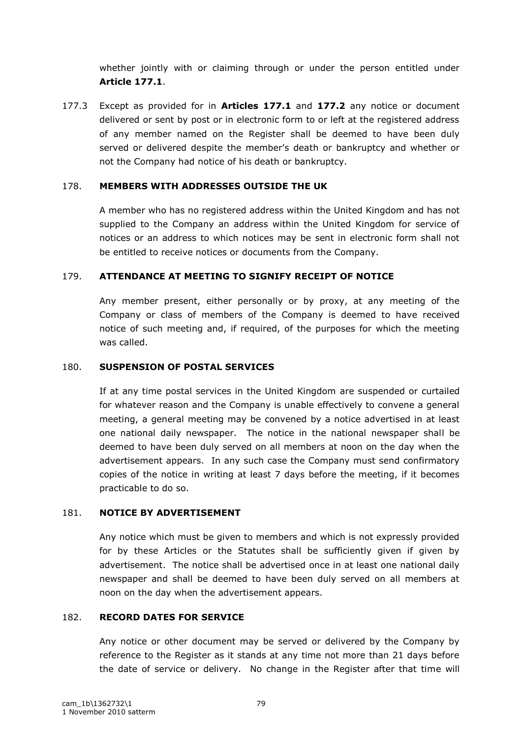whether jointly with or claiming through or under the person entitled under **Article 177.1**.

177.3 Except as provided for in **Articles 177.1** and **177.2** any notice or document delivered or sent by post or in electronic form to or left at the registered address of any member named on the Register shall be deemed to have been duly served or delivered despite the member's death or bankruptcy and whether or not the Company had notice of his death or bankruptcy.

## 178. MEMBERS WITH ADDRESSES OUTSIDE THE UK

A member who has no registered address within the United Kingdom and has not supplied to the Company an address within the United Kingdom for service of notices or an address to which notices may be sent in electronic form shall not be entitled to receive notices or documents from the Company.

## 179. ATTENDANCE AT MEETING TO SIGNIFY RECEIPT OF NOTICE

Any member present, either personally or by proxy, at any meeting of the Company or class of members of the Company is deemed to have received notice of such meeting and, if required, of the purposes for which the meeting was called.

## 180. SUSPENSION OF POSTAL SERVICES

If at any time postal services in the United Kingdom are suspended or curtailed for whatever reason and the Company is unable effectively to convene a general meeting, a general meeting may be convened by a notice advertised in at least one national daily newspaper. The notice in the national newspaper shall be deemed to have been duly served on all members at noon on the day when the advertisement appears. In any such case the Company must send confirmatory copies of the notice in writing at least 7 days before the meeting, if it becomes practicable to do so.

## 181. NOTICE BY ADVERTISEMENT

Any notice which must be given to members and which is not expressly provided for by these Articles or the Statutes shall be sufficiently given if given by advertisement. The notice shall be advertised once in at least one national daily newspaper and shall be deemed to have been duly served on all members at noon on the day when the advertisement appears.

## 182. RECORD DATES FOR SERVICE

Any notice or other document may be served or delivered by the Company by reference to the Register as it stands at any time not more than 21 days before the date of service or delivery. No change in the Register after that time will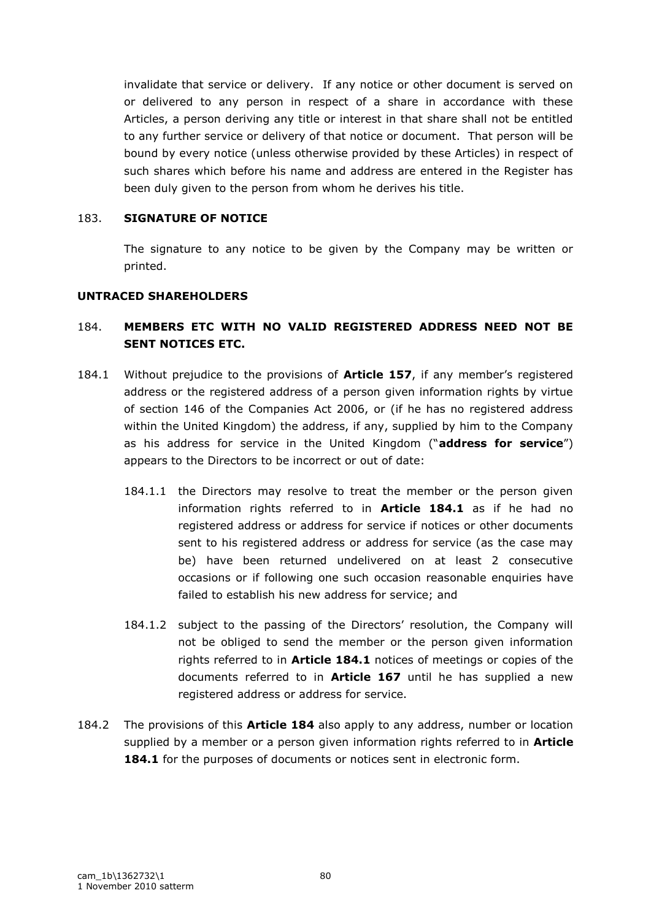invalidate that service or delivery. If any notice or other document is served on or delivered to any person in respect of a share in accordance with these Articles, a person deriving any title or interest in that share shall not be entitled to any further service or delivery of that notice or document. That person will be bound by every notice (unless otherwise provided by these Articles) in respect of such shares which before his name and address are entered in the Register has been duly given to the person from whom he derives his title.

### 183. SIGNATURE OF NOTICE

The signature to any notice to be given by the Company may be written or printed.

## UNTRACED SHAREHOLDERS

### 184. MEMBERS ETC WITH NO VALID REGISTERED ADDRESS NEED NOT BE SENT NOTICES ETC.

184.1 Without prejudice to the provisions of **Article 157**, if any member's registered address or the registered address of a person given information rights by virtue of section 146 of the Companies Act 2006, or (if he has no registered address within the United Kingdom) the address, if any, supplied by him to the Company as his address for service in the United Kingdom ("**address for service**") appears to the Directors to be incorrect or out of date:

184.1.1 the Directors may resolve to treat the member or the person given information rights referred to in **Article 184.1** as if he had no registered address or address for service if notices or other documents sent to his registered address or address for service (as the case may be) have been returned undelivered on at least 2 consecutive occasions or if following one such occasion reasonable enquiries have failed to establish his new address for service; and

184.1.2 subject to the passing of the Directors' resolution, the Company will not be obliged to send the member or the person given information rights referred to in **Article 184.1** notices of meetings or copies of the documents referred to in **Article 167** until he has supplied a new registered address or address for service.

184.2 The provisions of this **Article 184** also apply to any address, number or location supplied by a member or a person given information rights referred to in **Article 184.1** for the purposes of documents or notices sent in electronic form.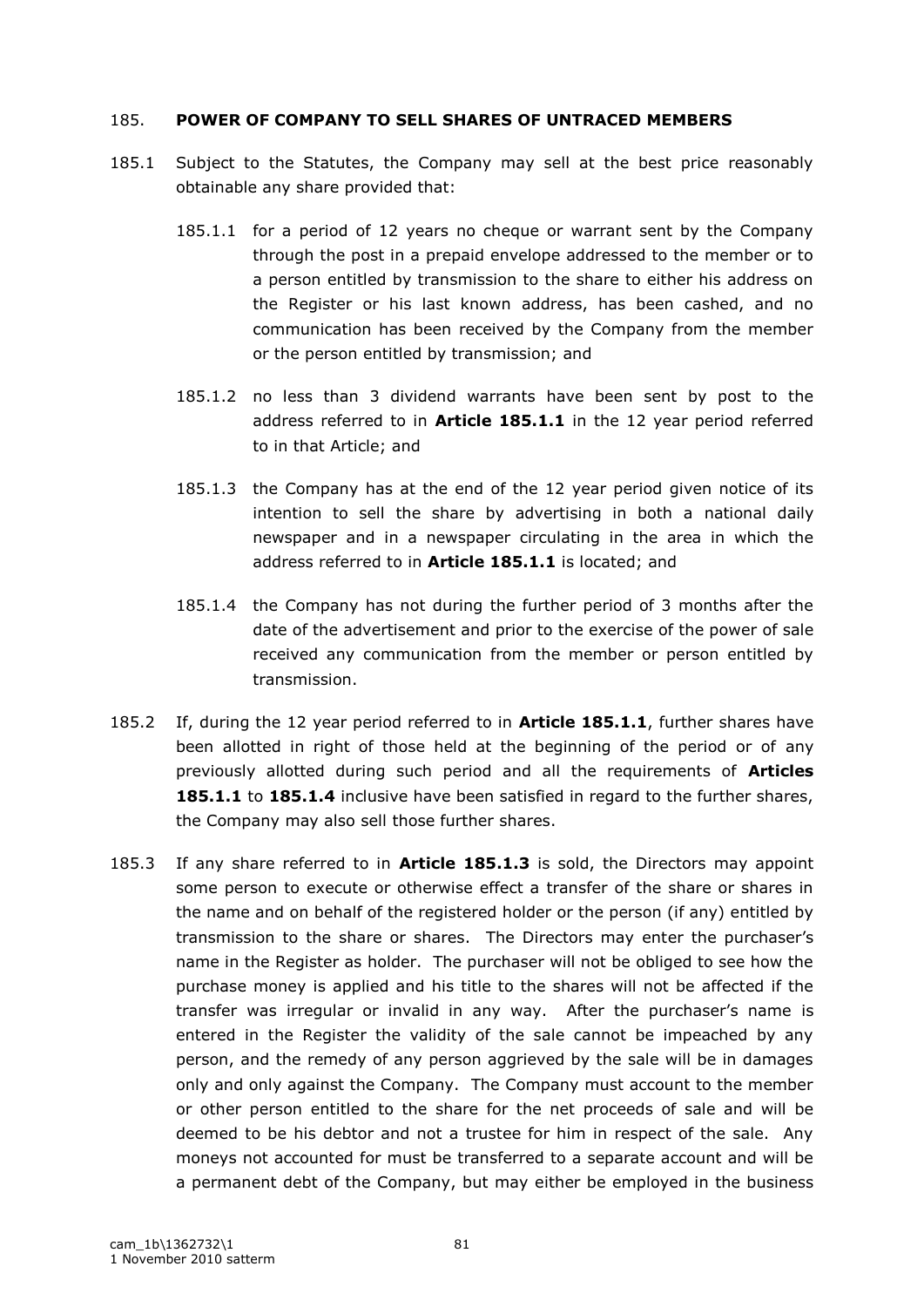## 185. **POWER OF COMPANY TO SELL SHARES OF UNTRACED MEMBERS**

185.1 Subject to the Statutes, the Company may sell at the best price reasonably obtainable any share provided that:

185.1.1 for a period of 12 years no cheque or warrant sent by the Company through the post in a prepaid envelope addressed to the member or to a person entitled by transmission to the share to either his address on the Register or his last known address, has been cashed, and no communication has been received by the Company from the member or the person entitled by transmission; and

185.1.2 no less than 3 dividend warrants have been sent by post to the address referred to in **Article 185.1.1** in the 12 year period referred to in that Article; and

185.1.3 the Company has at the end of the 12 year period given notice of its intention to sell the share by advertising in both a national daily newspaper and in a newspaper circulating in the area in which the address referred to in **Article 185.1.1** is located; and

185.1.4 the Company has not during the further period of 3 months after the date of the advertisement and prior to the exercise of the power of sale received any communication from the member or person entitled by transmission.

185.2 If, during the 12 year period referred to in **Article 185.1.1**, further shares have been allotted in right of those held at the beginning of the period or of any previously allotted during such period and all the requirements of **Articles 185.1.1** to **185.1.4** inclusive have been satisfied in regard to the further shares, the Company may also sell those further shares.

185.3 If any share referred to in **Article 185.1.3** is sold, the Directors may appoint some person to execute or otherwise effect a transfer of the share or shares in the name and on behalf of the registered holder or the person (if any) entitled by transmission to the share or shares. The Directors may enter the purchaser's name in the Register as holder. The purchaser will not be obliged to see how the purchase money is applied and his title to the shares will not be affected if the transfer was irregular or invalid in any way. After the purchaser's name is entered in the Register the validity of the sale cannot be impeached by any person, and the remedy of any person aggrieved by the sale will be in damages only and only against the Company. The Company must account to the member or other person entitled to the share for the net proceeds of sale and will be deemed to be his debtor and not a trustee for him in respect of the sale. Any moneys not accounted for must be transferred to a separate account and will be a permanent debt of the Company, but may either be employed in the business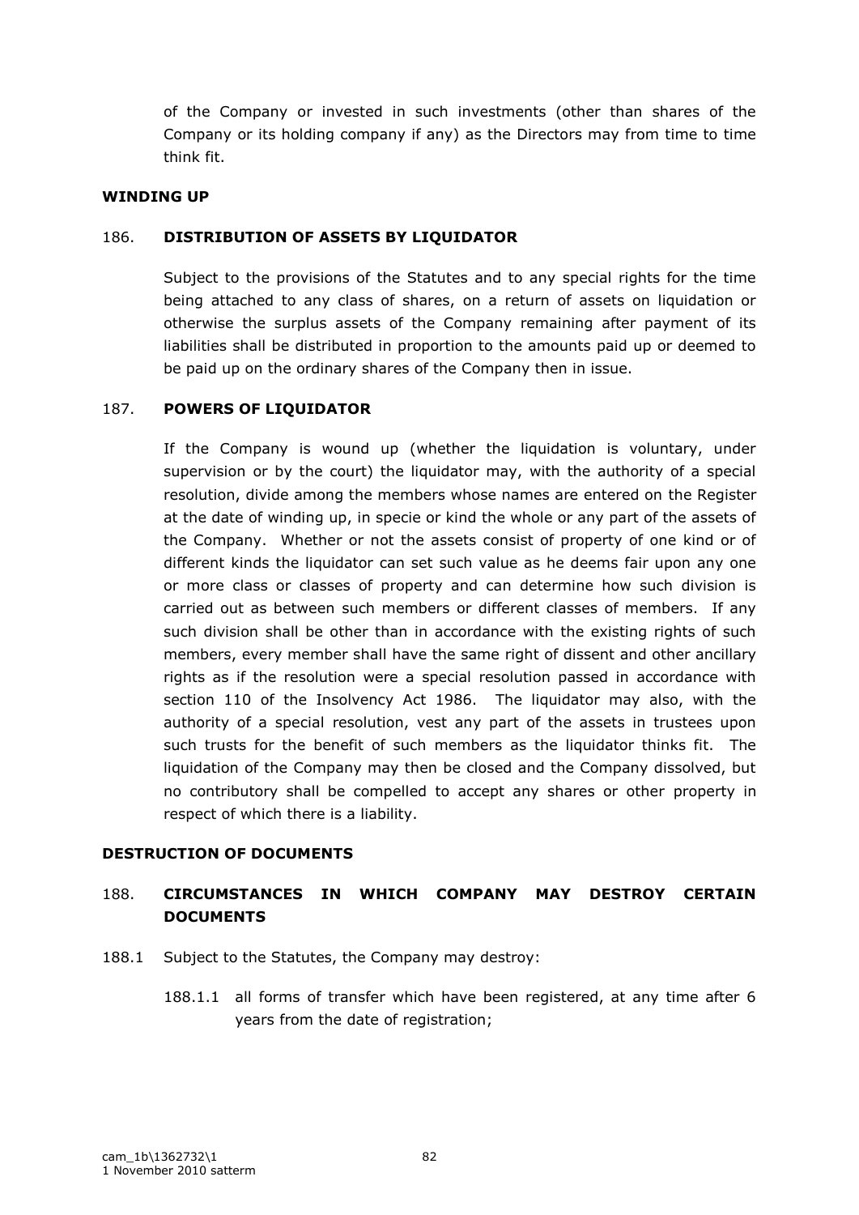of the Company or invested in such investments (other than shares of the Company or its holding company if any) as the Directors may from time to time think fit.

## WINDING UP

### 186. DISTRIBUTION OF ASSETS BY LIQUIDATOR

Subject to the provisions of the Statutes and to any special rights for the time being attached to any class of shares, on a return of assets on liquidation or otherwise the surplus assets of the Company remaining after payment of its liabilities shall be distributed in proportion to the amounts paid up or deemed to be paid up on the ordinary shares of the Company then in issue.

### 187. POWERS OF LIQUIDATOR

If the Company is wound up (whether the liquidation is voluntary, under supervision or by the court) the liquidator may, with the authority of a special resolution, divide among the members whose names are entered on the Register at the date of winding up, in specie or kind the whole or any part of the assets of the Company. Whether or not the assets consist of property of one kind or of different kinds the liquidator can set such value as he deems fair upon any one or more class or classes of property and can determine how such division is carried out as between such members or different classes of members. If any such division shall be other than in accordance with the existing rights of such members, every member shall have the same right of dissent and other ancillary rights as if the resolution were a special resolution passed in accordance with section 110 of the Insolvency Act 1986. The liquidator may also, with the authority of a special resolution, vest any part of the assets in trustees upon such trusts for the benefit of such members as the liquidator thinks fit. The liquidation of the Company may then be closed and the Company dissolved, but no contributory shall be compelled to accept any shares or other property in respect of which there is a liability.

## DESTRUCTION OF DOCUMENTS

### 188. CIRCUMSTANCES IN WHICH COMPANY MAY DESTROY CERTAIN DOCUMENTS

188.1 Subject to the Statutes, the Company may destroy:

188.1.1 all forms of transfer which have been registered, at any time after 6 years from the date of registration;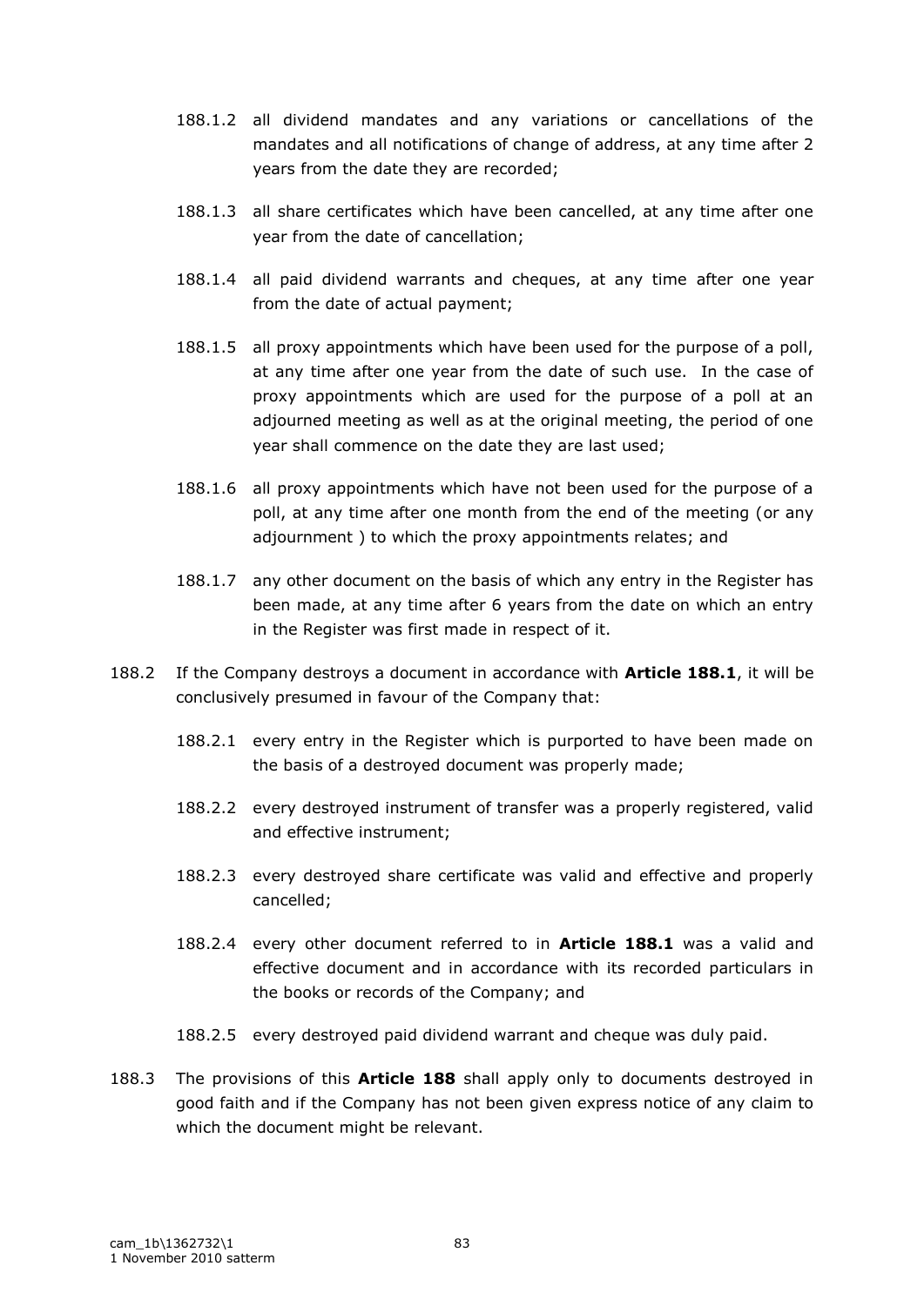188.1.2 all dividend mandates and any variations or cancellations of the mandates and all notifications of change of address, at any time after 2 years from the date they are recorded;

188.1.3 all share certificates which have been cancelled, at any time after one year from the date of cancellation;

188.1.4 all paid dividend warrants and cheques, at any time after one year from the date of actual payment;

188.1.5 all proxy appointments which have been used for the purpose of a poll, at any time after one year from the date of such use. In the case of proxy appointments which are used for the purpose of a poll at an adjourned meeting as well as at the original meeting, the period of one year shall commence on the date they are last used;

188.1.6 all proxy appointments which have not been used for the purpose of a poll, at any time after one month from the end of the meeting (or any adjournment ) to which the proxy appointments relates; and

188.1.7 any other document on the basis of which any entry in the Register has been made, at any time after 6 years from the date on which an entry in the Register was first made in respect of it.

188.2 If the Company destroys a document in accordance with **Article 188.1**, it will be conclusively presumed in favour of the Company that:

188.2.1 every entry in the Register which is purported to have been made on the basis of a destroyed document was properly made;

188.2.2 every destroyed instrument of transfer was a properly registered, valid and effective instrument;

188.2.3 every destroyed share certificate was valid and effective and properly cancelled;

188.2.4 every other document referred to in **Article 188.1** was a valid and effective document and in accordance with its recorded particulars in the books or records of the Company; and

188.2.5 every destroyed paid dividend warrant and cheque was duly paid.

188.3 The provisions of this **Article 188** shall apply only to documents destroyed in good faith and if the Company has not been given express notice of any claim to which the document might be relevant.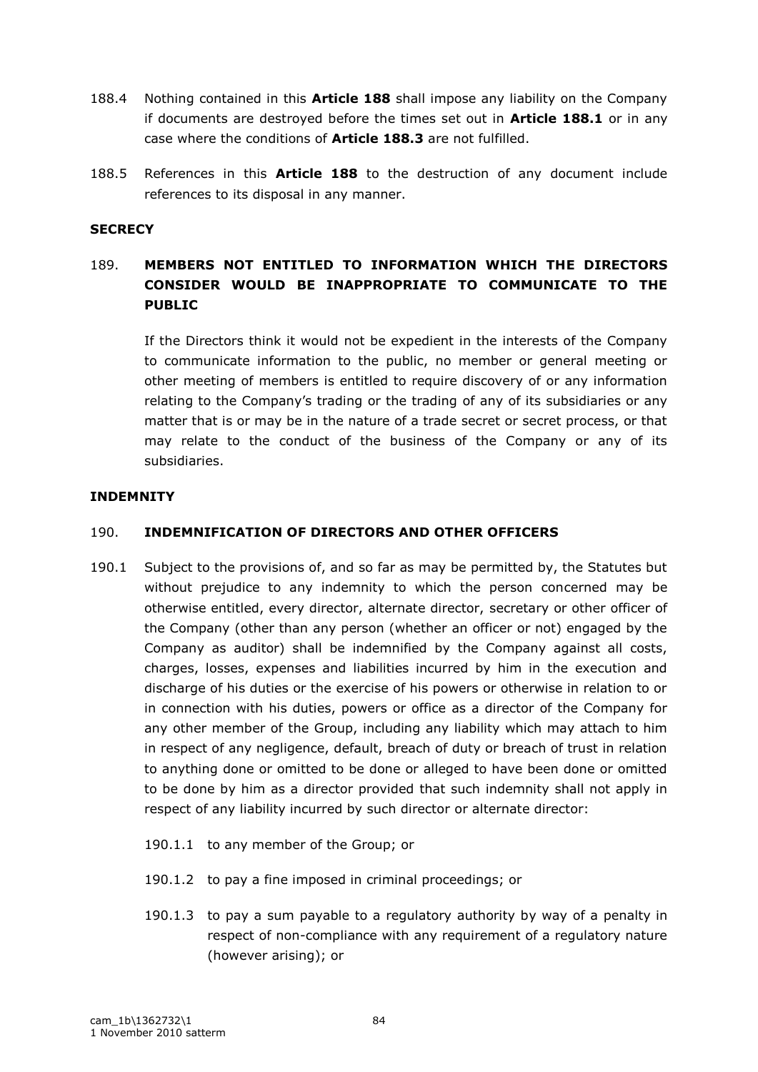188.4 Nothing contained in this **Article 188** shall impose any liability on the Company if documents are destroyed before the times set out in **Article 188.1** or in any case where the conditions of **Article 188.3** are not fulfilled.

188.5 References in this **Article 188** to the destruction of any document include references to its disposal in any manner.

**SECRECY**

189. **MEMBERS NOT ENTITLED TO INFORMATION WHICH THE DIRECTORS CONSIDER WOULD BE INAPPROPRIATE TO COMMUNICATE TO THE PUBLIC**

If the Directors think it would not be expedient in the interests of the Company to communicate information to the public, no member or general meeting or other meeting of members is entitled to require discovery of or any information relating to the Company's trading or the trading of any of its subsidiaries or any matter that is or may be in the nature of a trade secret or secret process, or that may relate to the conduct of the business of the Company or any of its subsidiaries.

**INDEMNITY**

190. **INDEMNIFICATION OF DIRECTORS AND OTHER OFFICERS**

190.1 Subject to the provisions of, and so far as may be permitted by, the Statutes but without prejudice to any indemnity to which the person concerned may be otherwise entitled, every director, alternate director, secretary or other officer of the Company (other than any person (whether an officer or not) engaged by the Company as auditor) shall be indemnified by the Company against all costs, charges, losses, expenses and liabilities incurred by him in the execution and discharge of his duties or the exercise of his powers or otherwise in relation to or in connection with his duties, powers or office as a director of the Company for any other member of the Group, including any liability which may attach to him in respect of any negligence, default, breach of duty or breach of trust in relation to anything done or omitted to be done or alleged to have been done or omitted to be done by him as a director provided that such indemnity shall not apply in respect of any liability incurred by such director or alternate director:

190.1.1 to any member of the Group; or

190.1.2 to pay a fine imposed in criminal proceedings; or

190.1.3 to pay a sum payable to a regulatory authority by way of a penalty in respect of non-compliance with any requirement of a regulatory nature (however arising); or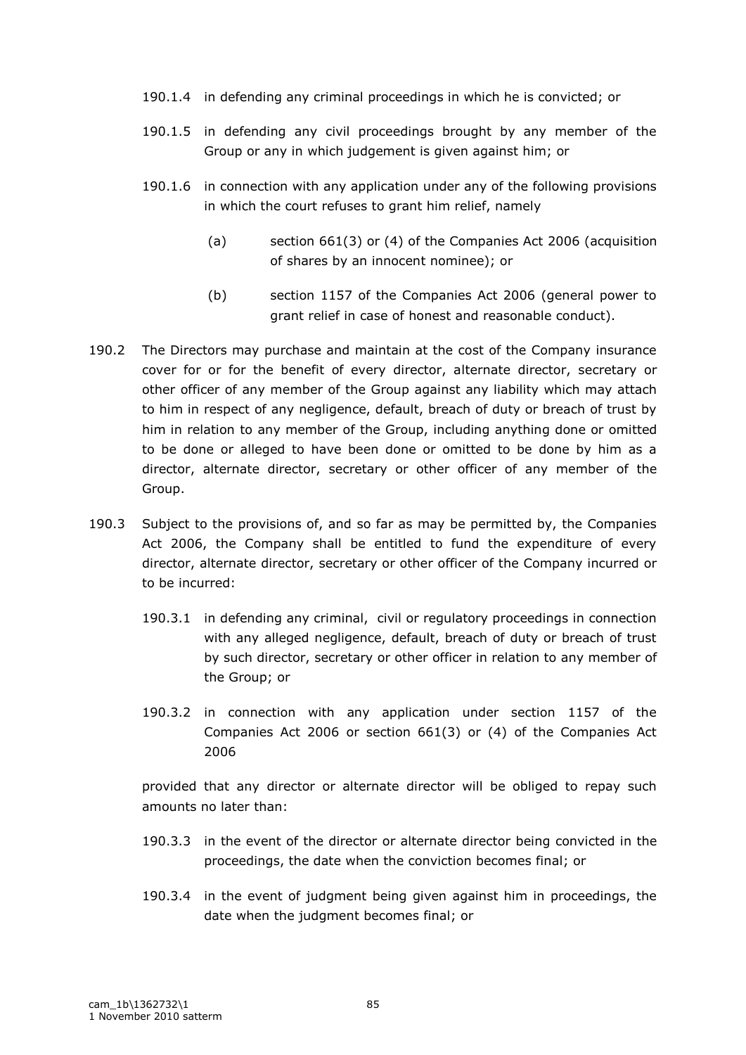190.1.4 in defending any criminal proceedings in which he is convicted; or

190.1.5 in defending any civil proceedings brought by any member of the Group or any in which judgement is given against him; or

190.1.6 in connection with any application under any of the following provisions in which the court refuses to grant him relief, namely

(a) section 661(3) or (4) of the Companies Act 2006 (acquisition of shares by an innocent nominee); or

(b) section 1157 of the Companies Act 2006 (general power to grant relief in case of honest and reasonable conduct).

190.2 The Directors may purchase and maintain at the cost of the Company insurance cover for or for the benefit of every director, alternate director, secretary or other officer of any member of the Group against any liability which may attach to him in respect of any negligence, default, breach of duty or breach of trust by him in relation to any member of the Group, including anything done or omitted to be done or alleged to have been done or omitted to be done by him as a director, alternate director, secretary or other officer of any member of the Group.

190.3 Subject to the provisions of, and so far as may be permitted by, the Companies Act 2006, the Company shall be entitled to fund the expenditure of every director, alternate director, secretary or other officer of the Company incurred or to be incurred:

190.3.1 in defending any criminal, civil or regulatory proceedings in connection with any alleged negligence, default, breach of duty or breach of trust by such director, secretary or other officer in relation to any member of the Group; or

190.3.2 in connection with any application under section 1157 of the Companies Act 2006 or section 661(3) or (4) of the Companies Act 2006

provided that any director or alternate director will be obliged to repay such amounts no later than:

190.3.3 in the event of the director or alternate director being convicted in the proceedings, the date when the conviction becomes final; or

190.3.4 in the event of judgment being given against him in proceedings, the date when the judgment becomes final; or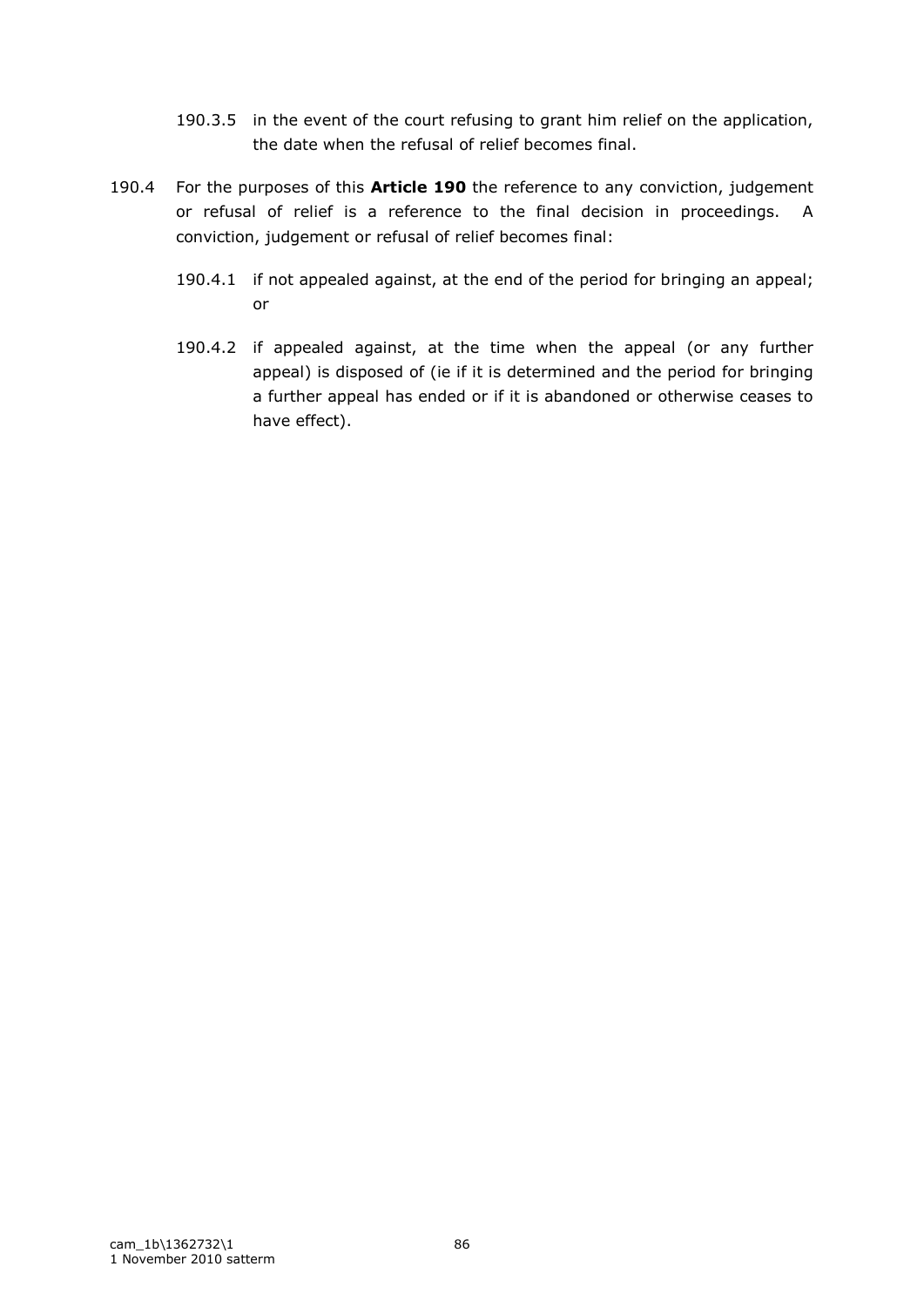190.3.5 in the event of the court refusing to grant him relief on the application, the date when the refusal of relief becomes final.

190.4 For the purposes of this **Article 190** the reference to any conviction, judgement or refusal of relief is a reference to the final decision in proceedings. A conviction, judgement or refusal of relief becomes final:

190.4.1 if not appealed against, at the end of the period for bringing an appeal; or

190.4.2 if appealed against, at the time when the appeal (or any further appeal) is disposed of (ie if it is determined and the period for bringing a further appeal has ended or if it is abandoned or otherwise ceases to have effect).